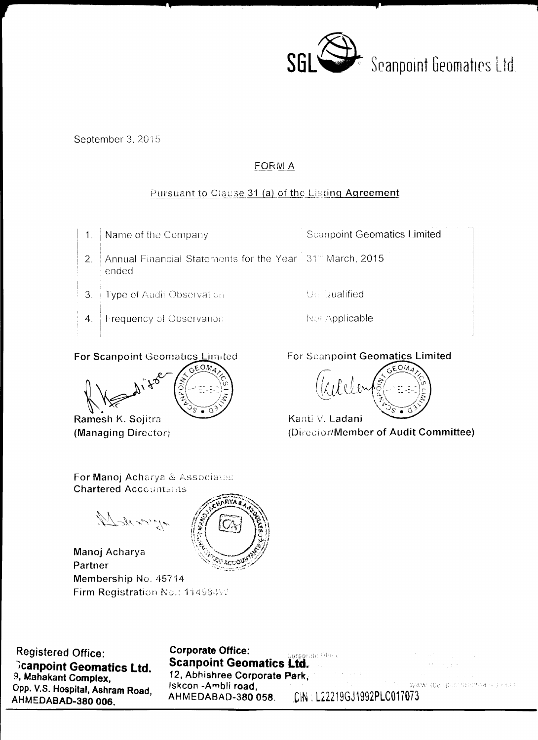Scanpoint Geomatics Ltd

September 3, 2015

## FORM A

Pursuant to Clause 31 (a) of the Listing Agreement

| | | |
|---|---|---|
| 1. | Name of the Company | Scanpoint Geomatics Limited |
| 2. | Annual Financial Statements for the Year ended | 31st March, 2015 |
| 3. | Type of Audit Observation | Un Qualified |
| 4. | Frequency of Observation | Not Applicable |

For Scanpoint Geomatics Limited

Ramesh K. Sojitra
(Managing Director)

For Scanpoint Geomatics Limited

Kanti V. Ladani
(Director/Member of Audit Committee)

For Manoj Acharya & Associates
Chartered Accountants

Manoj Acharya
Partner
Membership No. 45714
Firm Registration No.: 114984W

**Registered Office:**
**Scanpoint Geomatics Ltd.**
**9, Mahakant Complex,**
**Opp. V.S. Hospital, Ashram Road,**
**AHMEDABAD-380 006.**

**Corporate Office:**
**Scanpoint Geomatics Ltd.**
**12, Abhishree Corporate Park,**
**Iskcon -Ambli road,**
**AHMEDABAD-380 058.**

CIN : L22219GJ1992PLC017073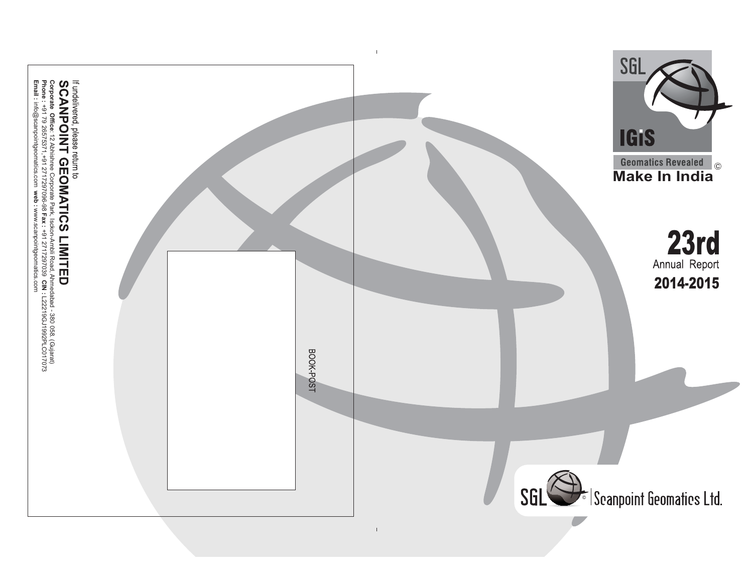If undelivered, please return to

**SCANPOINT GEOMATICS LIMITED**

**Corporate Office**: 12 Abhishree Corporate Park, Iscon-Ambli Road, Ahmedabad - 380 058. (Gujarat)
**Phone :** +91 79 26575371, +91 2717297096-98 **Fax :** +91 2717297039 **CIN :** L22219GJ1992PLC017073
**Email :** info@scanpointgeomatics.com **web :** www.scanpointgeomatics.com

BOOK-POST

SGL

IGiS

Geomatics Revealed ©

**Make In India**

# 23rd

Annual Report

**2014-2015**

SGL © | Scanpoint Geomatics Ltd.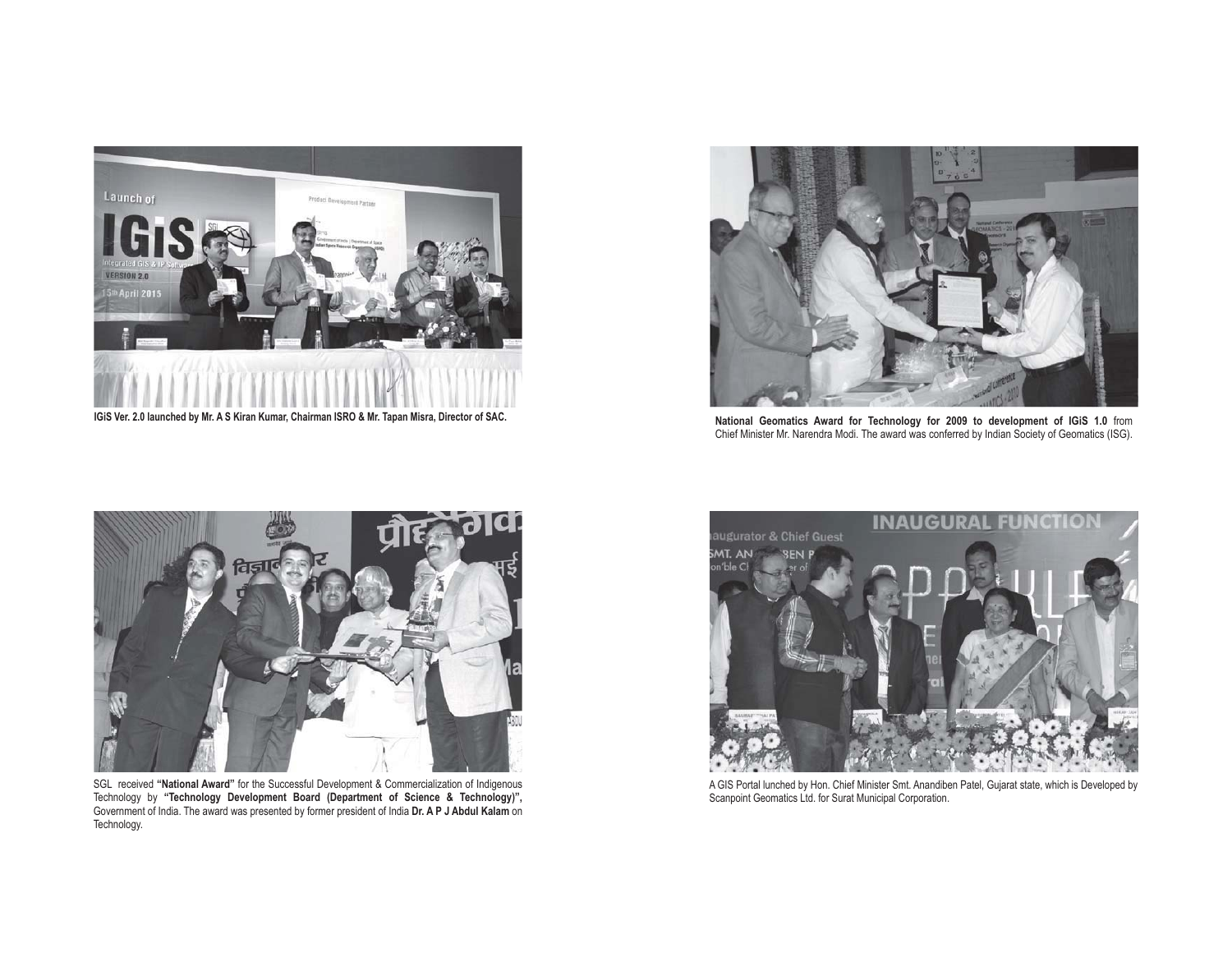IGiS Ver. 2.0 launched by Mr. A S Kiran Kumar, Chairman ISRO & Mr. Tapan Misra, Director of SAC.

**National Geomatics Award for Technology for 2009 to development of IGiS 1.0** from Chief Minister Mr. Narendra Modi. The award was conferred by Indian Society of Geomatics (ISG).

SGL received **"National Award"** for the Successful Development & Commercialization of Indigenous Technology by **"Technology Development Board (Department of Science & Technology)",** Government of India. The award was presented by former president of India **Dr. A P J Abdul Kalam** on Technology.

A GIS Portal lunched by Hon. Chief Minister Smt. Anandiben Patel, Gujarat state, which is Developed by Scanpoint Geomatics Ltd. for Surat Municipal Corporation.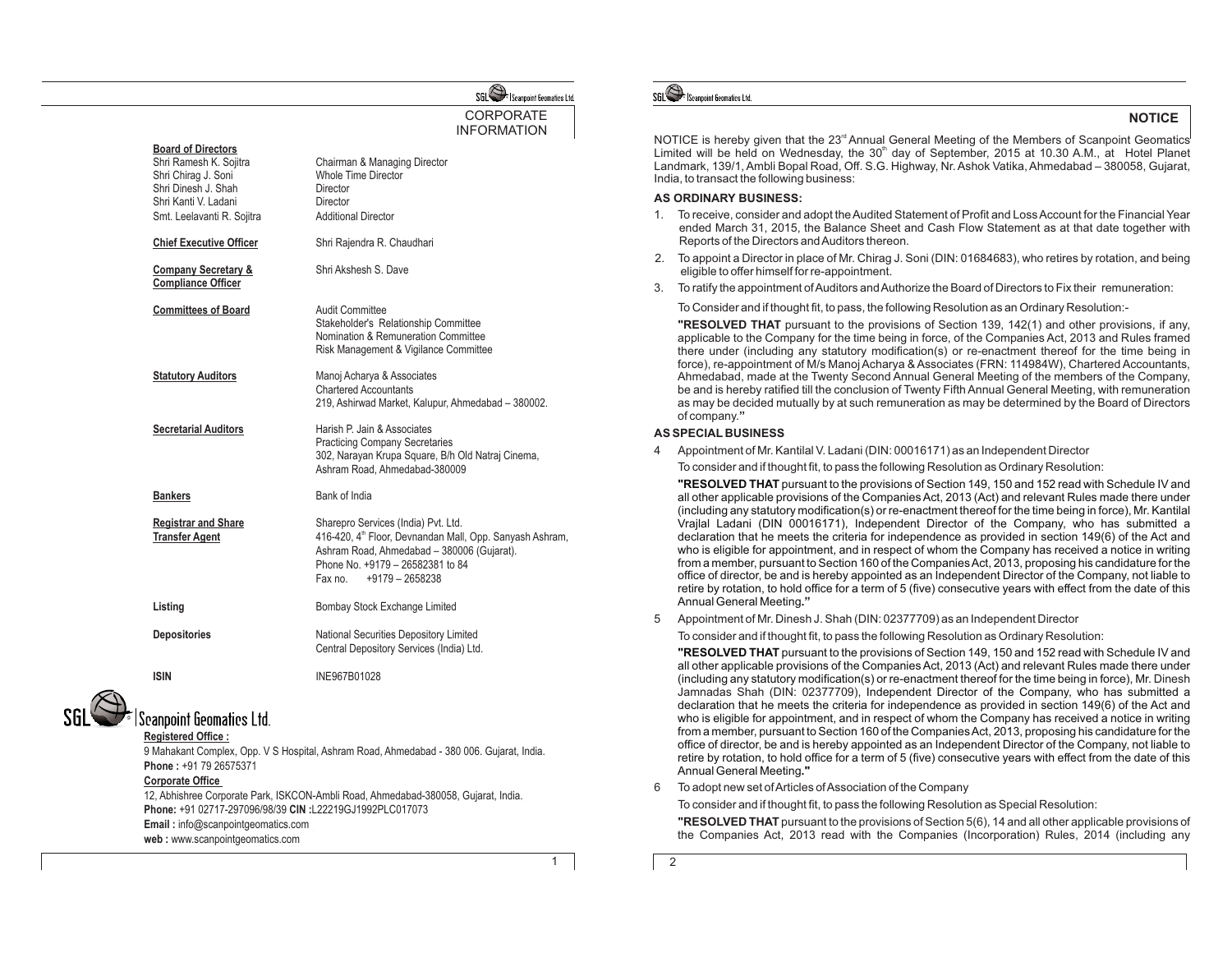## CORPORATE INFORMATION

| | |
|---|---|
| **Board of Directors** | |
| Shri Ramesh K. Sojitra | Chairman & Managing Director |
| Shri Chirag J. Soni | Whole Time Director |
| Shri Dinesh J. Shah | Director |
| Shri Kanti V. Ladani | Director |
| Smt. Leelavanti R. Sojitra | Additional Director |
| **Chief Executive Officer** | Shri Rajendra R. Chaudhari |
| **Company Secretary & Compliance Officer** | Shri Akshesh S. Dave |
| **Committees of Board** | Audit Committee<br>Stakeholder's Relationship Committee<br>Nomination & Remuneration Committee<br>Risk Management & Vigilance Committee |
| **Statutory Auditors** | Manoj Acharya & Associates<br>Chartered Accountants<br>219, Ashirwad Market, Kalupur, Ahmedabad – 380002. |
| **Secretarial Auditors** | Harish P. Jain & Associates<br>Practicing Company Secretaries<br>302, Narayan Krupa Square, B/h Old Natraj Cinema, Ashram Road, Ahmedabad-380009 |
| **Bankers** | Bank of India |
| **Registrar and Share Transfer Agent** | Sharepro Services (India) Pvt. Ltd.<br>416-420, 4th Floor, Devnandan Mall, Opp. Sanyash Ashram, Ashram Road, Ahmedabad – 380006 (Gujarat).<br>Phone No. +9179 – 26582381 to 84<br>Fax no. +9179 – 2658238 |
| **Listing** | Bombay Stock Exchange Limited |
| **Depositories** | National Securities Depository Limited<br>Central Depository Services (India) Ltd. |
| **ISIN** | INE967B01028 |

### Scanpoint Geomatics Ltd.

**Registered Office :**
9 Mahakant Complex, Opp. V S Hospital, Ashram Road, Ahmedabad - 380 006. Gujarat, India.
**Phone :** +91 79 26575371

**Corporate Office**
12, Abhishree Corporate Park, ISKCON-Ambli Road, Ahmedabad-380058, Gujarat, India.
**Phone:** +91 02717-297096/98/39 **CIN :**L22219GJ1992PLC017073
**Email :** info@scanpointgeomatics.com
**web :** www.scanpointgeomatics.com

## NOTICE

NOTICE is hereby given that the 23rd Annual General Meeting of the Members of Scanpoint Geomatics Limited will be held on Wednesday, the 30th day of September, 2015 at 10.30 A.M., at Hotel Planet Landmark, 139/1, Ambli Bopal Road, Off. S.G. Highway, Nr. Ashok Vatika, Ahmedabad – 380058, Gujarat, India, to transact the following business:

### AS ORDINARY BUSINESS:

1. To receive, consider and adopt the Audited Statement of Profit and Loss Account for the Financial Year ended March 31, 2015, the Balance Sheet and Cash Flow Statement as at that date together with Reports of the Directors and Auditors thereon.
2. To appoint a Director in place of Mr. Chirag J. Soni (DIN: 01684683), who retires by rotation, and being eligible to offer himself for re-appointment.
3. To ratify the appointment of Auditors and Authorize the Board of Directors to Fix their remuneration:

   To Consider and if thought fit, to pass, the following Resolution as an Ordinary Resolution:-

   **"RESOLVED THAT** pursuant to the provisions of Section 139, 142(1) and other provisions, if any, applicable to the Company for the time being in force, of the Companies Act, 2013 and Rules framed there under (including any statutory modification(s) or re-enactment thereof for the time being in force), re-appointment of M/s Manoj Acharya & Associates (FRN: 114984W), Chartered Accountants, Ahmedabad, made at the Twenty Second Annual General Meeting of the members of the Company, be and is hereby ratified till the conclusion of Twenty Fifth Annual General Meeting, with remuneration as may be decided mutually by at such remuneration as may be determined by the Board of Directors of company.**"**

### AS SPECIAL BUSINESS

4. Appointment of Mr. Kantilal V. Ladani (DIN: 00016171) as an Independent Director

   To consider and if thought fit, to pass the following Resolution as Ordinary Resolution:

   **"RESOLVED THAT** pursuant to the provisions of Section 149, 150 and 152 read with Schedule IV and all other applicable provisions of the Companies Act, 2013 (Act) and relevant Rules made there under (including any statutory modification(s) or re-enactment thereof for the time being in force), Mr. Kantilal Vrajlal Ladani (DIN 00016171), Independent Director of the Company, who has submitted a declaration that he meets the criteria for independence as provided in section 149(6) of the Act and who is eligible for appointment, and in respect of whom the Company has received a notice in writing from a member, pursuant to Section 160 of the Companies Act, 2013, proposing his candidature for the office of director, be and is hereby appointed as an Independent Director of the Company, not liable to retire by rotation, to hold office for a term of 5 (five) consecutive years with effect from the date of this Annual General Meeting**."**

5. Appointment of Mr. Dinesh J. Shah (DIN: 02377709) as an Independent Director

   To consider and if thought fit, to pass the following Resolution as Ordinary Resolution:

   **"RESOLVED THAT** pursuant to the provisions of Section 149, 150 and 152 read with Schedule IV and all other applicable provisions of the Companies Act, 2013 (Act) and relevant Rules made there under (including any statutory modification(s) or re-enactment thereof for the time being in force), Mr. Dinesh Jamnadas Shah (DIN: 02377709), Independent Director of the Company, who has submitted a declaration that he meets the criteria for independence as provided in section 149(6) of the Act and who is eligible for appointment, and in respect of whom the Company has received a notice in writing from a member, pursuant to Section 160 of the Companies Act, 2013, proposing his candidature for the office of director, be and is hereby appointed as an Independent Director of the Company, not liable to retire by rotation, to hold office for a term of 5 (five) consecutive years with effect from the date of this Annual General Meeting**."**

6. To adopt new set of Articles of Association of the Company

   To consider and if thought fit, to pass the following Resolution as Special Resolution:

   **"RESOLVED THAT** pursuant to the provisions of Section 5(6), 14 and all other applicable provisions of the Companies Act, 2013 read with the Companies (Incorporation) Rules, 2014 (including any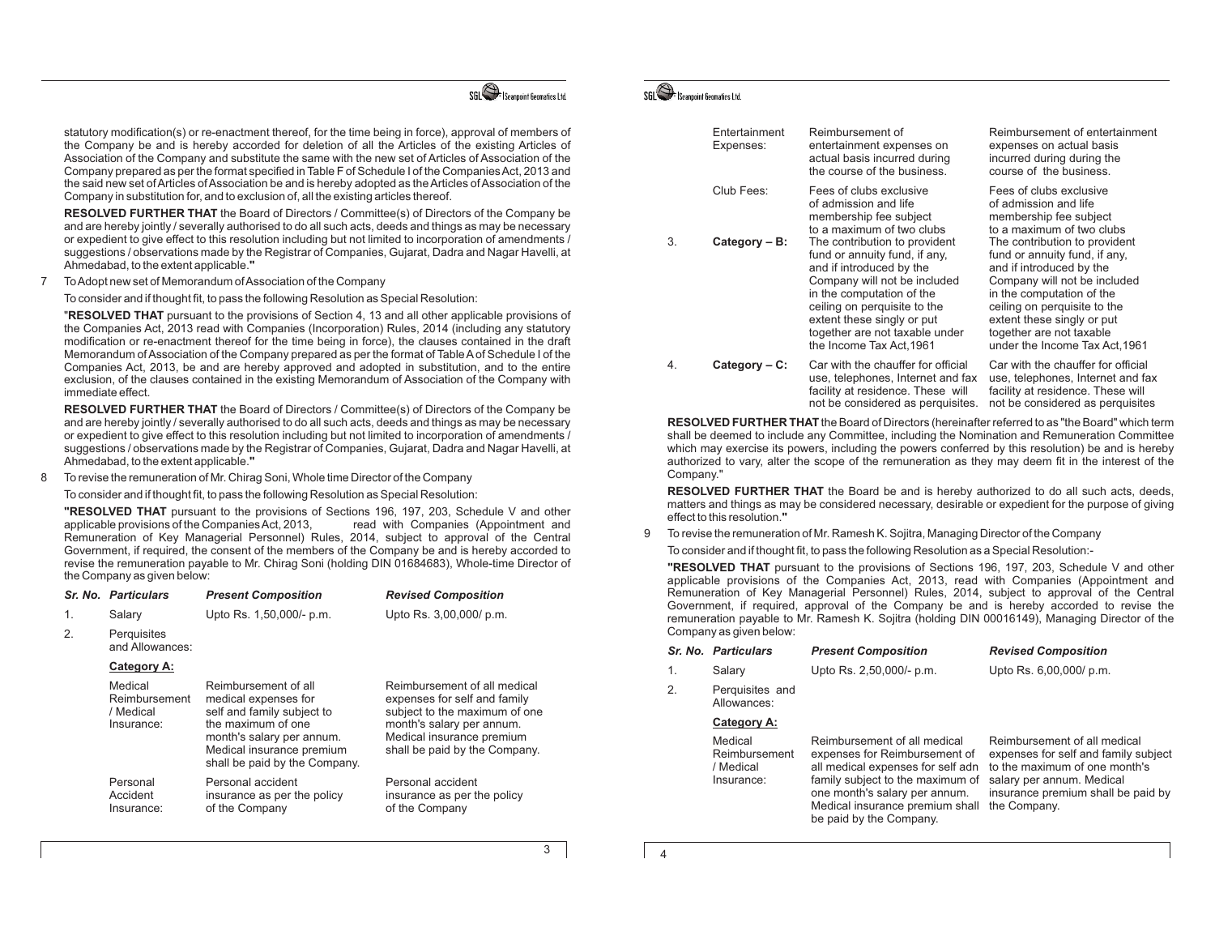statutory modification(s) or re-enactment thereof, for the time being in force), approval of members of the Company be and is hereby accorded for deletion of all the Articles of the existing Articles of Association of the Company and substitute the same with the new set of Articles of Association of the Company prepared as per the format specified in Table F of Schedule I of the Companies Act, 2013 and the said new set of Articles of Association be and is hereby adopted as the Articles of Association of the Company in substitution for, and to exclusion of, all the existing articles thereof.

**RESOLVED FURTHER THAT** the Board of Directors / Committee(s) of Directors of the Company be and are hereby jointly / severally authorised to do all such acts, deeds and things as may be necessary or expedient to give effect to this resolution including but not limited to incorporation of amendments / suggestions / observations made by the Registrar of Companies, Gujarat, Dadra and Nagar Havelli, at Ahmedabad, to the extent applicable."

7 To Adopt new set of Memorandum of Association of the Company

To consider and if thought fit, to pass the following Resolution as Special Resolution:

"**RESOLVED THAT** pursuant to the provisions of Section 4, 13 and all other applicable provisions of the Companies Act, 2013 read with Companies (Incorporation) Rules, 2014 (including any statutory modification or re-enactment thereof for the time being in force), the clauses contained in the draft Memorandum of Association of the Company prepared as per the format of Table A of Schedule I of the Companies Act, 2013, be and are hereby approved and adopted in substitution, and to the entire exclusion, of the clauses contained in the existing Memorandum of Association of the Company with immediate effect.

**RESOLVED FURTHER THAT** the Board of Directors / Committee(s) of Directors of the Company be and are hereby jointly / severally authorised to do all such acts, deeds and things as may be necessary or expedient to give effect to this resolution including but not limited to incorporation of amendments / suggestions / observations made by the Registrar of Companies, Gujarat, Dadra and Nagar Havelli, at Ahmedabad, to the extent applicable."

8 To revise the remuneration of Mr. Chirag Soni, Whole time Director of the Company

To consider and if thought fit, to pass the following Resolution as Special Resolution:

**"RESOLVED THAT** pursuant to the provisions of Sections 196, 197, 203, Schedule V and other applicable provisions of the Companies Act, 2013, read with Companies (Appointment and Remuneration of Key Managerial Personnel) Rules, 2014, subject to approval of the Central Government, if required, the consent of the members of the Company be and is hereby accorded to revise the remuneration payable to Mr. Chirag Soni (holding DIN 01684683), Whole-time Director of the Company as given below:

| *Sr. No.* | *Particulars* | *Present Composition* | *Revised Composition* |
|---|---|---|---|
| 1. | Salary | Upto Rs. 1,50,000/- p.m. | Upto Rs. 3,00,000/ p.m. |
| 2. | Perquisites and Allowances: | | |
| | **Category A:** | | |
| | Medical Reimbursement / Medical Insurance: | Reimbursement of all medical expenses for self and family subject to the maximum of one month's salary per annum. Medical insurance premium shall be paid by the Company. | Reimbursement of all medical expenses for self and family subject to the maximum of one month's salary per annum. Medical insurance premium shall be paid by the Company. |
| | Personal Accident Insurance: | Personal accident insurance as per the policy of the Company | Personal accident insurance as per the policy of the Company |
| | Entertainment Expenses: | Reimbursement of entertainment expenses on actual basis incurred during the course of the business. | Reimbursement of entertainment expenses on actual basis incurred during during the course of the business. |
| | Club Fees: | Fees of clubs exclusive of admission and life membership fee subject to a maximum of two clubs | Fees of clubs exclusive of admission and life membership fee subject to a maximum of two clubs |
| 3. | **Category – B:** | The contribution to provident fund or annuity fund, if any, and if introduced by the Company will not be included in the computation of the ceiling on perquisite to the extent these singly or put together are not taxable under the Income Tax Act,1961 | The contribution to provident fund or annuity fund, if any, and if introduced by the Company will not be included in the computation of the ceiling on perquisite to the extent these singly or put together are not taxable under the Income Tax Act,1961 |
| 4. | **Category – C:** | Car with the chauffer for official use, telephones, Internet and fax facility at residence. These will not be considered as perquisites. | Car with the chauffer for official use, telephones, Internet and fax facility at residence. These will not be considered as perquisites |

**RESOLVED FURTHER THAT** the Board of Directors (hereinafter referred to as "the Board" which term shall be deemed to include any Committee, including the Nomination and Remuneration Committee which may exercise its powers, including the powers conferred by this resolution) be and is hereby authorized to vary, alter the scope of the remuneration as they may deem fit in the interest of the Company."

**RESOLVED FURTHER THAT** the Board be and is hereby authorized to do all such acts, deeds, matters and things as may be considered necessary, desirable or expedient for the purpose of giving effect to this resolution."

9 To revise the remuneration of Mr. Ramesh K. Sojitra, Managing Director of the Company

To consider and if thought fit, to pass the following Resolution as a Special Resolution:-

**"RESOLVED THAT** pursuant to the provisions of Sections 196, 197, 203, Schedule V and other applicable provisions of the Companies Act, 2013, read with Companies (Appointment and Remuneration of Key Managerial Personnel) Rules, 2014, subject to approval of the Central Government, if required, approval of the Company be and is hereby accorded to revise the remuneration payable to Mr. Ramesh K. Sojitra (holding DIN 00016149), Managing Director of the Company as given below:

| *Sr. No.* | *Particulars* | *Present Composition* | *Revised Composition* |
|---|---|---|---|
| 1. | Salary | Upto Rs. 2,50,000/- p.m. | Upto Rs. 6,00,000/ p.m. |
| 2. | Perquisites and Allowances: | | |
| | **Category A:** | | |
| | Medical Reimbursement / Medical Insurance: | Reimbursement of all medical expenses for Reimbursement of all medical expenses for self adn family subject to the maximum of one month's salary per annum. Medical insurance premium shall be paid by the Company. | Reimbursement of all medical expenses for self and family subject to the maximum of one month's salary per annum. Medical insurance premium shall be paid by the Company. |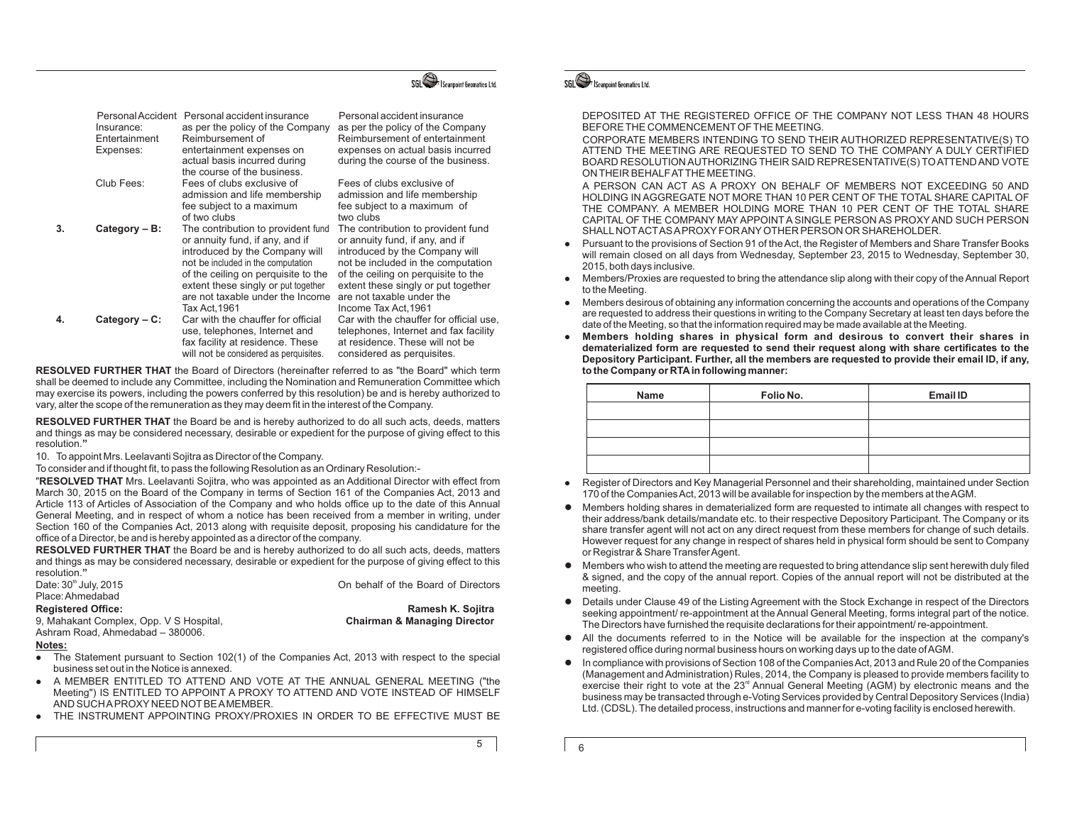| | | | |
|---|---|---|---|
| | Personal Accident Insurance: | Personal accident insurance as per the policy of the Company | Personal accident insurance as per the policy of the Company |
| | Entertainment Expenses: | Reimbursement of entertainment expenses on actual basis incurred during the course of the business. | Reimbursement of entertainment expenses on actual basis incurred during the course of the business. |
| | Club Fees: | Fees of clubs exclusive of admission and life membership fee subject to a maximum of two clubs | Fees of clubs exclusive of admission and life membership fee subject to a maximum of two clubs |
| **3.** | **Category – B:** | The contribution to provident fund or annuity fund, if any, and if introduced by the Company will not be included in the computation of the ceiling on perquisite to the extent these singly or put together are not taxable under the Income Tax Act,1961 | The contribution to provident fund or annuity fund, if any, and if introduced by the Company will not be included in the computation of the ceiling on perquisite to the extent these singly or put together are not taxable under the Income Tax Act,1961 |
| **4.** | **Category – C:** | Car with the chauffer for official use, telephones, Internet and fax facility at residence. These will not be considered as perquisites. | Car with the chauffer for official use, telephones, Internet and fax facility at residence. These will not be considered as perquisites. |

**RESOLVED FURTHER THAT** the Board of Directors (hereinafter referred to as "the Board" which term shall be deemed to include any Committee, including the Nomination and Remuneration Committee which may exercise its powers, including the powers conferred by this resolution) be and is hereby authorized to vary, alter the scope of the remuneration as they may deem fit in the interest of the Company.

**RESOLVED FURTHER THAT** the Board be and is hereby authorized to do all such acts, deeds, matters and things as may be considered necessary, desirable or expedient for the purpose of giving effect to this resolution."

10. To appoint Mrs. Leelavanti Sojitra as Director of the Company.

To consider and if thought fit, to pass the following Resolution as an Ordinary Resolution:-

"**RESOLVED THAT** Mrs. Leelavanti Sojitra, who was appointed as an Additional Director with effect from March 30, 2015 on the Board of the Company in terms of Section 161 of the Companies Act, 2013 and Article 113 of Articles of Association of the Company and who holds office up to the date of this Annual General Meeting, and in respect of whom a notice has been received from a member in writing, under Section 160 of the Companies Act, 2013 along with requisite deposit, proposing his candidature for the office of a Director, be and is hereby appointed as a director of the company.

**RESOLVED FURTHER THAT** the Board be and is hereby authorized to do all such acts, deeds, matters and things as may be considered necessary, desirable or expedient for the purpose of giving effect to this resolution."

Date: 30th July, 2015
Place: Ahmedabad

On behalf of the Board of Directors

**Registered Office:**
9, Mahakant Complex, Opp. V S Hospital,
Ashram Road, Ahmedabad – 380006.

**Ramesh K. Sojitra**
**Chairman & Managing Director**

**Notes:**

- The Statement pursuant to Section 102(1) of the Companies Act, 2013 with respect to the special business set out in the Notice is annexed.
- A MEMBER ENTITLED TO ATTEND AND VOTE AT THE ANNUAL GENERAL MEETING ("the Meeting") IS ENTITLED TO APPOINT A PROXY TO ATTEND AND VOTE INSTEAD OF HIMSELF AND SUCH A PROXY NEED NOT BE A MEMBER.
- THE INSTRUMENT APPOINTING PROXY/PROXIES IN ORDER TO BE EFFECTIVE MUST BE DEPOSITED AT THE REGISTERED OFFICE OF THE COMPANY NOT LESS THAN 48 HOURS BEFORE THE COMMENCEMENT OF THE MEETING.

  CORPORATE MEMBERS INTENDING TO SEND THEIR AUTHORIZED REPRESENTATIVE(S) TO ATTEND THE MEETING ARE REQUESTED TO SEND TO THE COMPANY A DULY CERTIFIED BOARD RESOLUTION AUTHORIZING THEIR SAID REPRESENTATIVE(S) TO ATTEND AND VOTE ON THEIR BEHALF AT THE MEETING.

  A PERSON CAN ACT AS A PROXY ON BEHALF OF MEMBERS NOT EXCEEDING 50 AND HOLDING IN AGGREGATE NOT MORE THAN 10 PER CENT OF THE TOTAL SHARE CAPITAL OF THE COMPANY. A MEMBER HOLDING MORE THAN 10 PER CENT OF THE TOTAL SHARE CAPITAL OF THE COMPANY MAY APPOINT A SINGLE PERSON AS PROXY AND SUCH PERSON SHALL NOT ACT AS A PROXY FOR ANY OTHER PERSON OR SHAREHOLDER.
- Pursuant to the provisions of Section 91 of the Act, the Register of Members and Share Transfer Books will remain closed on all days from Wednesday, September 23, 2015 to Wednesday, September 30, 2015, both days inclusive.
- Members/Proxies are requested to bring the attendance slip along with their copy of the Annual Report to the Meeting.
- Members desirous of obtaining any information concerning the accounts and operations of the Company are requested to address their questions in writing to the Company Secretary at least ten days before the date of the Meeting, so that the information required may be made available at the Meeting.
- **Members holding shares in physical form and desirous to convert their shares in dematerialized form are requested to send their request along with share certificates to the Depository Participant. Further, all the members are requested to provide their email ID, if any, to the Company or RTA in following manner:**

| Name | Folio No. | Email ID |
|---|---|---|
| | | |
| | | |
| | | |
| | | |

- Register of Directors and Key Managerial Personnel and their shareholding, maintained under Section 170 of the Companies Act, 2013 will be available for inspection by the members at the AGM.
- Members holding shares in dematerialized form are requested to intimate all changes with respect to their address/bank details/mandate etc. to their respective Depository Participant. The Company or its share transfer agent will not act on any direct request from these members for change of such details. However request for any change in respect of shares held in physical form should be sent to Company or Registrar & Share Transfer Agent.
- Members who wish to attend the meeting are requested to bring attendance slip sent herewith duly filed & signed, and the copy of the annual report. Copies of the annual report will not be distributed at the meeting.
- Details under Clause 49 of the Listing Agreement with the Stock Exchange in respect of the Directors seeking appointment/ re-appointment at the Annual General Meeting, forms integral part of the notice. The Directors have furnished the requisite declarations for their appointment/ re-appointment.
- All the documents referred to in the Notice will be available for the inspection at the company's registered office during normal business hours on working days up to the date of AGM.
- In compliance with provisions of Section 108 of the Companies Act, 2013 and Rule 20 of the Companies (Management and Administration) Rules, 2014, the Company is pleased to provide members facility to exercise their right to vote at the 23rd Annual General Meeting (AGM) by electronic means and the business may be transacted through e-Voting Services provided by Central Depository Services (India) Ltd. (CDSL). The detailed process, instructions and manner for e-voting facility is enclosed herewith.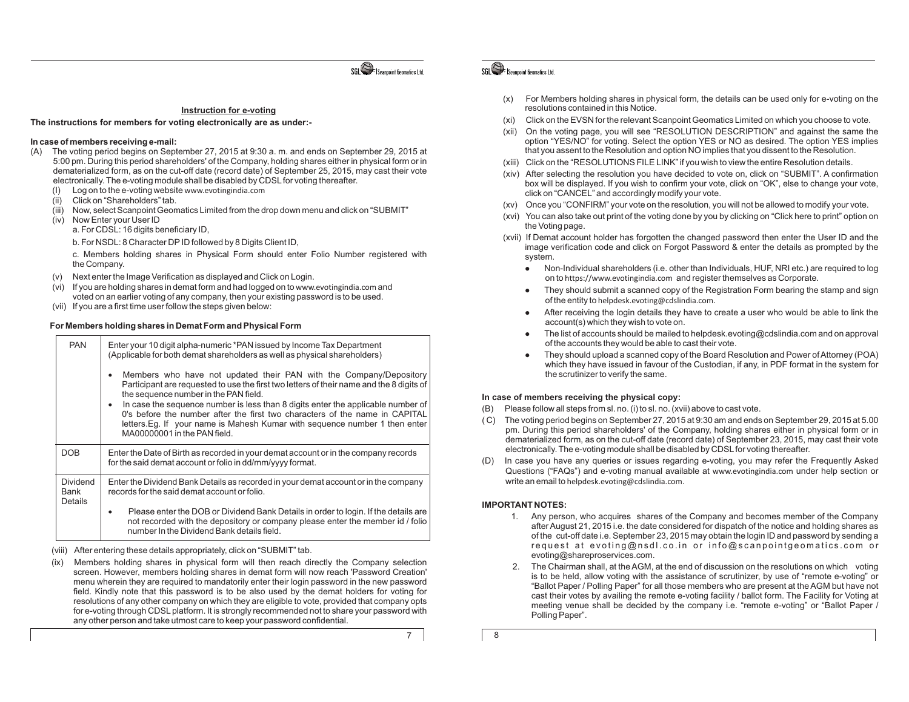### Instruction for e-voting

**The instructions for members for voting electronically are as under:-**

**In case of members receiving e-mail:**

(A) The voting period begins on September 27, 2015 at 9:30 a. m. and ends on September 29, 2015 at 5:00 pm. During this period shareholders' of the Company, holding shares either in physical form or in dematerialized form, as on the cut-off date (record date) of September 25, 2015, may cast their vote electronically. The e-voting module shall be disabled by CDSL for voting thereafter.

(I) Log on to the e-voting website www.evotingindia.com

(ii) Click on "Shareholders" tab.

(iii) Now, select Scanpoint Geomatics Limited from the drop down menu and click on "SUBMIT"

(iv) Now Enter your User ID

a. For CDSL: 16 digits beneficiary ID,

b. For NSDL: 8 Character DP ID followed by 8 Digits Client ID,

c. Members holding shares in Physical Form should enter Folio Number registered with the Company.

(v) Next enter the Image Verification as displayed and Click on Login.

(vi) If you are holding shares in demat form and had logged on to www.evotingindia.com and voted on an earlier voting of any company, then your existing password is to be used.

(vii) If you are a first time user follow the steps given below:

**For Members holding shares in Demat Form and Physical Form**

| | |
|---|---|
| PAN | Enter your 10 digit alpha-numeric *PAN issued by Income Tax Department (Applicable for both demat shareholders as well as physical shareholders)<br>• Members who have not updated their PAN with the Company/Depository Participant are requested to use the first two letters of their name and the 8 digits of the sequence number in the PAN field.<br>• In case the sequence number is less than 8 digits enter the applicable number of 0's before the number after the first two characters of the name in CAPITAL letters.Eg. If your name is Mahesh Kumar with sequence number 1 then enter MA00000001 in the PAN field. |
| DOB | Enter the Date of Birth as recorded in your demat account or in the company records for the said demat account or folio in dd/mm/yyyy format. |
| Dividend Bank Details | Enter the Dividend Bank Details as recorded in your demat account or in the company records for the said demat account or folio.<br>• Please enter the DOB or Dividend Bank Details in order to login. If the details are not recorded with the depository or company please enter the member id / folio number In the Dividend Bank details field. |

(viii) After entering these details appropriately, click on "SUBMIT" tab.

(ix) Members holding shares in physical form will then reach directly the Company selection screen. However, members holding shares in demat form will now reach 'Password Creation' menu wherein they are required to mandatorily enter their login password in the new password field. Kindly note that this password is to be also used by the demat holders for voting for resolutions of any other company on which they are eligible to vote, provided that company opts for e-voting through CDSL platform. It is strongly recommended not to share your password with any other person and take utmost care to keep your password confidential.

(x) For Members holding shares in physical form, the details can be used only for e-voting on the resolutions contained in this Notice.

(xi) Click on the EVSN for the relevant Scanpoint Geomatics Limited on which you choose to vote.

(xii) On the voting page, you will see "RESOLUTION DESCRIPTION" and against the same the option "YES/NO" for voting. Select the option YES or NO as desired. The option YES implies that you assent to the Resolution and option NO implies that you dissent to the Resolution.

(xiii) Click on the "RESOLUTIONS FILE LINK" if you wish to view the entire Resolution details.

(xiv) After selecting the resolution you have decided to vote on, click on "SUBMIT". A confirmation box will be displayed. If you wish to confirm your vote, click on "OK", else to change your vote, click on "CANCEL" and accordingly modify your vote.

(xv) Once you "CONFIRM" your vote on the resolution, you will not be allowed to modify your vote.

(xvi) You can also take out print of the voting done by you by clicking on "Click here to print" option on the Voting page.

(xvii) If Demat account holder has forgotten the changed password then enter the User ID and the image verification code and click on Forgot Password & enter the details as prompted by the system.

- Non-Individual shareholders (i.e. other than Individuals, HUF, NRI etc.) are required to log on to https://www.evotingindia.com and register themselves as Corporate.
- They should submit a scanned copy of the Registration Form bearing the stamp and sign of the entity to helpdesk.evoting@cdslindia.com.
- After receiving the login details they have to create a user who would be able to link the account(s) which they wish to vote on.
- The list of accounts should be mailed to helpdesk.evoting@cdslindia.com and on approval of the accounts they would be able to cast their vote.
- They should upload a scanned copy of the Board Resolution and Power of Attorney (POA) which they have issued in favour of the Custodian, if any, in PDF format in the system for the scrutinizer to verify the same.

**In case of members receiving the physical copy:**

(B) Please follow all steps from sl. no. (i) to sl. no. (xvii) above to cast vote.

(C) The voting period begins on September 27, 2015 at 9:30 am and ends on September 29, 2015 at 5.00 pm. During this period shareholders' of the Company, holding shares either in physical form or in dematerialized form, as on the cut-off date (record date) of September 23, 2015, may cast their vote electronically. The e-voting module shall be disabled by CDSL for voting thereafter.

(D) In case you have any queries or issues regarding e-voting, you may refer the Frequently Asked Questions ("FAQs") and e-voting manual available at www.evotingindia.com under help section or write an email to helpdesk.evoting@cdslindia.com.

**IMPORTANT NOTES:**

1. Any person, who acquires shares of the Company and becomes member of the Company after August 21, 2015 i.e. the date considered for dispatch of the notice and holding shares as of the cut-off date i.e. September 23, 2015 may obtain the login ID and password by sending a request at evoting@nsdl.co.in or info@scanpointgeomatics.com or evoting@shareproservices.com.
2. The Chairman shall, at the AGM, at the end of discussion on the resolutions on which voting is to be held, allow voting with the assistance of scrutinizer, by use of "remote e-voting" or "Ballot Paper / Polling Paper" for all those members who are present at the AGM but have not cast their votes by availing the remote e-voting facility / ballot form. The Facility for Voting at meeting venue shall be decided by the company i.e. "remote e-voting" or "Ballot Paper / Polling Paper".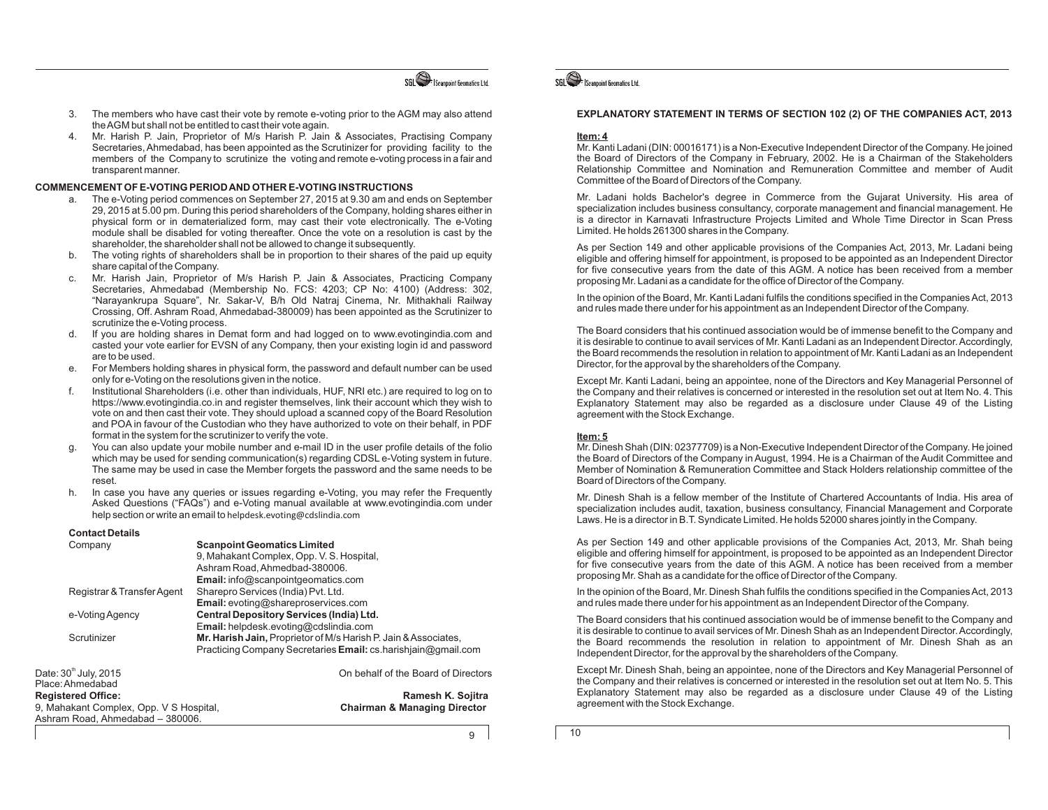3. The members who have cast their vote by remote e-voting prior to the AGM may also attend the AGM but shall not be entitled to cast their vote again.
4. Mr. Harish P. Jain, Proprietor of M/s Harish P. Jain & Associates, Practising Company Secretaries, Ahmedabad, has been appointed as the Scrutinizer for providing facility to the members of the Company to scrutinize the voting and remote e-voting process in a fair and transparent manner.

**COMMENCEMENT OF E-VOTING PERIOD AND OTHER E-VOTING INSTRUCTIONS**

a. The e-Voting period commences on September 27, 2015 at 9.30 am and ends on September 29, 2015 at 5.00 pm. During this period shareholders of the Company, holding shares either in physical form or in dematerialized form, may cast their vote electronically. The e-Voting module shall be disabled for voting thereafter. Once the vote on a resolution is cast by the shareholder, the shareholder shall not be allowed to change it subsequently.
b. The voting rights of shareholders shall be in proportion to their shares of the paid up equity share capital of the Company.
c. Mr. Harish Jain, Proprietor of M/s Harish P. Jain & Associates, Practicing Company Secretaries, Ahmedabad (Membership No. FCS: 4203; CP No: 4100) (Address: 302, "Narayankrupa Square", Nr. Sakar-V, B/h Old Natraj Cinema, Nr. Mithakhali Railway Crossing, Off. Ashram Road, Ahmedabad-380009) has been appointed as the Scrutinizer to scrutinize the e-Voting process.
d. If you are holding shares in Demat form and had logged on to www.evotingindia.com and casted your vote earlier for EVSN of any Company, then your existing login id and password are to be used.
e. For Members holding shares in physical form, the password and default number can be used only for e-Voting on the resolutions given in the notice.
f. Institutional Shareholders (i.e. other than individuals, HUF, NRI etc.) are required to log on to https://www.evotingindia.co.in and register themselves, link their account which they wish to vote on and then cast their vote. They should upload a scanned copy of the Board Resolution and POA in favour of the Custodian who they have authorized to vote on their behalf, in PDF format in the system for the scrutinizer to verify the vote.
g. You can also update your mobile number and e-mail ID in the user profile details of the folio which may be used for sending communication(s) regarding CDSL e-Voting system in future. The same may be used in case the Member forgets the password and the same needs to be reset.
h. In case you have any queries or issues regarding e-Voting, you may refer the Frequently Asked Questions ("FAQs") and e-Voting manual available at www.evotingindia.com under help section or write an email to helpdesk.evoting@cdslindia.com

**Contact Details**

| | |
|---|---|
| Company | **Scanpoint Geomatics Limited**<br>9, Mahakant Complex, Opp. V. S. Hospital,<br>Ashram Road, Ahmedbad-380006.<br>**Email:** info@scanpointgeomatics.com |
| Registrar & Transfer Agent | Sharepro Services (India) Pvt. Ltd.<br>**Email:** evoting@shareproservices.com |
| e-Voting Agency | **Central Depository Services (India) Ltd.**<br>**Email:** helpdesk.evoting@cdslindia.com |
| Scrutinizer | **Mr. Harish Jain,** Proprietor of M/s Harish P. Jain & Associates,<br>Practicing Company Secretaries **Email:** cs.harishjain@gmail.com |

Date: 30th July, 2015
Place: Ahmedabad

On behalf of the Board of Directors

**Registered Office:**
9, Mahakant Complex, Opp. V S Hospital,
Ashram Road, Ahmedabad – 380006.

**Ramesh K. Sojitra**
**Chairman & Managing Director**

**EXPLANATORY STATEMENT IN TERMS OF SECTION 102 (2) OF THE COMPANIES ACT, 2013**

**Item: 4**

Mr. Kanti Ladani (DIN: 00016171) is a Non-Executive Independent Director of the Company. He joined the Board of Directors of the Company in February, 2002. He is a Chairman of the Stakeholders Relationship Committee and Nomination and Remuneration Committee and member of Audit Committee of the Board of Directors of the Company.

Mr. Ladani holds Bachelor's degree in Commerce from the Gujarat University. His area of specialization includes business consultancy, corporate management and financial management. He is a director in Karnavati Infrastructure Projects Limited and Whole Time Director in Scan Press Limited. He holds 261300 shares in the Company.

As per Section 149 and other applicable provisions of the Companies Act, 2013, Mr. Ladani being eligible and offering himself for appointment, is proposed to be appointed as an Independent Director for five consecutive years from the date of this AGM. A notice has been received from a member proposing Mr. Ladani as a candidate for the office of Director of the Company.

In the opinion of the Board, Mr. Kanti Ladani fulfils the conditions specified in the Companies Act, 2013 and rules made there under for his appointment as an Independent Director of the Company.

The Board considers that his continued association would be of immense benefit to the Company and it is desirable to continue to avail services of Mr. Kanti Ladani as an Independent Director. Accordingly, the Board recommends the resolution in relation to appointment of Mr. Kanti Ladani as an Independent Director, for the approval by the shareholders of the Company.

Except Mr. Kanti Ladani, being an appointee, none of the Directors and Key Managerial Personnel of the Company and their relatives is concerned or interested in the resolution set out at Item No. 4. This Explanatory Statement may also be regarded as a disclosure under Clause 49 of the Listing agreement with the Stock Exchange.

**Item: 5**

Mr. Dinesh Shah (DIN: 02377709) is a Non-Executive Independent Director of the Company. He joined the Board of Directors of the Company in August, 1994. He is a Chairman of the Audit Committee and Member of Nomination & Remuneration Committee and Stack Holders relationship committee of the Board of Directors of the Company.

Mr. Dinesh Shah is a fellow member of the Institute of Chartered Accountants of India. His area of specialization includes audit, taxation, business consultancy, Financial Management and Corporate Laws. He is a director in B.T. Syndicate Limited. He holds 52000 shares jointly in the Company.

As per Section 149 and other applicable provisions of the Companies Act, 2013, Mr. Shah being eligible and offering himself for appointment, is proposed to be appointed as an Independent Director for five consecutive years from the date of this AGM. A notice has been received from a member proposing Mr. Shah as a candidate for the office of Director of the Company.

In the opinion of the Board, Mr. Dinesh Shah fulfils the conditions specified in the Companies Act, 2013 and rules made there under for his appointment as an Independent Director of the Company.

The Board considers that his continued association would be of immense benefit to the Company and it is desirable to continue to avail services of Mr. Dinesh Shah as an Independent Director. Accordingly, the Board recommends the resolution in relation to appointment of Mr. Dinesh Shah as an Independent Director, for the approval by the shareholders of the Company.

Except Mr. Dinesh Shah, being an appointee, none of the Directors and Key Managerial Personnel of the Company and their relatives is concerned or interested in the resolution set out at Item No. 5. This Explanatory Statement may also be regarded as a disclosure under Clause 49 of the Listing agreement with the Stock Exchange.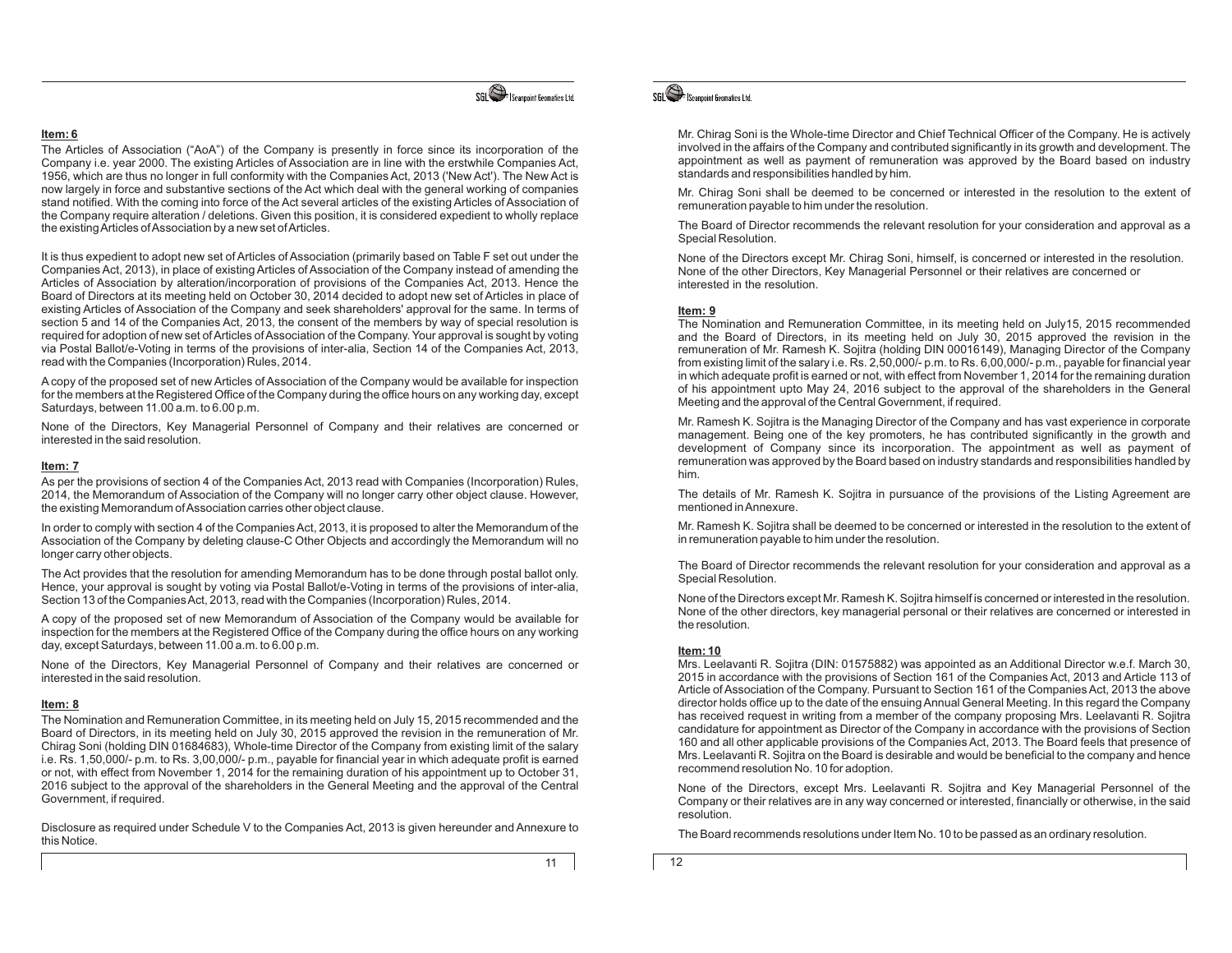**Item: 6**

The Articles of Association ("AoA") of the Company is presently in force since its incorporation of the Company i.e. year 2000. The existing Articles of Association are in line with the erstwhile Companies Act, 1956, which are thus no longer in full conformity with the Companies Act, 2013 ('New Act'). The New Act is now largely in force and substantive sections of the Act which deal with the general working of companies stand notified. With the coming into force of the Act several articles of the existing Articles of Association of the Company require alteration / deletions. Given this position, it is considered expedient to wholly replace the existing Articles of Association by a new set of Articles.

It is thus expedient to adopt new set of Articles of Association (primarily based on Table F set out under the Companies Act, 2013), in place of existing Articles of Association of the Company instead of amending the Articles of Association by alteration/incorporation of provisions of the Companies Act, 2013. Hence the Board of Directors at its meeting held on October 30, 2014 decided to adopt new set of Articles in place of existing Articles of Association of the Company and seek shareholders' approval for the same. In terms of section 5 and 14 of the Companies Act, 2013, the consent of the members by way of special resolution is required for adoption of new set of Articles of Association of the Company. Your approval is sought by voting via Postal Ballot/e-Voting in terms of the provisions of inter-alia, Section 14 of the Companies Act, 2013, read with the Companies (Incorporation) Rules, 2014.

A copy of the proposed set of new Articles of Association of the Company would be available for inspection for the members at the Registered Office of the Company during the office hours on any working day, except Saturdays, between 11.00 a.m. to 6.00 p.m.

None of the Directors, Key Managerial Personnel of Company and their relatives are concerned or interested in the said resolution.

**Item: 7**

As per the provisions of section 4 of the Companies Act, 2013 read with Companies (Incorporation) Rules, 2014, the Memorandum of Association of the Company will no longer carry other object clause. However, the existing Memorandum of Association carries other object clause.

In order to comply with section 4 of the Companies Act, 2013, it is proposed to alter the Memorandum of the Association of the Company by deleting clause-C Other Objects and accordingly the Memorandum will no longer carry other objects.

The Act provides that the resolution for amending Memorandum has to be done through postal ballot only. Hence, your approval is sought by voting via Postal Ballot/e-Voting in terms of the provisions of inter-alia, Section 13 of the Companies Act, 2013, read with the Companies (Incorporation) Rules, 2014.

A copy of the proposed set of new Memorandum of Association of the Company would be available for inspection for the members at the Registered Office of the Company during the office hours on any working day, except Saturdays, between 11.00 a.m. to 6.00 p.m.

None of the Directors, Key Managerial Personnel of Company and their relatives are concerned or interested in the said resolution.

**Item: 8**

The Nomination and Remuneration Committee, in its meeting held on July 15, 2015 recommended and the Board of Directors, in its meeting held on July 30, 2015 approved the revision in the remuneration of Mr. Chirag Soni (holding DIN 01684683), Whole-time Director of the Company from existing limit of the salary i.e. Rs. 1,50,000/- p.m. to Rs. 3,00,000/- p.m., payable for financial year in which adequate profit is earned or not, with effect from November 1, 2014 for the remaining duration of his appointment up to October 31, 2016 subject to the approval of the shareholders in the General Meeting and the approval of the Central Government, if required.

Disclosure as required under Schedule V to the Companies Act, 2013 is given hereunder and Annexure to this Notice.

Mr. Chirag Soni is the Whole-time Director and Chief Technical Officer of the Company. He is actively involved in the affairs of the Company and contributed significantly in its growth and development. The appointment as well as payment of remuneration was approved by the Board based on industry standards and responsibilities handled by him.

Mr. Chirag Soni shall be deemed to be concerned or interested in the resolution to the extent of remuneration payable to him under the resolution.

The Board of Director recommends the relevant resolution for your consideration and approval as a Special Resolution.

None of the Directors except Mr. Chirag Soni, himself, is concerned or interested in the resolution. None of the other Directors, Key Managerial Personnel or their relatives are concerned or interested in the resolution.

**Item: 9**

The Nomination and Remuneration Committee, in its meeting held on July15, 2015 recommended and the Board of Directors, in its meeting held on July 30, 2015 approved the revision in the remuneration of Mr. Ramesh K. Sojitra (holding DIN 00016149), Managing Director of the Company from existing limit of the salary i.e. Rs. 2,50,000/- p.m. to Rs. 6,00,000/- p.m., payable for financial year in which adequate profit is earned or not, with effect from November 1, 2014 for the remaining duration of his appointment upto May 24, 2016 subject to the approval of the shareholders in the General Meeting and the approval of the Central Government, if required.

Mr. Ramesh K. Sojitra is the Managing Director of the Company and has vast experience in corporate management. Being one of the key promoters, he has contributed significantly in the growth and development of Company since its incorporation. The appointment as well as payment of remuneration was approved by the Board based on industry standards and responsibilities handled by him.

The details of Mr. Ramesh K. Sojitra in pursuance of the provisions of the Listing Agreement are mentioned in Annexure.

Mr. Ramesh K. Sojitra shall be deemed to be concerned or interested in the resolution to the extent of in remuneration payable to him under the resolution.

The Board of Director recommends the relevant resolution for your consideration and approval as a Special Resolution.

None of the Directors except Mr. Ramesh K. Sojitra himself is concerned or interested in the resolution. None of the other directors, key managerial personal or their relatives are concerned or interested in the resolution.

**Item: 10**

Mrs. Leelavanti R. Sojitra (DIN: 01575882) was appointed as an Additional Director w.e.f. March 30, 2015 in accordance with the provisions of Section 161 of the Companies Act, 2013 and Article 113 of Article of Association of the Company. Pursuant to Section 161 of the Companies Act, 2013 the above director holds office up to the date of the ensuing Annual General Meeting. In this regard the Company has received request in writing from a member of the company proposing Mrs. Leelavanti R. Sojitra candidature for appointment as Director of the Company in accordance with the provisions of Section 160 and all other applicable provisions of the Companies Act, 2013. The Board feels that presence of Mrs. Leelavanti R. Sojitra on the Board is desirable and would be beneficial to the company and hence recommend resolution No. 10 for adoption.

None of the Directors, except Mrs. Leelavanti R. Sojitra and Key Managerial Personnel of the Company or their relatives are in any way concerned or interested, financially or otherwise, in the said resolution.

The Board recommends resolutions under Item No. 10 to be passed as an ordinary resolution.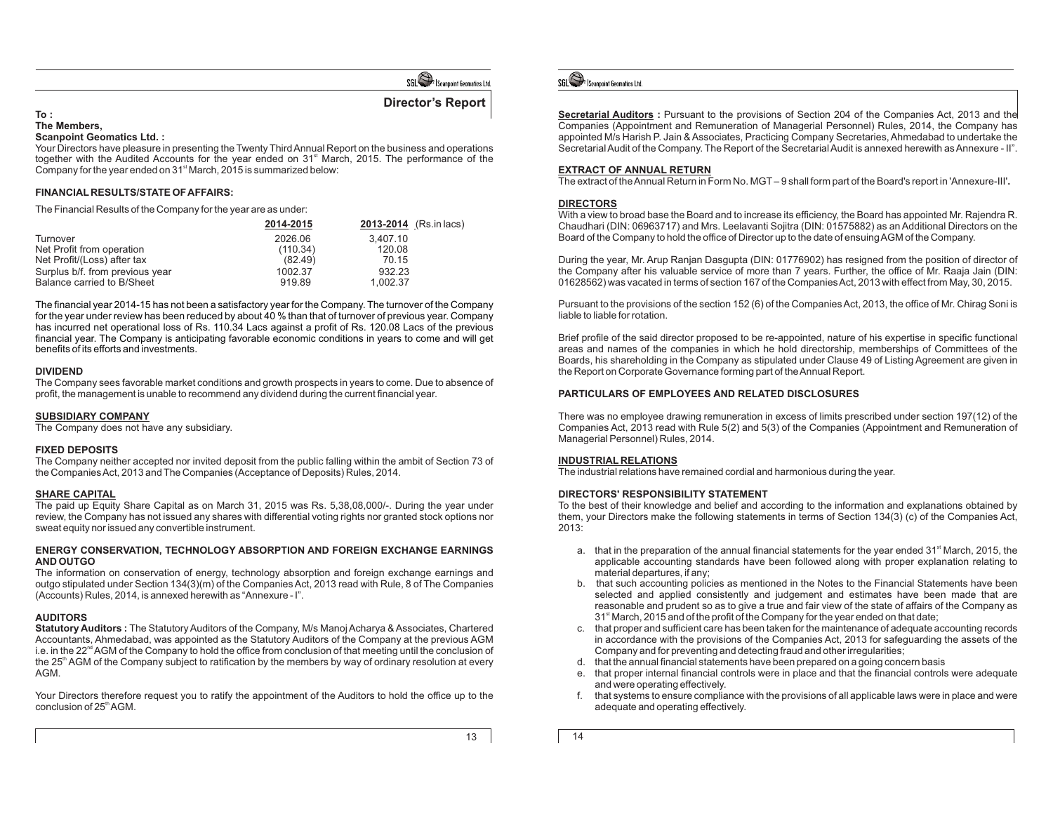# Director's Report

**To :**
**The Members,**
**Scanpoint Geomatics Ltd. :**

Your Directors have pleasure in presenting the Twenty Third Annual Report on the business and operations together with the Audited Accounts for the year ended on 31st March, 2015. The performance of the Company for the year ended on 31st March, 2015 is summarized below:

## FINANCIAL RESULTS/STATE OF AFFAIRS:

The Financial Results of the Company for the year are as under:

| | 2014-2015 | 2013-2014 (Rs.in lacs) |
|---|---|---|
| Turnover | 2026.06 | 3,407.10 |
| Net Profit from operation | (110.34) | 120.08 |
| Net Profit/(Loss) after tax | (82.49) | 70.15 |
| Surplus b/f. from previous year | 1002.37 | 932.23 |
| Balance carried to B/Sheet | 919.89 | 1,002.37 |

The financial year 2014-15 has not been a satisfactory year for the Company. The turnover of the Company for the year under review has been reduced by about 40 % than that of turnover of previous year. Company has incurred net operational loss of Rs. 110.34 Lacs against a profit of Rs. 120.08 Lacs of the previous financial year. The Company is anticipating favorable economic conditions in years to come and will get benefits of its efforts and investments.

## DIVIDEND

The Company sees favorable market conditions and growth prospects in years to come. Due to absence of profit, the management is unable to recommend any dividend during the current financial year.

## SUBSIDIARY COMPANY

The Company does not have any subsidiary.

## FIXED DEPOSITS

The Company neither accepted nor invited deposit from the public falling within the ambit of Section 73 of the Companies Act, 2013 and The Companies (Acceptance of Deposits) Rules, 2014.

## SHARE CAPITAL

The paid up Equity Share Capital as on March 31, 2015 was Rs. 5,38,08,000/-. During the year under review, the Company has not issued any shares with differential voting rights nor granted stock options nor sweat equity nor issued any convertible instrument.

## ENERGY CONSERVATION, TECHNOLOGY ABSORPTION AND FOREIGN EXCHANGE EARNINGS AND OUTGO

The information on conservation of energy, technology absorption and foreign exchange earnings and outgo stipulated under Section 134(3)(m) of the Companies Act, 2013 read with Rule, 8 of The Companies (Accounts) Rules, 2014, is annexed herewith as "Annexure - I".

## AUDITORS

**Statutory Auditors :** The Statutory Auditors of the Company, M/s Manoj Acharya & Associates, Chartered Accountants, Ahmedabad, was appointed as the Statutory Auditors of the Company at the previous AGM i.e. in the 22nd AGM of the Company to hold the office from conclusion of that meeting until the conclusion of the 25th AGM of the Company subject to ratification by the members by way of ordinary resolution at every AGM.

Your Directors therefore request you to ratify the appointment of the Auditors to hold the office up to the conclusion of 25th AGM.

**Secretarial Auditors :** Pursuant to the provisions of Section 204 of the Companies Act, 2013 and the Companies (Appointment and Remuneration of Managerial Personnel) Rules, 2014, the Company has appointed M/s Harish P. Jain & Associates, Practicing Company Secretaries, Ahmedabad to undertake the Secretarial Audit of the Company. The Report of the Secretarial Audit is annexed herewith as Annexure - II".

## EXTRACT OF ANNUAL RETURN

The extract of the Annual Return in Form No. MGT – 9 shall form part of the Board's report in 'Annexure-III'.

## DIRECTORS

With a view to broad base the Board and to increase its efficiency, the Board has appointed Mr. Rajendra R. Chaudhari (DIN: 06963717) and Mrs. Leelavanti Sojitra (DIN: 01575882) as an Additional Directors on the Board of the Company to hold the office of Director up to the date of ensuing AGM of the Company.

During the year, Mr. Arup Ranjan Dasgupta (DIN: 01776902) has resigned from the position of director of the Company after his valuable service of more than 7 years. Further, the office of Mr. Raaja Jain (DIN: 01628562) was vacated in terms of section 167 of the Companies Act, 2013 with effect from May, 30, 2015.

Pursuant to the provisions of the section 152 (6) of the Companies Act, 2013, the office of Mr. Chirag Soni is liable to liable for rotation.

Brief profile of the said director proposed to be re-appointed, nature of his expertise in specific functional areas and names of the companies in which he hold directorship, memberships of Committees of the Boards, his shareholding in the Company as stipulated under Clause 49 of Listing Agreement are given in the Report on Corporate Governance forming part of the Annual Report.

## PARTICULARS OF EMPLOYEES AND RELATED DISCLOSURES

There was no employee drawing remuneration in excess of limits prescribed under section 197(12) of the Companies Act, 2013 read with Rule 5(2) and 5(3) of the Companies (Appointment and Remuneration of Managerial Personnel) Rules, 2014.

## INDUSTRIAL RELATIONS

The industrial relations have remained cordial and harmonious during the year.

## DIRECTORS' RESPONSIBILITY STATEMENT

To the best of their knowledge and belief and according to the information and explanations obtained by them, your Directors make the following statements in terms of Section 134(3) (c) of the Companies Act, 2013:

a. that in the preparation of the annual financial statements for the year ended 31st March, 2015, the applicable accounting standards have been followed along with proper explanation relating to material departures, if any;

b. that such accounting policies as mentioned in the Notes to the Financial Statements have been selected and applied consistently and judgement and estimates have been made that are reasonable and prudent so as to give a true and fair view of the state of affairs of the Company as 31st March, 2015 and of the profit of the Company for the year ended on that date;

c. that proper and sufficient care has been taken for the maintenance of adequate accounting records in accordance with the provisions of the Companies Act, 2013 for safeguarding the assets of the Company and for preventing and detecting fraud and other irregularities;

d. that the annual financial statements have been prepared on a going concern basis

e. that proper internal financial controls were in place and that the financial controls were adequate and were operating effectively.

f. that systems to ensure compliance with the provisions of all applicable laws were in place and were adequate and operating effectively.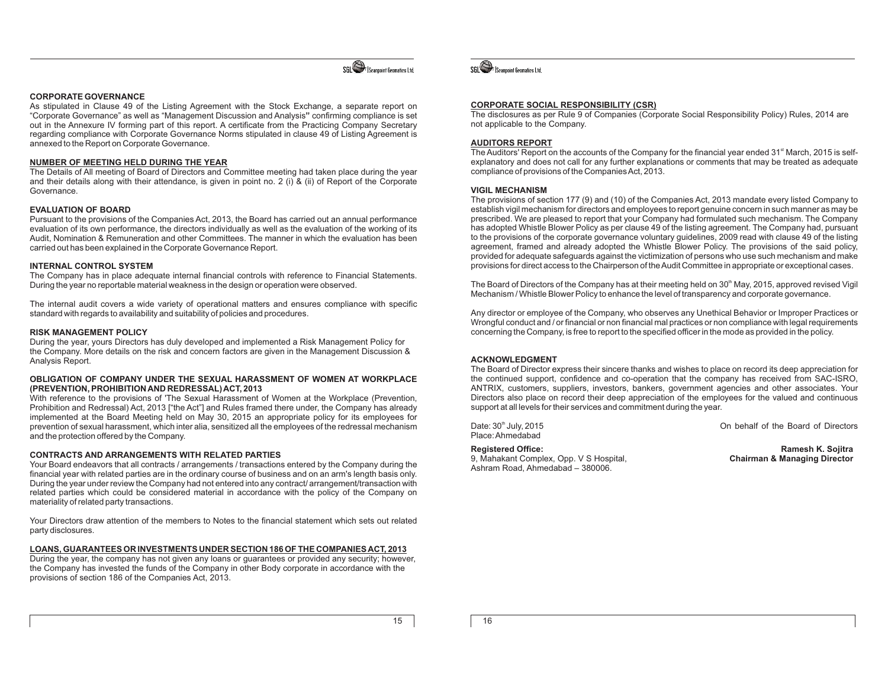## CORPORATE GOVERNANCE

As stipulated in Clause 49 of the Listing Agreement with the Stock Exchange, a separate report on "Corporate Governance" as well as "Management Discussion and Analysis" confirming compliance is set out in the Annexure IV forming part of this report. A certificate from the Practicing Company Secretary regarding compliance with Corporate Governance Norms stipulated in clause 49 of Listing Agreement is annexed to the Report on Corporate Governance.

## NUMBER OF MEETING HELD DURING THE YEAR

The Details of All meeting of Board of Directors and Committee meeting had taken place during the year and their details along with their attendance, is given in point no. 2 (i) & (ii) of Report of the Corporate Governance.

## EVALUATION OF BOARD

Pursuant to the provisions of the Companies Act, 2013, the Board has carried out an annual performance evaluation of its own performance, the directors individually as well as the evaluation of the working of its Audit, Nomination & Remuneration and other Committees. The manner in which the evaluation has been carried out has been explained in the Corporate Governance Report.

## INTERNAL CONTROL SYSTEM

The Company has in place adequate internal financial controls with reference to Financial Statements. During the year no reportable material weakness in the design or operation were observed.

The internal audit covers a wide variety of operational matters and ensures compliance with specific standard with regards to availability and suitability of policies and procedures.

## RISK MANAGEMENT POLICY

During the year, yours Directors has duly developed and implemented a Risk Management Policy for the Company. More details on the risk and concern factors are given in the Management Discussion & Analysis Report.

## OBLIGATION OF COMPANY UNDER THE SEXUAL HARASSMENT OF WOMEN AT WORKPLACE (PREVENTION, PROHIBITION AND REDRESSAL) ACT, 2013

With reference to the provisions of 'The Sexual Harassment of Women at the Workplace (Prevention, Prohibition and Redressal) Act, 2013 ["the Act"] and Rules framed there under, the Company has already implemented at the Board Meeting held on May 30, 2015 an appropriate policy for its employees for prevention of sexual harassment, which inter alia, sensitized all the employees of the redressal mechanism and the protection offered by the Company.

## CONTRACTS AND ARRANGEMENTS WITH RELATED PARTIES

Your Board endeavors that all contracts / arrangements / transactions entered by the Company during the financial year with related parties are in the ordinary course of business and on an arm's length basis only. During the year under review the Company had not entered into any contract/ arrangement/transaction with related parties which could be considered material in accordance with the policy of the Company on materiality of related party transactions.

Your Directors draw attention of the members to Notes to the financial statement which sets out related party disclosures.

## LOANS, GUARANTEES OR INVESTMENTS UNDER SECTION 186 OF THE COMPANIES ACT, 2013

During the year, the company has not given any loans or guarantees or provided any security; however, the Company has invested the funds of the Company in other Body corporate in accordance with the provisions of section 186 of the Companies Act, 2013.

## CORPORATE SOCIAL RESPONSIBILITY (CSR)

The disclosures as per Rule 9 of Companies (Corporate Social Responsibility Policy) Rules, 2014 are not applicable to the Company.

## AUDITORS REPORT

The Auditors' Report on the accounts of the Company for the financial year ended 31st March, 2015 is self-explanatory and does not call for any further explanations or comments that may be treated as adequate compliance of provisions of the Companies Act, 2013.

## VIGIL MECHANISM

The provisions of section 177 (9) and (10) of the Companies Act, 2013 mandate every listed Company to establish vigil mechanism for directors and employees to report genuine concern in such manner as may be prescribed. We are pleased to report that your Company had formulated such mechanism. The Company has adopted Whistle Blower Policy as per clause 49 of the listing agreement. The Company had, pursuant to the provisions of the corporate governance voluntary guidelines, 2009 read with clause 49 of the listing agreement, framed and already adopted the Whistle Blower Policy. The provisions of the said policy, provided for adequate safeguards against the victimization of persons who use such mechanism and make provisions for direct access to the Chairperson of the Audit Committee in appropriate or exceptional cases.

The Board of Directors of the Company has at their meeting held on 30th May, 2015, approved revised Vigil Mechanism / Whistle Blower Policy to enhance the level of transparency and corporate governance.

Any director or employee of the Company, who observes any Unethical Behavior or Improper Practices or Wrongful conduct and / or financial or non financial mal practices or non compliance with legal requirements concerning the Company, is free to report to the specified officer in the mode as provided in the policy.

## ACKNOWLEDGMENT

The Board of Director express their sincere thanks and wishes to place on record its deep appreciation for the continued support, confidence and co-operation that the company has received from SAC-ISRO, ANTRIX, customers, suppliers, investors, bankers, government agencies and other associates. Your Directors also place on record their deep appreciation of the employees for the valued and continuous support at all levels for their services and commitment during the year.

Date: 30th July, 2015
Place: Ahmedabad

On behalf of the Board of Directors

**Registered Office:**
9, Mahakant Complex, Opp. V S Hospital,
Ashram Road, Ahmedabad – 380006.

**Ramesh K. Sojitra**
**Chairman & Managing Director**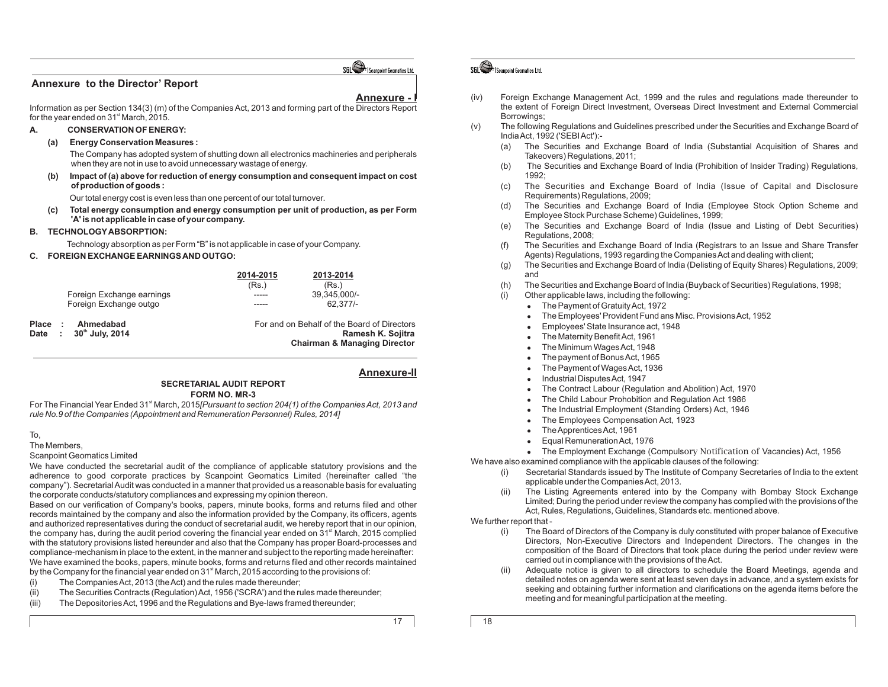## Annexure to the Director' Report

**Annexure - I**

Information as per Section 134(3) (m) of the Companies Act, 2013 and forming part of the Directors Report for the year ended on 31st March, 2015.

**A. CONSERVATION OF ENERGY:**

**(a) Energy Conservation Measures :**

The Company has adopted system of shutting down all electronics machineries and peripherals when they are not in use to avoid unnecessary wastage of energy.

**(b) Impact of (a) above for reduction of energy consumption and consequent impact on cost of production of goods :**

Our total energy cost is even less than one percent of our total turnover.

**(c) Total energy consumption and energy consumption per unit of production, as per Form 'A' is not applicable in case of your company.**

**B. TECHNOLOGY ABSORPTION:**

Technology absorption as per Form "B" is not applicable in case of your Company.

**C. FOREIGN EXCHANGE EARNINGS AND OUTGO:**

| | 2014-2015 (Rs.) | 2013-2014 (Rs.) |
|---|---|---|
| Foreign Exchange earnings | ----- | 39,345,000/- |
| Foreign Exchange outgo | ----- | 62,377/- |

**Place : Ahmedabad**
**Date : 30th July, 2014**

For and on Behalf of the Board of Directors
**Ramesh K. Sojitra**
**Chairman & Managing Director**

**Annexure-II**

### SECRETARIAL AUDIT REPORT
### FORM NO. MR-3

For The Financial Year Ended 31st March, 2015*[Pursuant to section 204(1) of the Companies Act, 2013 and rule No.9 of the Companies (Appointment and Remuneration Personnel) Rules, 2014]*

To,
The Members,
Scanpoint Geomatics Limited

We have conducted the secretarial audit of the compliance of applicable statutory provisions and the adherence to good corporate practices by Scanpoint Geomatics Limited (hereinafter called "the company"). Secretarial Audit was conducted in a manner that provided us a reasonable basis for evaluating the corporate conducts/statutory compliances and expressing my opinion thereon.

Based on our verification of Company's books, papers, minute books, forms and returns filed and other records maintained by the company and also the information provided by the Company, its officers, agents and authorized representatives during the conduct of secretarial audit, we hereby report that in our opinion, the company has, during the audit period covering the financial year ended on 31st March, 2015 complied with the statutory provisions listed hereunder and also that the Company has proper Board-processes and compliance-mechanism in place to the extent, in the manner and subject to the reporting made hereinafter:

We have examined the books, papers, minute books, forms and returns filed and other records maintained by the Company for the financial year ended on 31st March, 2015 according to the provisions of:

(i) The Companies Act, 2013 (the Act) and the rules made thereunder;

(ii) The Securities Contracts (Regulation) Act, 1956 ('SCRA') and the rules made thereunder;

(iii) The Depositories Act, 1996 and the Regulations and Bye-laws framed thereunder;

(iv) Foreign Exchange Management Act, 1999 and the rules and regulations made thereunder to the extent of Foreign Direct Investment, Overseas Direct Investment and External Commercial Borrowings;

(v) The following Regulations and Guidelines prescribed under the Securities and Exchange Board of India Act, 1992 ('SEBI Act'):-

- (a) The Securities and Exchange Board of India (Substantial Acquisition of Shares and Takeovers) Regulations, 2011;
- (b) The Securities and Exchange Board of India (Prohibition of Insider Trading) Regulations, 1992;
- (c) The Securities and Exchange Board of India (Issue of Capital and Disclosure Requirements) Regulations, 2009;
- (d) The Securities and Exchange Board of India (Employee Stock Option Scheme and Employee Stock Purchase Scheme) Guidelines, 1999;
- (e) The Securities and Exchange Board of India (Issue and Listing of Debt Securities) Regulations, 2008;
- (f) The Securities and Exchange Board of India (Registrars to an Issue and Share Transfer Agents) Regulations, 1993 regarding the Companies Act and dealing with client;
- (g) The Securities and Exchange Board of India (Delisting of Equity Shares) Regulations, 2009; and
- (h) The Securities and Exchange Board of India (Buyback of Securities) Regulations, 1998;
- (i) Other applicable laws, including the following:
  - The Payment of Gratuity Act, 1972
  - The Employees' Provident Fund ans Misc. Provisions Act, 1952
  - Employees' State Insurance act, 1948
  - The Maternity Benefit Act, 1961
  - The Minimum Wages Act, 1948
  - The payment of Bonus Act, 1965
  - The Payment of Wages Act, 1936
  - Industrial Disputes Act, 1947
  - The Contract Labour (Regulation and Abolition) Act, 1970
  - The Child Labour Prohobition and Regulation Act 1986
  - The Industrial Employment (Standing Orders) Act, 1946
  - The Employees Compensation Act, 1923
  - The Apprentices Act, 1961
  - Equal Remuneration Act, 1976
  - The Employment Exchange (Compulsory Notification of Vacancies) Act, 1956

We have also examined compliance with the applicable clauses of the following:

(i) Secretarial Standards issued by The Institute of Company Secretaries of India to the extent applicable under the Companies Act, 2013.

(ii) The Listing Agreements entered into by the Company with Bombay Stock Exchange Limited; During the period under review the company has complied with the provisions of the Act, Rules, Regulations, Guidelines, Standards etc. mentioned above.

We further report that -

(i) The Board of Directors of the Company is duly constituted with proper balance of Executive Directors, Non-Executive Directors and Independent Directors. The changes in the composition of the Board of Directors that took place during the period under review were carried out in compliance with the provisions of the Act.

(ii) Adequate notice is given to all directors to schedule the Board Meetings, agenda and detailed notes on agenda were sent at least seven days in advance, and a system exists for seeking and obtaining further information and clarifications on the agenda items before the meeting and for meaningful participation at the meeting.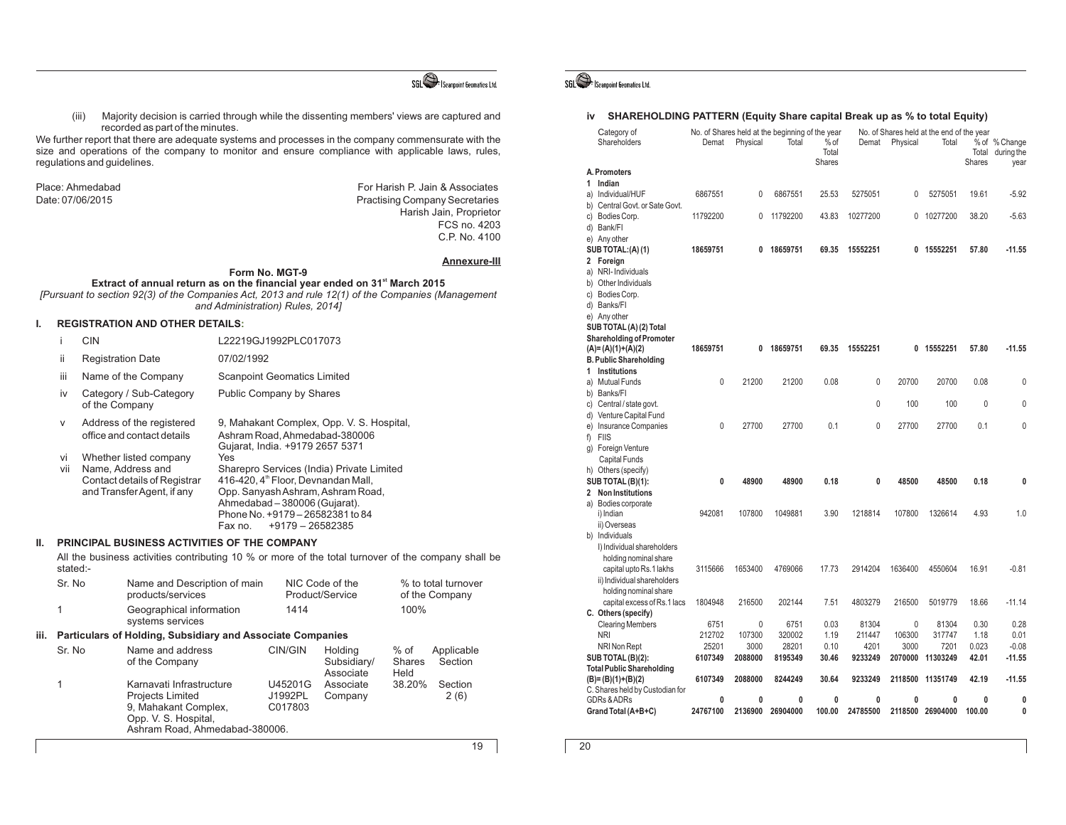(iii) Majority decision is carried through while the dissenting members' views are captured and recorded as part of the minutes.

We further report that there are adequate systems and processes in the company commensurate with the size and operations of the company to monitor and ensure compliance with applicable laws, rules, regulations and guidelines.

Place: Ahmedabad
Date: 07/06/2015

For Harish P. Jain & Associates
Practising Company Secretaries
Harish Jain, Proprietor
FCS no. 4203
C.P. No. 4100

**Annexure-III**

**Form No. MGT-9**

**Extract of annual return as on the financial year ended on 31st March 2015**

*[Pursuant to section 92(3) of the Companies Act, 2013 and rule 12(1) of the Companies (Management and Administration) Rules, 2014]*

## I. REGISTRATION AND OTHER DETAILS:

| | | |
|---|---|---|
| i | CIN | L22219GJ1992PLC017073 |
| ii | Registration Date | 07/02/1992 |
| iii | Name of the Company | Scanpoint Geomatics Limited |
| iv | Category / Sub-Category of the Company | Public Company by Shares |
| v | Address of the registered office and contact details | 9, Mahakant Complex, Opp. V. S. Hospital, Ashram Road, Ahmedabad-380006 Gujarat, India. +9179 2657 5371 |
| vi | Whether listed company | Yes |
| vii | Name, Address and Contact details of Registrar and Transfer Agent, if any | Sharepro Services (India) Private Limited 416-420, 4th Floor, Devnandan Mall, Opp. Sanyash Ashram, Ashram Road, Ahmedabad – 380006 (Gujarat). Phone No. +9179 – 26582381 to 84 Fax no. +9179 – 26582385 |

## II. PRINCIPAL BUSINESS ACTIVITIES OF THE COMPANY

All the business activities contributing 10 % or more of the total turnover of the company shall be stated:-

| Sr. No | Name and Description of main products/services | NIC Code of the Product/Service | % to total turnover of the Company |
|---|---|---|---|
| 1 | Geographical information systems services | 1414 | 100% |

## iii. Particulars of Holding, Subsidiary and Associate Companies

| Sr. No | Name and address of the Company | CIN/GIN | Holding Subsidiary/ Associate | % of Shares Held | Applicable Section |
|---|---|---|---|---|---|
| 1 | Karnavati Infrastructure Projects Limited 9, Mahakant Complex, Opp. V. S. Hospital, Ashram Road, Ahmedabad-380006. | U45201GJ1992PLC017803 | Associate Company | 38.20% | Section 2 (6) |

## iv SHAREHOLDING PATTERN (Equity Share capital Break up as % to total Equity)

| Category of Shareholders | No. of Shares held at the beginning of the year | | | | No. of Shares held at the end of the year | | | | |
|---|---|---|---|---|---|---|---|---|---|
| | Demat | Physical | Total | % of Total Shares | Demat | Physical | Total | % of Total Shares | % Change during the year |
| **A. Promoters** | | | | | | | | | |
| **1 Indian** | | | | | | | | | |
| a) Individual/HUF | 6867551 | 0 | 6867551 | 25.53 | 5275051 | 0 | 5275051 | 19.61 | -5.92 |
| b) Central Govt. or Sate Govt. | | | | | | | | | |
| c) Bodies Corp. | 11792200 | 0 | 11792200 | 43.83 | 10277200 | 0 | 10277200 | 38.20 | -5.63 |
| d) Bank/FI | | | | | | | | | |
| e) Any other | | | | | | | | | |
| **SUB TOTAL:(A) (1)** | **18659751** | **0** | **18659751** | **69.35** | **15552251** | **0** | **15552251** | **57.80** | **-11.55** |
| **2 Foreign** | | | | | | | | | |
| a) NRI- Individuals | | | | | | | | | |
| b) Other Individuals | | | | | | | | | |
| c) Bodies Corp. | | | | | | | | | |
| d) Banks/FI | | | | | | | | | |
| e) Any other | | | | | | | | | |
| **SUB TOTAL (A) (2) Total** | | | | | | | | | |
| **Shareholding of Promoter (A)= (A)(1)+(A)(2)** | **18659751** | **0** | **18659751** | **69.35** | **15552251** | **0** | **15552251** | **57.80** | **-11.55** |
| **B. Public Shareholding** | | | | | | | | | |
| **1 Institutions** | | | | | | | | | |
| a) Mutual Funds | 0 | 21200 | 21200 | 0.08 | 0 | 20700 | 20700 | 0.08 | 0 |
| b) Banks/FI | | | | | | | | | |
| c) Central / state govt. | | | | | 0 | 100 | 100 | 0 | 0 |
| d) Venture Capital Fund | | | | | | | | | |
| e) Insurance Companies | 0 | 27700 | 27700 | 0.1 | 0 | 27700 | 27700 | 0.1 | 0 |
| f) FIIS | | | | | | | | | |
| g) Foreign Venture Capital Funds | | | | | | | | | |
| h) Others (specify) | | | | | | | | | |
| **SUB TOTAL (B)(1):** | **0** | **48900** | **48900** | **0.18** | **0** | **48500** | **48500** | **0.18** | **0** |
| **2 Non Institutions** | | | | | | | | | |
| a) Bodies corporate | | | | | | | | | |
| i) Indian | 942081 | 107800 | 1049881 | 3.90 | 1218814 | 107800 | 1326614 | 4.93 | 1.0 |
| ii) Overseas | | | | | | | | | |
| b) Individuals | | | | | | | | | |
| I) Individual shareholders holding nominal share capital upto Rs.1 lakhs | 3115666 | 1653400 | 4769066 | 17.73 | 2914204 | 1636400 | 4550604 | 16.91 | -0.81 |
| ii) Individual shareholders holding nominal share capital excess of Rs.1 lacs | 1804948 | 216500 | 202144 | 7.51 | 4803279 | 216500 | 5019779 | 18.66 | -11.14 |
| **C. Others (specify)** | | | | | | | | | |
| Clearing Members | 6751 | 0 | 6751 | 0.03 | 81304 | 0 | 81304 | 0.30 | 0.28 |
| NRI | 212702 | 107300 | 320002 | 1.19 | 211447 | 106300 | 317747 | 1.18 | 0.01 |
| NRI Non Rept | 25201 | 3000 | 28201 | 0.10 | 4201 | 3000 | 7201 | 0.023 | -0.08 |
| **SUB TOTAL (B)(2):** | **6107349** | **2088000** | **8195349** | **30.46** | **9233249** | **2070000** | **11303249** | **42.01** | **-11.55** |
| **Total Public Shareholding (B)= (B)(1)+(B)(2)** | **6107349** | **2088000** | **8244249** | **30.64** | **9233249** | **2118500** | **11351749** | **42.19** | **-11.55** |
| C. Shares held by Custodian for **GDRs & ADRs** | **0** | **0** | **0** | **0** | **0** | **0** | **0** | **0** | **0** |
| **Grand Total (A+B+C)** | **24767100** | **2136900** | **26904000** | **100.00** | **24785500** | **2118500** | **26904000** | **100.00** | **0** |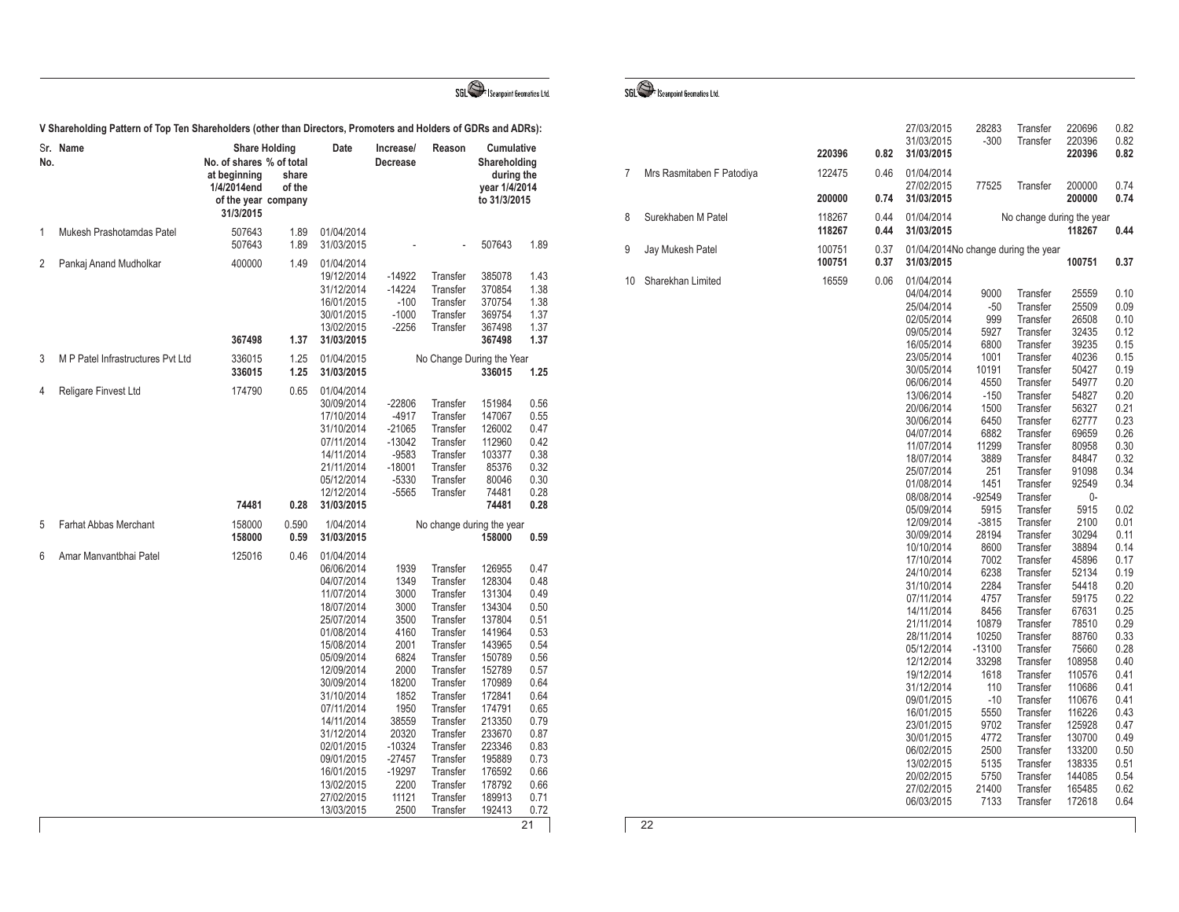**V Shareholding Pattern of Top Ten Shareholders (other than Directors, Promoters and Holders of GDRs and ADRs):**

| Sr. No. | Name | Share Holding | | Date | Increase/ Decrease | Reason | Cumulative Shareholding during the year 1/4/2014 to 31/3/2015 | |
|---|---|---|---|---|---|---|---|---|
| | | No. of shares at beginning 1/4/2014end of the year 31/3/2015 | % of total share of the company | | | | | |
| 1 | Mukesh Prashotamdas Patel | 507643 | 1.89 | 01/04/2014 | | | | |
| | | 507643 | 1.89 | 31/03/2015 | - | - | 507643 | 1.89 |
| 2 | Pankaj Anand Mudholkar | 400000 | 1.49 | 01/04/2014 | | | | |
| | | | | 19/12/2014 | -14922 | Transfer | 385078 | 1.43 |
| | | | | 31/12/2014 | -14224 | Transfer | 370854 | 1.38 |
| | | | | 16/01/2015 | -100 | Transfer | 370754 | 1.38 |
| | | | | 30/01/2015 | -1000 | Transfer | 369754 | 1.37 |
| | | | | 13/02/2015 | -2256 | Transfer | 367498 | 1.37 |
| | | **367498** | **1.37** | **31/03/2015** | | | **367498** | **1.37** |
| 3 | M P Patel Infrastructures Pvt Ltd | 336015 | 1.25 | 01/04/2015 | | No Change During the Year | | |
| | | **336015** | **1.25** | **31/03/2015** | | | **336015** | **1.25** |
| 4 | Religare Finvest Ltd | 174790 | 0.65 | 01/04/2014 | | | | |
| | | | | 30/09/2014 | -22806 | Transfer | 151984 | 0.56 |
| | | | | 17/10/2014 | -4917 | Transfer | 147067 | 0.55 |
| | | | | 31/10/2014 | -21065 | Transfer | 126002 | 0.47 |
| | | | | 07/11/2014 | -13042 | Transfer | 112960 | 0.42 |
| | | | | 14/11/2014 | -9583 | Transfer | 103377 | 0.38 |
| | | | | 21/11/2014 | -18001 | Transfer | 85376 | 0.32 |
| | | | | 05/12/2014 | -5330 | Transfer | 80046 | 0.30 |
| | | | | 12/12/2014 | -5565 | Transfer | 74481 | 0.28 |
| | | **74481** | **0.28** | **31/03/2015** | | | **74481** | **0.28** |
| 5 | Farhat Abbas Merchant | 158000 | 0.590 | 1/04/2014 | | No change during the year | | |
| | | **158000** | **0.59** | **31/03/2015** | | | **158000** | **0.59** |
| 6 | Amar Manvantbhai Patel | 125016 | 0.46 | 01/04/2014 | | | | |
| | | | | 06/06/2014 | 1939 | Transfer | 126955 | 0.47 |
| | | | | 04/07/2014 | 1349 | Transfer | 128304 | 0.48 |
| | | | | 11/07/2014 | 3000 | Transfer | 131304 | 0.49 |
| | | | | 18/07/2014 | 3000 | Transfer | 134304 | 0.50 |
| | | | | 25/07/2014 | 3500 | Transfer | 137804 | 0.51 |
| | | | | 01/08/2014 | 4160 | Transfer | 141964 | 0.53 |
| | | | | 15/08/2014 | 2001 | Transfer | 143965 | 0.54 |
| | | | | 05/09/2014 | 6824 | Transfer | 150789 | 0.56 |
| | | | | 12/09/2014 | 2000 | Transfer | 152789 | 0.57 |
| | | | | 30/09/2014 | 18200 | Transfer | 170989 | 0.64 |
| | | | | 31/10/2014 | 1852 | Transfer | 172841 | 0.64 |
| | | | | 07/11/2014 | 1950 | Transfer | 174791 | 0.65 |
| | | | | 14/11/2014 | 38559 | Transfer | 213350 | 0.79 |
| | | | | 31/12/2014 | 20320 | Transfer | 233670 | 0.87 |
| | | | | 02/01/2015 | -10324 | Transfer | 223346 | 0.83 |
| | | | | 09/01/2015 | -27457 | Transfer | 195889 | 0.73 |
| | | | | 16/01/2015 | -19297 | Transfer | 176592 | 0.66 |
| | | | | 13/02/2015 | 2200 | Transfer | 178792 | 0.66 |
| | | | | 27/02/2015 | 11121 | Transfer | 189913 | 0.71 |
| | | | | 13/03/2015 | 2500 | Transfer | 192413 | 0.72 |
| | | | | 27/03/2015 | 28283 | Transfer | 220696 | 0.82 |
| | | | | 31/03/2015 | -300 | Transfer | 220396 | 0.82 |
| | | **220396** | **0.82** | **31/03/2015** | | | **220396** | **0.82** |
| 7 | Mrs Rasmitaben F Patodiya | 122475 | 0.46 | 01/04/2014 | | | | |
| | | | | 27/02/2015 | 77525 | Transfer | 200000 | 0.74 |
| | | **200000** | **0.74** | **31/03/2015** | | | **200000** | **0.74** |
| 8 | Surekhaben M Patel | 118267 | 0.44 | 01/04/2014 | | No change during the year | | |
| | | **118267** | **0.44** | **31/03/2015** | | | **118267** | **0.44** |
| 9 | Jay Mukesh Patel | 100751 | 0.37 | 01/04/2014 | No change during the year | | | |
| | | **100751** | **0.37** | **31/03/2015** | | | **100751** | **0.37** |
| 10 | Sharekhan Limited | 16559 | 0.06 | 01/04/2014 | | | | |
| | | | | 04/04/2014 | 9000 | Transfer | 25559 | 0.10 |
| | | | | 25/04/2014 | -50 | Transfer | 25509 | 0.09 |
| | | | | 02/05/2014 | 999 | Transfer | 26508 | 0.10 |
| | | | | 09/05/2014 | 5927 | Transfer | 32435 | 0.12 |
| | | | | 16/05/2014 | 6800 | Transfer | 39235 | 0.15 |
| | | | | 23/05/2014 | 1001 | Transfer | 40236 | 0.15 |
| | | | | 30/05/2014 | 10191 | Transfer | 50427 | 0.19 |
| | | | | 06/06/2014 | 4550 | Transfer | 54977 | 0.20 |
| | | | | 13/06/2014 | -150 | Transfer | 54827 | 0.20 |
| | | | | 20/06/2014 | 1500 | Transfer | 56327 | 0.21 |
| | | | | 30/06/2014 | 6450 | Transfer | 62777 | 0.23 |
| | | | | 04/07/2014 | 6882 | Transfer | 69659 | 0.26 |
| | | | | 11/07/2014 | 11299 | Transfer | 80958 | 0.30 |
| | | | | 18/07/2014 | 3889 | Transfer | 84847 | 0.32 |
| | | | | 25/07/2014 | 251 | Transfer | 91098 | 0.34 |
| | | | | 01/08/2014 | 1451 | Transfer | 92549 | 0.34 |
| | | | | 08/08/2014 | -92549 | Transfer | 0- | |
| | | | | 05/09/2014 | 5915 | Transfer | 5915 | 0.02 |
| | | | | 12/09/2014 | -3815 | Transfer | 2100 | 0.01 |
| | | | | 30/09/2014 | 28194 | Transfer | 30294 | 0.11 |
| | | | | 10/10/2014 | 8600 | Transfer | 38894 | 0.14 |
| | | | | 17/10/2014 | 7002 | Transfer | 45896 | 0.17 |
| | | | | 24/10/2014 | 6238 | Transfer | 52134 | 0.19 |
| | | | | 31/10/2014 | 2284 | Transfer | 54418 | 0.20 |
| | | | | 07/11/2014 | 4757 | Transfer | 59175 | 0.22 |
| | | | | 14/11/2014 | 8456 | Transfer | 67631 | 0.25 |
| | | | | 21/11/2014 | 10879 | Transfer | 78510 | 0.29 |
| | | | | 28/11/2014 | 10250 | Transfer | 88760 | 0.33 |
| | | | | 05/12/2014 | -13100 | Transfer | 75660 | 0.28 |
| | | | | 12/12/2014 | 33298 | Transfer | 108958 | 0.40 |
| | | | | 19/12/2014 | 1618 | Transfer | 110576 | 0.41 |
| | | | | 31/12/2014 | 110 | Transfer | 110686 | 0.41 |
| | | | | 09/01/2015 | -10 | Transfer | 110676 | 0.41 |
| | | | | 16/01/2015 | 5550 | Transfer | 116226 | 0.43 |
| | | | | 23/01/2015 | 9702 | Transfer | 125928 | 0.47 |
| | | | | 30/01/2015 | 4772 | Transfer | 130700 | 0.49 |
| | | | | 06/02/2015 | 2500 | Transfer | 133200 | 0.50 |
| | | | | 13/02/2015 | 5135 | Transfer | 138335 | 0.51 |
| | | | | 20/02/2015 | 5750 | Transfer | 144085 | 0.54 |
| | | | | 27/02/2015 | 21400 | Transfer | 165485 | 0.62 |
| | | | | 06/03/2015 | 7133 | Transfer | 172618 | 0.64 |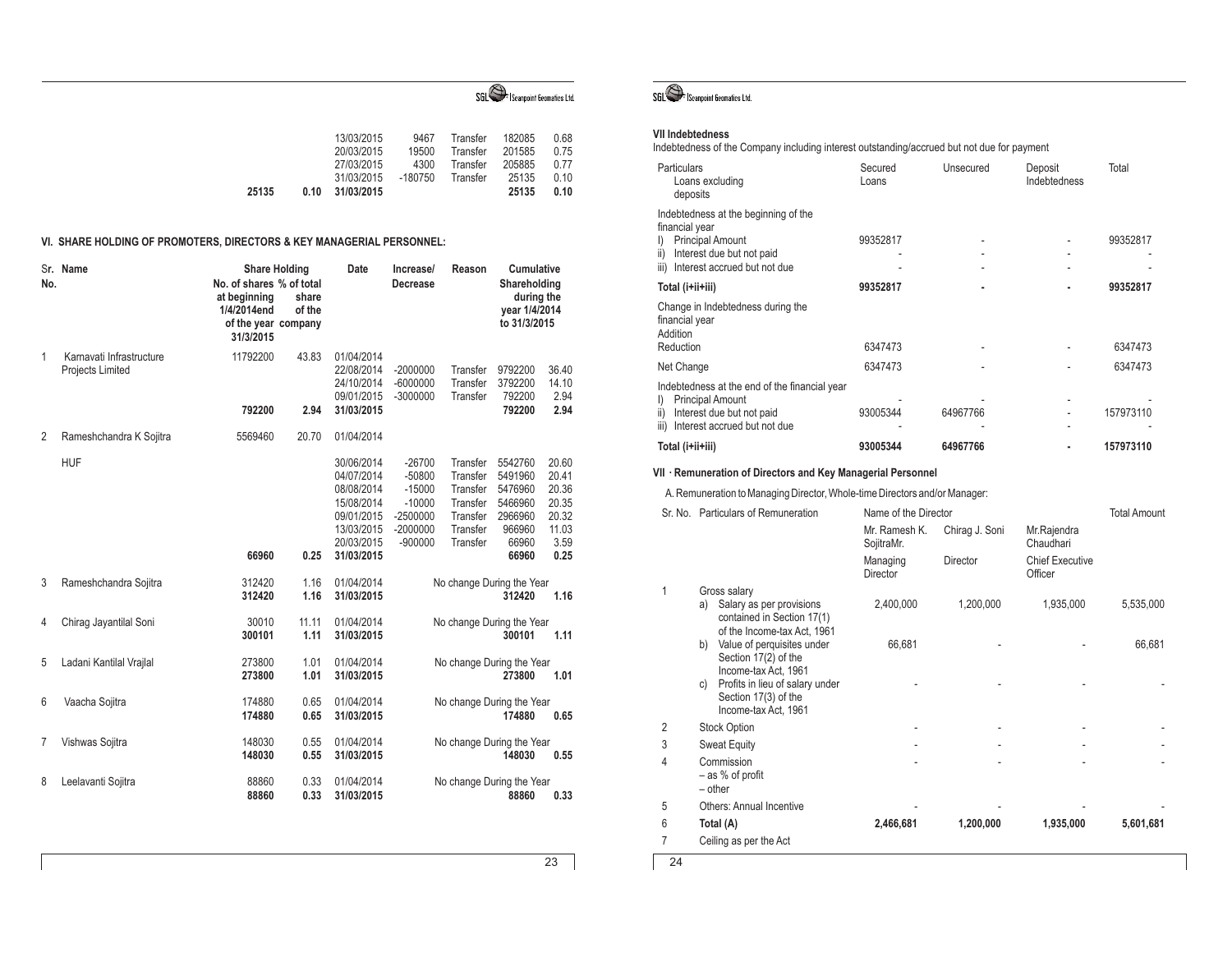| | | | | | | | |
|---|---|---|---|---|---|---|---|
| | | 13/03/2015 | 9467 | Transfer | 182085 | 0.68 |
| | | 20/03/2015 | 19500 | Transfer | 201585 | 0.75 |
| | | 27/03/2015 | 4300 | Transfer | 205885 | 0.77 |
| | | 31/03/2015 | -180750 | Transfer | 25135 | 0.10 |
| **25135** | **0.10** | **31/03/2015** | | | **25135** | **0.10** |

## VI. SHARE HOLDING OF PROMOTERS, DIRECTORS & KEY MANAGERIAL PERSONNEL:

| Sr. No. | Name | Share Holding | | Date | Increase/ Decrease | Reason | Cumulative Shareholding during the year 1/4/2014 to 31/3/2015 | |
|---|---|---|---|---|---|---|---|---|
| | | No. of shares at beginning 1/4/2014end of the year 31/3/2015 | % of total share of the company | | | | | |
| 1 | Karnavati Infrastructure Projects Limited | 11792200 | 43.83 | 01/04/2014 | | | | |
| | | | | 22/08/2014 | -2000000 | Transfer | 9792200 | 36.40 |
| | | | | 24/10/2014 | -6000000 | Transfer | 3792200 | 14.10 |
| | | | | 09/01/2015 | -3000000 | Transfer | 792200 | 2.94 |
| | | **792200** | **2.94** | **31/03/2015** | | | **792200** | **2.94** |
| 2 | Rameshchandra K Sojitra | 5569460 | 20.70 | 01/04/2014 | | | | |
| | HUF | | | 30/06/2014 | -26700 | Transfer | 5542760 | 20.60 |
| | | | | 04/07/2014 | -50800 | Transfer | 5491960 | 20.41 |
| | | | | 08/08/2014 | -15000 | Transfer | 5476960 | 20.36 |
| | | | | 15/08/2014 | -10000 | Transfer | 5466960 | 20.35 |
| | | | | 09/01/2015 | -2500000 | Transfer | 2966960 | 20.32 |
| | | | | 13/03/2015 | -2000000 | Transfer | 966960 | 11.03 |
| | | | | 20/03/2015 | -900000 | Transfer | 66960 | 3.59 |
| | | **66960** | **0.25** | **31/03/2015** | | | **66960** | **0.25** |
| 3 | Rameshchandra Sojitra | 312420 | 1.16 | 01/04/2014 | | No change During the Year | | |
| | | **312420** | **1.16** | **31/03/2015** | | | **312420** | **1.16** |
| 4 | Chirag Jayantilal Soni | 30010 | 11.11 | 01/04/2014 | | No change During the Year | | |
| | | **300101** | **1.11** | **31/03/2015** | | | **300101** | **1.11** |
| 5 | Ladani Kantilal Vrajlal | 273800 | 1.01 | 01/04/2014 | | No change During the Year | | |
| | | **273800** | **1.01** | **31/03/2015** | | | **273800** | **1.01** |
| 6 | Vaacha Sojitra | 174880 | 0.65 | 01/04/2014 | | No change During the Year | | |
| | | **174880** | **0.65** | **31/03/2015** | | | **174880** | **0.65** |
| 7 | Vishwas Sojitra | 148030 | 0.55 | 01/04/2014 | | No change During the Year | | |
| | | **148030** | **0.55** | **31/03/2015** | | | **148030** | **0.55** |
| 8 | Leelavanti Sojitra | 88860 | 0.33 | 01/04/2014 | | No change During the Year | | |
| | | **88860** | **0.33** | **31/03/2015** | | | **88860** | **0.33** |

## VII Indebtedness

Indebtedness of the Company including interest outstanding/accrued but not due for payment

| Particulars | Secured Loans excluding deposits | Unsecured | Deposit Indebtedness | Total |
|---|---|---|---|---|
| Indebtedness at the beginning of the financial year | | | | |
| I) Principal Amount | 99352817 | - | - | 99352817 |
| ii) Interest due but not paid | - | - | - | - |
| iii) Interest accrued but not due | - | - | - | - |
| **Total (i+ii+iii)** | **99352817** | **-** | **-** | **99352817** |
| Change in Indebtedness during the financial year | | | | |
| Addition | | | | |
| Reduction | 6347473 | - | - | 6347473 |
| Net Change | 6347473 | - | - | 6347473 |
| Indebtedness at the end of the financial year | | | | |
| I) Principal Amount | - | | - | - |
| ii) Interest due but not paid | 93005344 | 64967766 | - | 157973110 |
| iii) Interest accrued but not due | - | - | - | - |
| **Total (i+ii+iii)** | **93005344** | **64967766** | **-** | **157973110** |

## VII - Remuneration of Directors and Key Managerial Personnel

A. Remuneration to Managing Director, Whole-time Directors and/or Manager:

| Sr. No. | Particulars of Remuneration | Name of the Director | | | Total Amount |
|---|---|---|---|---|---|
| | | Mr. Ramesh K. SojitraMr. | Chirag J. Soni | Mr.Rajendra Chaudhari | |
| | | Managing Director | Director | Chief Executive Officer | |
| 1 | Gross salary | | | | |
| | a) Salary as per provisions contained in Section 17(1) of the Income-tax Act, 1961 | 2,400,000 | 1,200,000 | 1,935,000 | 5,535,000 |
| | b) Value of perquisites under Section 17(2) of the Income-tax Act, 1961 | 66,681 | - | - | 66,681 |
| | c) Profits in lieu of salary under Section 17(3) of the Income-tax Act, 1961 | - | - | - | - |
| 2 | Stock Option | - | - | - | - |
| 3 | Sweat Equity | - | - | - | - |
| 4 | Commission – as % of profit – other | - | - | - | - |
| 5 | Others: Annual Incentive | - | - | - | - |
| 6 | **Total (A)** | **2,466,681** | **1,200,000** | **1,935,000** | **5,601,681** |
| 7 | Ceiling as per the Act | | | | |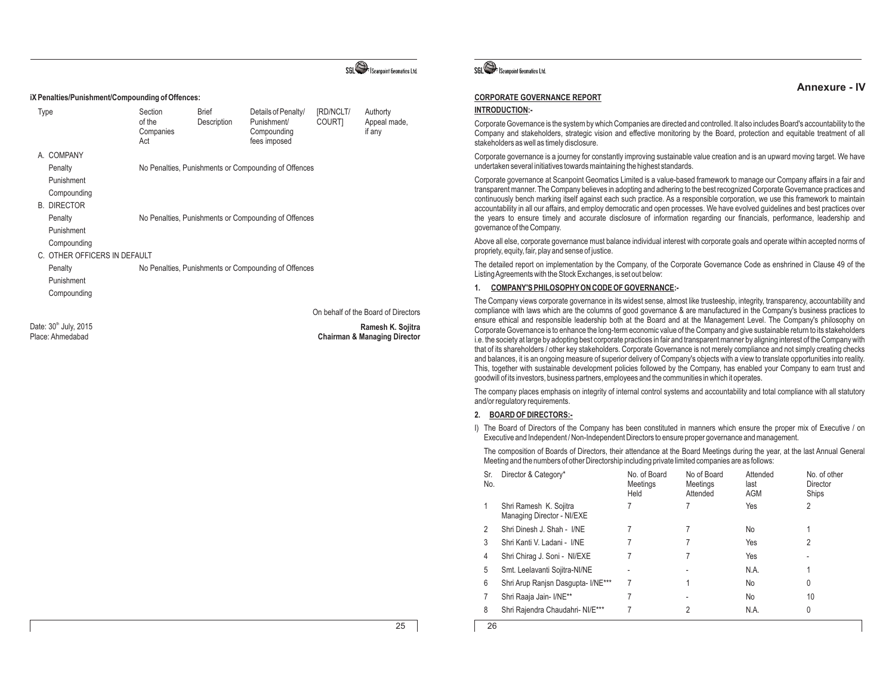### iX Penalties/Punishment/Compounding of Offences:

| Type | Section of the Companies Act | Brief Description | Details of Penalty/ Punishment/ Compounding fees imposed | [RD/NCLT/ COURT] | Authorty Appeal made, if any |
|---|---|---|---|---|---|
| A. COMPANY | | | | | |
| Penalty | No Penalties, Punishments or Compounding of Offences | | | | |
| Punishment | | | | | |
| Compounding | | | | | |
| B. DIRECTOR | | | | | |
| Penalty | No Penalties, Punishments or Compounding of Offences | | | | |
| Punishment | | | | | |
| Compounding | | | | | |
| C. OTHER OFFICERS IN DEFAULT | | | | | |
| Penalty | No Penalties, Punishments or Compounding of Offences | | | | |
| Punishment | | | | | |
| Compounding | | | | | |

On behalf of the Board of Directors

Date: 30th July, 2015
Place: Ahmedabad

**Ramesh K. Sojitra**
**Chairman & Managing Director**

## Annexure - IV

### CORPORATE GOVERNANCE REPORT

**INTRODUCTION:-**

Corporate Governance is the system by which Companies are directed and controlled. It also includes Board's accountability to the Company and stakeholders, strategic vision and effective monitoring by the Board, protection and equitable treatment of all stakeholders as well as timely disclosure.

Corporate governance is a journey for constantly improving sustainable value creation and is an upward moving target. We have undertaken several initiatives towards maintaining the highest standards.

Corporate governance at Scanpoint Geomatics Limited is a value-based framework to manage our Company affairs in a fair and transparent manner. The Company believes in adopting and adhering to the best recognized Corporate Governance practices and continuously bench marking itself against each such practice. As a responsible corporation, we use this framework to maintain accountability in all our affairs, and employ democratic and open processes. We have evolved guidelines and best practices over the years to ensure timely and accurate disclosure of information regarding our financials, performance, leadership and governance of the Company.

Above all else, corporate governance must balance individual interest with corporate goals and operate within accepted norms of propriety, equity, fair, play and sense of justice.

The detailed report on implementation by the Company, of the Corporate Governance Code as enshrined in Clause 49 of the Listing Agreements with the Stock Exchanges, is set out below:

**1. COMPANY'S PHILOSOPHY ON CODE OF GOVERNANCE:-**

The Company views corporate governance in its widest sense, almost like trusteeship, integrity, transparency, accountability and compliance with laws which are the columns of good governance & are manufactured in the Company's business practices to ensure ethical and responsible leadership both at the Board and at the Management Level. The Company's philosophy on Corporate Governance is to enhance the long-term economic value of the Company and give sustainable return to its stakeholders i.e. the society at large by adopting best corporate practices in fair and transparent manner by aligning interest of the Company with that of its shareholders / other key stakeholders. Corporate Governance is not merely compliance and not simply creating checks and balances, it is an ongoing measure of superior delivery of Company's objects with a view to translate opportunities into reality. This, together with sustainable development policies followed by the Company, has enabled your Company to earn trust and goodwill of its investors, business partners, employees and the communities in which it operates.

The company places emphasis on integrity of internal control systems and accountability and total compliance with all statutory and/or regulatory requirements.

**2. BOARD OF DIRECTORS:-**

I) The Board of Directors of the Company has been constituted in manners which ensure the proper mix of Executive / on Executive and Independent / Non-Independent Directors to ensure proper governance and management.

The composition of Boards of Directors, their attendance at the Board Meetings during the year, at the last Annual General Meeting and the numbers of other Directorship including private limited companies are as follows:

| Sr. No. | Director & Category* | No. of Board Meetings Held | No of Board Meetings Attended | Attended last AGM | No. of other Director Ships |
|---|---|---|---|---|---|
| 1 | Shri Ramesh K. Sojitra Managing Director - NI/EXE | 7 | 7 | Yes | 2 |
| 2 | Shri Dinesh J. Shah - I/NE | 7 | 7 | No | 1 |
| 3 | Shri Kanti V. Ladani - I/NE | 7 | 7 | Yes | 2 |
| 4 | Shri Chirag J. Soni - NI/EXE | 7 | 7 | Yes | - |
| 5 | Smt. Leelavanti Sojitra-NI/NE | - | - | N.A. | 1 |
| 6 | Shri Arup Ranjsn Dasgupta- I/NE*** | 7 | 1 | No | 0 |
| 7 | Shri Raaja Jain- I/NE** | 7 | - | No | 10 |
| 8 | Shri Rajendra Chaudahri- NI/E*** | 7 | 2 | N.A. | 0 |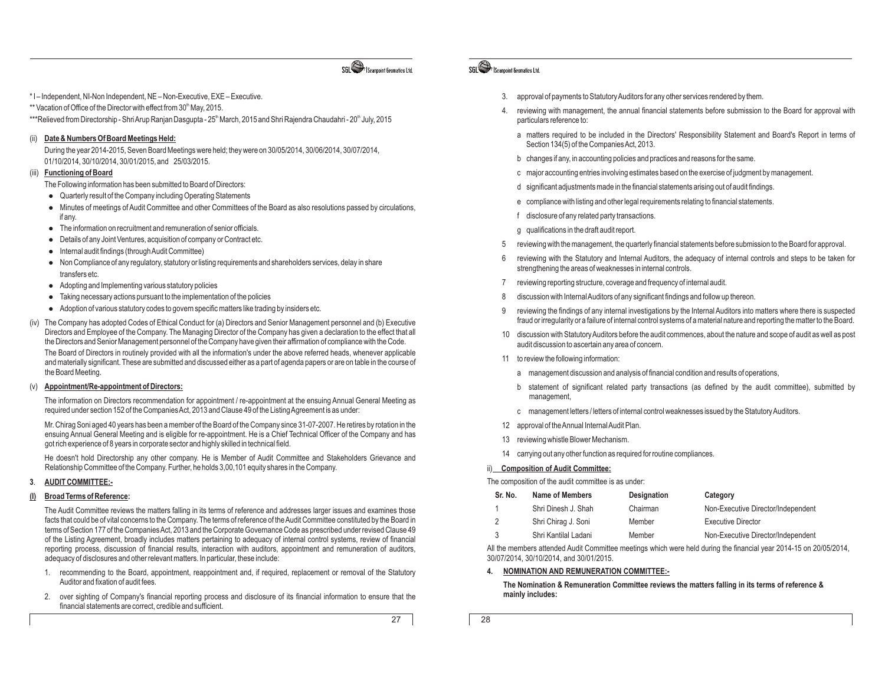* I – Independent, NI-Non Independent, NE – Non-Executive, EXE – Executive.

** Vacation of Office of the Director with effect from 30th May, 2015.

***Relieved from Directorship - Shri Arup Ranjan Dasgupta - 25th March, 2015 and Shri Rajendra Chaudahri - 20th July, 2015

(ii) **Date & Numbers Of Board Meetings Held:**

During the year 2014-2015, Seven Board Meetings were held; they were on 30/05/2014, 30/06/2014, 30/07/2014, 01/10/2014, 30/10/2014, 30/01/2015, and 25/03/2015.

(iii) **Functioning of Board**

The Following information has been submitted to Board of Directors:

- Quarterly result of the Company including Operating Statements
- Minutes of meetings of Audit Committee and other Committees of the Board as also resolutions passed by circulations, if any.
- The information on recruitment and remuneration of senior officials.
- Details of any Joint Ventures, acquisition of company or Contract etc.
- Internal audit findings (through Audit Committee)
- Non Compliance of any regulatory, statutory or listing requirements and shareholders services, delay in share transfers etc.
- Adopting and Implementing various statutory policies
- Taking necessary actions pursuant to the implementation of the policies
- Adoption of various statutory codes to govern specific matters like trading by insiders etc.

(iv) The Company has adopted Codes of Ethical Conduct for (a) Directors and Senior Management personnel and (b) Executive Directors and Employee of the Company. The Managing Director of the Company has given a declaration to the effect that all the Directors and Senior Management personnel of the Company have given their affirmation of compliance with the Code.

The Board of Directors in routinely provided with all the information's under the above referred heads, whenever applicable and materially significant. These are submitted and discussed either as a part of agenda papers or are on table in the course of the Board Meeting.

(v) **Appointment/Re-appointment of Directors:**

The information on Directors recommendation for appointment / re-appointment at the ensuing Annual General Meeting as required under section 152 of the Companies Act, 2013 and Clause 49 of the Listing Agreement is as under:

Mr. Chirag Soni aged 40 years has been a member of the Board of the Company since 31-07-2007. He retires by rotation in the ensuing Annual General Meeting and is eligible for re-appointment. He is a Chief Technical Officer of the Company and has got rich experience of 8 years in corporate sector and highly skilled in technical field.

He doesn't hold Directorship any other company. He is Member of Audit Committee and Stakeholders Grievance and Relationship Committee of the Company. Further, he holds 3,00,101 equity shares in the Company.

**3. AUDIT COMMITTEE:-**

**(I) Broad Terms of Reference:**

The Audit Committee reviews the matters falling in its terms of reference and addresses larger issues and examines those facts that could be of vital concerns to the Company. The terms of reference of the Audit Committee constituted by the Board in terms of Section 177 of the Companies Act, 2013 and the Corporate Governance Code as prescribed under revised Clause 49 of the Listing Agreement, broadly includes matters pertaining to adequacy of internal control systems, review of financial reporting process, discussion of financial results, interaction with auditors, appointment and remuneration of auditors, adequacy of disclosures and other relevant matters. In particular, these include:

1. recommending to the Board, appointment, reappointment and, if required, replacement or removal of the Statutory Auditor and fixation of audit fees.
2. over sighting of Company's financial reporting process and disclosure of its financial information to ensure that the financial statements are correct, credible and sufficient.
3. approval of payments to Statutory Auditors for any other services rendered by them.
4. reviewing with management, the annual financial statements before submission to the Board for approval with particulars reference to:
   - a matters required to be included in the Directors' Responsibility Statement and Board's Report in terms of Section 134(5) of the Companies Act, 2013.
   - b changes if any, in accounting policies and practices and reasons for the same.
   - c major accounting entries involving estimates based on the exercise of judgment by management.
   - d significant adjustments made in the financial statements arising out of audit findings.
   - e compliance with listing and other legal requirements relating to financial statements.
   - f disclosure of any related party transactions.
   - g qualifications in the draft audit report.
5. reviewing with the management, the quarterly financial statements before submission to the Board for approval.
6. reviewing with the Statutory and Internal Auditors, the adequacy of internal controls and steps to be taken for strengthening the areas of weaknesses in internal controls.
7. reviewing reporting structure, coverage and frequency of internal audit.
8. discussion with Internal Auditors of any significant findings and follow up thereon.
9. reviewing the findings of any internal investigations by the Internal Auditors into matters where there is suspected fraud or irregularity or a failure of internal control systems of a material nature and reporting the matter to the Board.
10. discussion with Statutory Auditors before the audit commences, about the nature and scope of audit as well as post audit discussion to ascertain any area of concern.
11. to review the following information:
    - a management discussion and analysis of financial condition and results of operations,
    - b statement of significant related party transactions (as defined by the audit committee), submitted by management,
    - c management letters / letters of internal control weaknesses issued by the Statutory Auditors.
12. approval of the Annual Internal Audit Plan.
13. reviewing whistle Blower Mechanism.
14. carrying out any other function as required for routine compliances.

ii) **Composition of Audit Committee:**

The composition of the audit committee is as under:

| Sr. No. | Name of Members | Designation | Category |
|---|---|---|---|
| 1 | Shri Dinesh J. Shah | Chairman | Non-Executive Director/Independent |
| 2 | Shri Chirag J. Soni | Member | Executive Director |
| 3 | Shri Kantilal Ladani | Member | Non-Executive Director/Independent |

All the members attended Audit Committee meetings which were held during the financial year 2014-15 on 20/05/2014, 30/07/2014, 30/10/2014, and 30/01/2015.

**4. NOMINATION AND REMUNERATION COMMITTEE:-**

**The Nomination & Remuneration Committee reviews the matters falling in its terms of reference & mainly includes:**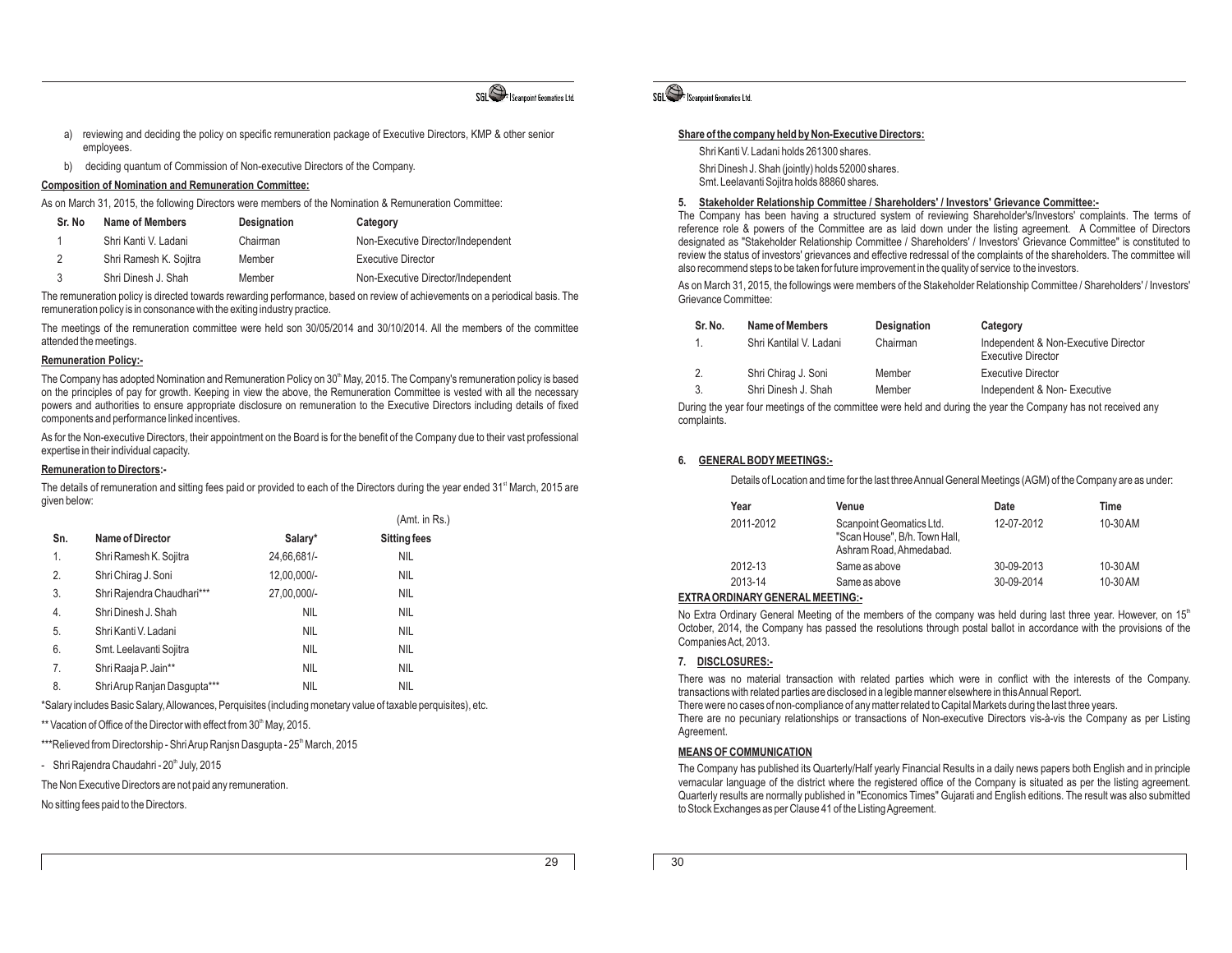a) reviewing and deciding the policy on specific remuneration package of Executive Directors, KMP & other senior employees.

b) deciding quantum of Commission of Non-executive Directors of the Company.

**Composition of Nomination and Remuneration Committee:**

As on March 31, 2015, the following Directors were members of the Nomination & Remuneration Committee:

| Sr. No | Name of Members | Designation | Category |
|---|---|---|---|
| 1 | Shri Kanti V. Ladani | Chairman | Non-Executive Director/Independent |
| 2 | Shri Ramesh K. Sojitra | Member | Executive Director |
| 3 | Shri Dinesh J. Shah | Member | Non-Executive Director/Independent |

The remuneration policy is directed towards rewarding performance, based on review of achievements on a periodical basis. The remuneration policy is in consonance with the exiting industry practice.

The meetings of the remuneration committee were held son 30/05/2014 and 30/10/2014. All the members of the committee attended the meetings.

**Remuneration Policy:-**

The Company has adopted Nomination and Remuneration Policy on 30th May, 2015. The Company's remuneration policy is based on the principles of pay for growth. Keeping in view the above, the Remuneration Committee is vested with all the necessary powers and authorities to ensure appropriate disclosure on remuneration to the Executive Directors including details of fixed components and performance linked incentives.

As for the Non-executive Directors, their appointment on the Board is for the benefit of the Company due to their vast professional expertise in their individual capacity.

**Remuneration to Directors:-**

The details of remuneration and sitting fees paid or provided to each of the Directors during the year ended 31st March, 2015 are given below:

(Amt. in Rs.)

| Sn. | Name of Director | Salary* | Sitting fees |
|---|---|---|---|
| 1. | Shri Ramesh K. Sojitra | 24,66,681/- | NIL |
| 2. | Shri Chirag J. Soni | 12,00,000/- | NIL |
| 3. | Shri Rajendra Chaudhari*** | 27,00,000/- | NIL |
| 4. | Shri Dinesh J. Shah | NIL | NIL |
| 5. | Shri Kanti V. Ladani | NIL | NIL |
| 6. | Smt. Leelavanti Sojitra | NIL | NIL |
| 7. | Shri Raaja P. Jain** | NIL | NIL |
| 8. | Shri Arup Ranjan Dasgupta*** | NIL | NIL |

*Salary includes Basic Salary, Allowances, Perquisites (including monetary value of taxable perquisites), etc.

** Vacation of Office of the Director with effect from 30th May, 2015.

***Relieved from Directorship - Shri Arup Ranjsn Dasgupta - 25th March, 2015

- Shri Rajendra Chaudahri - 20th July, 2015

The Non Executive Directors are not paid any remuneration.

No sitting fees paid to the Directors.

**Share of the company held by Non-Executive Directors:**

Shri Kanti V. Ladani holds 261300 shares.

Shri Dinesh J. Shah (jointly) holds 52000 shares.

Smt. Leelavanti Sojitra holds 88860 shares.

**5. Stakeholder Relationship Committee / Shareholders' / Investors' Grievance Committee:-**

The Company has been having a structured system of reviewing Shareholder's/Investors' complaints. The terms of reference role & powers of the Committee are as laid down under the listing agreement. A Committee of Directors designated as "Stakeholder Relationship Committee / Shareholders' / Investors' Grievance Committee" is constituted to review the status of investors' grievances and effective redressal of the complaints of the shareholders. The committee will also recommend steps to be taken for future improvement in the quality of service to the investors.

As on March 31, 2015, the followings were members of the Stakeholder Relationship Committee / Shareholders' / Investors' Grievance Committee:

| Sr. No. | Name of Members | Designation | Category |
|---|---|---|---|
| 1. | Shri Kantilal V. Ladani | Chairman | Independent & Non-Executive Director Executive Director |
| 2. | Shri Chirag J. Soni | Member | Executive Director |
| 3. | Shri Dinesh J. Shah | Member | Independent & Non- Executive |

During the year four meetings of the committee were held and during the year the Company has not received any complaints.

**6. GENERAL BODY MEETINGS:-**

Details of Location and time for the last three Annual General Meetings (AGM) of the Company are as under:

| Year | Venue | Date | Time |
|---|---|---|---|
| 2011-2012 | Scanpoint Geomatics Ltd. "Scan House", B/h. Town Hall, Ashram Road, Ahmedabad. | 12-07-2012 | 10-30 AM |
| 2012-13 | Same as above | 30-09-2013 | 10-30 AM |
| 2013-14 | Same as above | 30-09-2014 | 10-30 AM |

**EXTRA ORDINARY GENERAL MEETING:-**

No Extra Ordinary General Meeting of the members of the company was held during last three year. However, on 15th October, 2014, the Company has passed the resolutions through postal ballot in accordance with the provisions of the Companies Act, 2013.

**7. DISCLOSURES:-**

There was no material transaction with related parties which were in conflict with the interests of the Company. transactions with related parties are disclosed in a legible manner elsewhere in this Annual Report.

There were no cases of non-compliance of any matter related to Capital Markets during the last three years.

There are no pecuniary relationships or transactions of Non-executive Directors vis-à-vis the Company as per Listing Agreement.

**MEANS OF COMMUNICATION**

The Company has published its Quarterly/Half yearly Financial Results in a daily news papers both English and in principle vernacular language of the district where the registered office of the Company is situated as per the listing agreement. Quarterly results are normally published in "Economics Times" Gujarati and English editions. The result was also submitted to Stock Exchanges as per Clause 41 of the Listing Agreement.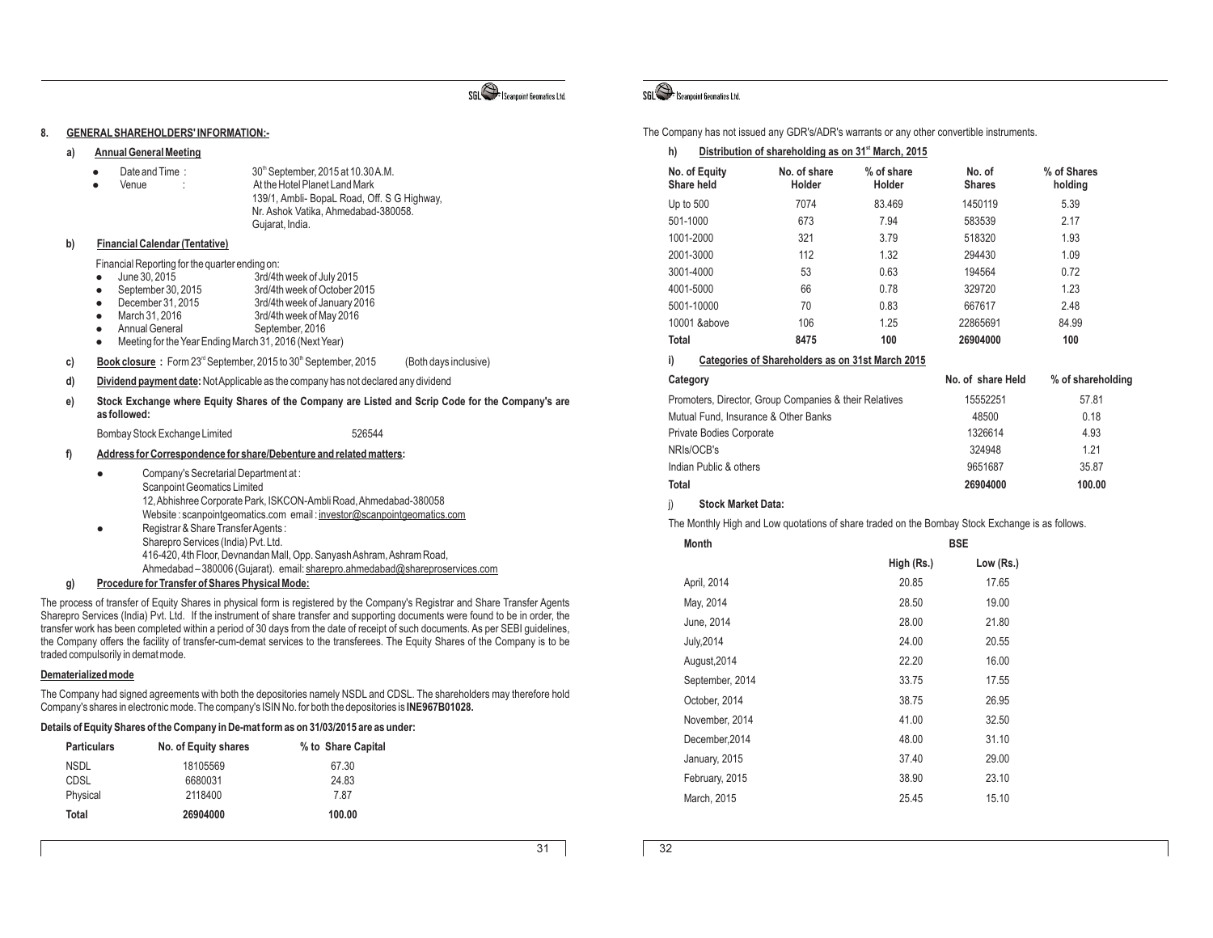## 8. GENERAL SHAREHOLDERS' INFORMATION:-

### a) Annual General Meeting

- Date and Time : 30th September, 2015 at 10.30 A.M.
- Venue : At the Hotel Planet Land Mark
  139/1, Ambli- BopaL Road, Off. S G Highway,
  Nr. Ashok Vatika, Ahmedabad-380058.
  Gujarat, India.

### b) Financial Calendar (Tentative)

Financial Reporting for the quarter ending on:

- June 30, 2015 — 3rd/4th week of July 2015
- September 30, 2015 — 3rd/4th week of October 2015
- December 31, 2015 — 3rd/4th week of January 2016
- March 31, 2016 — 3rd/4th week of May 2016
- Annual General — September, 2016
- Meeting for the Year Ending March 31, 2016 (Next Year)

### c) Book closure : Form 23rd September, 2015 to 30th September, 2015 (Both days inclusive)

### d) Dividend payment date: Not Applicable as the company has not declared any dividend

### e) Stock Exchange where Equity Shares of the Company are Listed and Scrip Code for the Company's are as followed:

Bombay Stock Exchange Limited 526544

### f) Address for Correspondence for share/Debenture and related matters:

- Company's Secretarial Department at :
  Scanpoint Geomatics Limited
  12, Abhishree Corporate Park, ISKCON-Ambli Road, Ahmedabad-380058
  Website : scanpointgeomatics.com email : investor@scanpointgeomatics.com
- Registrar & Share Transfer Agents :
  Sharepro Services (India) Pvt. Ltd.
  416-420, 4th Floor, Devnandan Mall, Opp. Sanyash Ashram, Ashram Road,
  Ahmedabad – 380006 (Gujarat). email: sharepro.ahmedabad@shareproservices.com

### g) Procedure for Transfer of Shares Physical Mode:

The process of transfer of Equity Shares in physical form is registered by the Company's Registrar and Share Transfer Agents Sharepro Services (India) Pvt. Ltd. If the instrument of share transfer and supporting documents were found to be in order, the transfer work has been completed within a period of 30 days from the date of receipt of such documents. As per SEBI guidelines, the Company offers the facility of transfer-cum-demat services to the transferees. The Equity Shares of the Company is to be traded compulsorily in demat mode.

**Dematerialized mode**

The Company had signed agreements with both the depositories namely NSDL and CDSL. The shareholders may therefore hold Company's shares in electronic mode. The company's ISIN No. for both the depositories is **INE967B01028.**

**Details of Equity Shares of the Company in De-mat form as on 31/03/2015 are as under:**

| Particulars | No. of Equity shares | % to Share Capital |
|---|---|---|
| NSDL | 18105569 | 67.30 |
| CDSL | 6680031 | 24.83 |
| Physical | 2118400 | 7.87 |
| **Total** | **26904000** | **100.00** |

The Company has not issued any GDR's/ADR's warrants or any other convertible instruments.

### h) Distribution of shareholding as on 31st March, 2015

| No. of Equity Share held | No. of share Holder | % of share Holder | No. of Shares | % of Shares holding |
|---|---|---|---|---|
| Up to 500 | 7074 | 83.469 | 1450119 | 5.39 |
| 501-1000 | 673 | 7.94 | 583539 | 2.17 |
| 1001-2000 | 321 | 3.79 | 518320 | 1.93 |
| 2001-3000 | 112 | 1.32 | 294430 | 1.09 |
| 3001-4000 | 53 | 0.63 | 194564 | 0.72 |
| 4001-5000 | 66 | 0.78 | 329720 | 1.23 |
| 5001-10000 | 70 | 0.83 | 667617 | 2.48 |
| 10001 &above | 106 | 1.25 | 22865691 | 84.99 |
| **Total** | **8475** | **100** | **26904000** | **100** |

### i) Categories of Shareholders as on 31st March 2015

| Category | No. of share Held | % of shareholding |
|---|---|---|
| Promoters, Director, Group Companies & their Relatives | 15552251 | 57.81 |
| Mutual Fund, Insurance & Other Banks | 48500 | 0.18 |
| Private Bodies Corporate | 1326614 | 4.93 |
| NRIs/OCB's | 324948 | 1.21 |
| Indian Public & others | 9651687 | 35.87 |
| **Total** | **26904000** | **100.00** |

### j) Stock Market Data:

The Monthly High and Low quotations of share traded on the Bombay Stock Exchange is as follows.

| Month | BSE | |
|---|---|---|
| | High (Rs.) | Low (Rs.) |
| April, 2014 | 20.85 | 17.65 |
| May, 2014 | 28.50 | 19.00 |
| June, 2014 | 28.00 | 21.80 |
| July,2014 | 24.00 | 20.55 |
| August,2014 | 22.20 | 16.00 |
| September, 2014 | 33.75 | 17.55 |
| October, 2014 | 38.75 | 26.95 |
| November, 2014 | 41.00 | 32.50 |
| December,2014 | 48.00 | 31.10 |
| January, 2015 | 37.40 | 29.00 |
| February, 2015 | 38.90 | 23.10 |
| March, 2015 | 25.45 | 15.10 |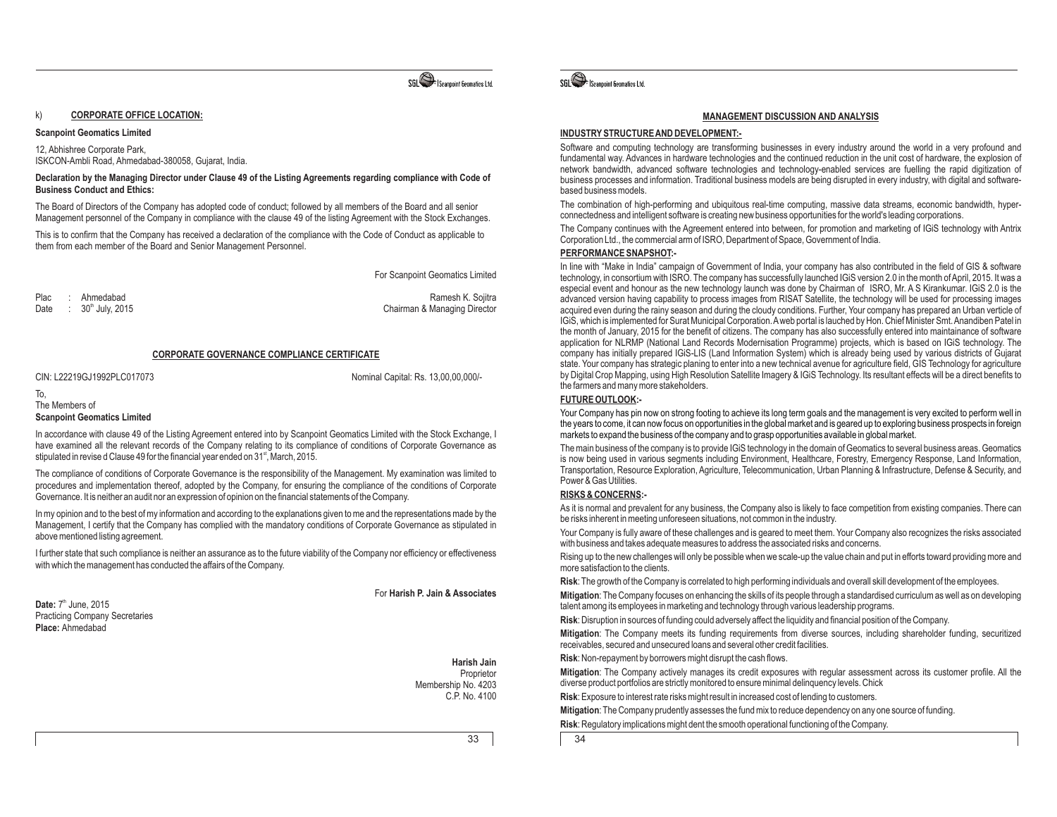k) **CORPORATE OFFICE LOCATION:**

**Scanpoint Geomatics Limited**

12, Abhishree Corporate Park,
ISKCON-Ambli Road, Ahmedabad-380058, Gujarat, India.

**Declaration by the Managing Director under Clause 49 of the Listing Agreements regarding compliance with Code of Business Conduct and Ethics:**

The Board of Directors of the Company has adopted code of conduct; followed by all members of the Board and all senior Management personnel of the Company in compliance with the clause 49 of the listing Agreement with the Stock Exchanges.

This is to confirm that the Company has received a declaration of the compliance with the Code of Conduct as applicable to them from each member of the Board and Senior Management Personnel.

For Scanpoint Geomatics Limited

Plac : Ahmedabad
Date : 30th July, 2015

Ramesh K. Sojitra
Chairman & Managing Director

## CORPORATE GOVERNANCE COMPLIANCE CERTIFICATE

CIN: L22219GJ1992PLC017073 Nominal Capital: Rs. 13,00,00,000/-

To,
The Members of
**Scanpoint Geomatics Limited**

In accordance with clause 49 of the Listing Agreement entered into by Scanpoint Geomatics Limited with the Stock Exchange, I have examined all the relevant records of the Company relating to its compliance of conditions of Corporate Governance as stipulated in revise d Clause 49 for the financial year ended on 31st, March, 2015.

The compliance of conditions of Corporate Governance is the responsibility of the Management. My examination was limited to procedures and implementation thereof, adopted by the Company, for ensuring the compliance of the conditions of Corporate Governance. It is neither an audit nor an expression of opinion on the financial statements of the Company.

In my opinion and to the best of my information and according to the explanations given to me and the representations made by the Management, I certify that the Company has complied with the mandatory conditions of Corporate Governance as stipulated in above mentioned listing agreement.

I further state that such compliance is neither an assurance as to the future viability of the Company nor efficiency or effectiveness with which the management has conducted the affairs of the Company.

For **Harish P. Jain & Associates**

**Date:** 7th June, 2015
Practicing Company Secretaries
**Place:** Ahmedabad

**Harish Jain**
Proprietor
Membership No. 4203
C.P. No. 4100

## MANAGEMENT DISCUSSION AND ANALYSIS

### INDUSTRY STRUCTURE AND DEVELOPMENT:-

Software and computing technology are transforming businesses in every industry around the world in a very profound and fundamental way. Advances in hardware technologies and the continued reduction in the unit cost of hardware, the explosion of network bandwidth, advanced software technologies and technology-enabled services are fuelling the rapid digitization of business processes and information. Traditional business models are being disrupted in every industry, with digital and software-based business models.

The combination of high-performing and ubiquitous real-time computing, massive data streams, economic bandwidth, hyper-connectedness and intelligent software is creating new business opportunities for the world's leading corporations.

The Company continues with the Agreement entered into between, for promotion and marketing of IGiS technology with Antrix Corporation Ltd., the commercial arm of ISRO, Department of Space, Government of India.

### PERFORMANCE SNAPSHOT:-

In line with "Make in India" campaign of Government of India, your company has also contributed in the field of GIS & software technology, in consortium with ISRO. The company has successfully launched IGiS version 2.0 in the month of April, 2015. It was a especial event and honour as the new technology launch was done by Chairman of ISRO, Mr. A S Kirankumar. IGiS 2.0 is the advanced version having capability to process images from RISAT Satellite, the technology will be used for processing images acquired even during the rainy season and during the cloudy conditions. Further, Your company has prepared an Urban verticle of IGiS, which is implemented for Surat Municipal Corporation. A web portal is lauched by Hon. Chief Minister Smt. Anandiben Patel in the month of January, 2015 for the benefit of citizens. The company has also successfully entered into maintainance of software application for NLRMP (National Land Records Modernisation Programme) projects, which is based on IGiS technology. The company has initially prepared IGiS-LIS (Land Information System) which is already being used by various districts of Gujarat state. Your company has strategic planing to enter into a new technical avenue for agriculture field, GIS Technology for agriculture by Digital Crop Mapping, using High Resolution Satellite Imagery & IGiS Technology. Its resultant effects will be a direct benefits to the farmers and many more stakeholders.

### FUTURE OUTLOOK:-

Your Company has pin now on strong footing to achieve its long term goals and the management is very excited to perform well in the years to come, it can now focus on opportunities in the global market and is geared up to exploring business prospects in foreign markets to expand the business of the company and to grasp opportunities available in global market.

The main business of the company is to provide IGiS technology in the domain of Geomatics to several business areas. Geomatics is now being used in various segments including Environment, Healthcare, Forestry, Emergency Response, Land Information, Transportation, Resource Exploration, Agriculture, Telecommunication, Urban Planning & Infrastructure, Defense & Security, and Power & Gas Utilities.

### RISKS & CONCERNS:-

As it is normal and prevalent for any business, the Company also is likely to face competition from existing companies. There can be risks inherent in meeting unforeseen situations, not common in the industry.

Your Company is fully aware of these challenges and is geared to meet them. Your Company also recognizes the risks associated with business and takes adequate measures to address the associated risks and concerns.

Rising up to the new challenges will only be possible when we scale-up the value chain and put in efforts toward providing more and more satisfaction to the clients.

**Risk**: The growth of the Company is correlated to high performing individuals and overall skill development of the employees.

**Mitigation**: The Company focuses on enhancing the skills of its people through a standardised curriculum as well as on developing talent among its employees in marketing and technology through various leadership programs.

**Risk**: Disruption in sources of funding could adversely affect the liquidity and financial position of the Company.

**Mitigation**: The Company meets its funding requirements from diverse sources, including shareholder funding, securitized receivables, secured and unsecured loans and several other credit facilities.

**Risk**: Non-repayment by borrowers might disrupt the cash flows.

**Mitigation**: The Company actively manages its credit exposures with regular assessment across its customer profile. All the diverse product portfolios are strictly monitored to ensure minimal delinquency levels. Chick

**Risk**: Exposure to interest rate risks might result in increased cost of lending to customers.

**Mitigation**: The Company prudently assesses the fund mix to reduce dependency on any one source of funding.

**Risk**: Regulatory implications might dent the smooth operational functioning of the Company.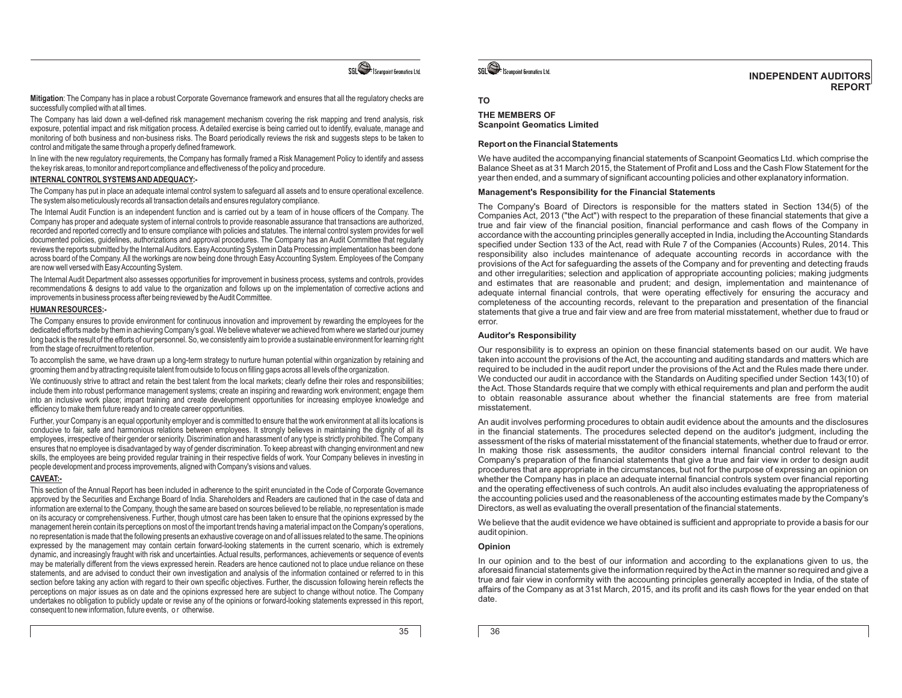**Mitigation**: The Company has in place a robust Corporate Governance framework and ensures that all the regulatory checks are successfully complied with at all times.

The Company has laid down a well-defined risk management mechanism covering the risk mapping and trend analysis, risk exposure, potential impact and risk mitigation process. A detailed exercise is being carried out to identify, evaluate, manage and monitoring of both business and non-business risks. The Board periodically reviews the risk and suggests steps to be taken to control and mitigate the same through a properly defined framework.

In line with the new regulatory requirements, the Company has formally framed a Risk Management Policy to identify and assess the key risk areas, to monitor and report compliance and effectiveness of the policy and procedure.

**INTERNAL CONTROL SYSTEMS AND ADEQUACY:-**

The Company has put in place an adequate internal control system to safeguard all assets and to ensure operational excellence. The system also meticulously records all transaction details and ensures regulatory compliance.

The Internal Audit Function is an independent function and is carried out by a team of in house officers of the Company. The Company has proper and adequate system of internal controls to provide reasonable assurance that transactions are authorized, recorded and reported correctly and to ensure compliance with policies and statutes. The internal control system provides for well documented policies, guidelines, authorizations and approval procedures. The Company has an Audit Committee that regularly reviews the reports submitted by the Internal Auditors. Easy Accounting System in Data Processing implementation has been done across board of the Company. All the workings are now being done through Easy Accounting System. Employees of the Company are now well versed with Easy Accounting System.

The Internal Audit Department also assesses opportunities for improvement in business process, systems and controls, provides recommendations & designs to add value to the organization and follows up on the implementation of corrective actions and improvements in business process after being reviewed by the Audit Committee.

**HUMAN RESOURCES:-**

The Company ensures to provide environment for continuous innovation and improvement by rewarding the employees for the dedicated efforts made by them in achieving Company's goal. We believe whatever we achieved from where we started our journey long back is the result of the efforts of our personnel. So, we consistently aim to provide a sustainable environment for learning right from the stage of recruitment to retention.

To accomplish the same, we have drawn up a long-term strategy to nurture human potential within organization by retaining and grooming them and by attracting requisite talent from outside to focus on filling gaps across all levels of the organization.

We continuously strive to attract and retain the best talent from the local markets; clearly define their roles and responsibilities; include them into robust performance management systems; create an inspiring and rewarding work environment; engage them into an inclusive work place; impart training and create development opportunities for increasing employee knowledge and efficiency to make them future ready and to create career opportunities.

Further, your Company is an equal opportunity employer and is committed to ensure that the work environment at all its locations is conducive to fair, safe and harmonious relations between employees. It strongly believes in maintaining the dignity of all its employees, irrespective of their gender or seniority. Discrimination and harassment of any type is strictly prohibited. The Company ensures that no employee is disadvantaged by way of gender discrimination. To keep abreast with changing environment and new skills, the employees are being provided regular training in their respective fields of work. Your Company believes in investing in people development and process improvements, aligned with Company's visions and values.

**CAVEAT:-**

This section of the Annual Report has been included in adherence to the spirit enunciated in the Code of Corporate Governance approved by the Securities and Exchange Board of India. Shareholders and Readers are cautioned that in the case of data and information are external to the Company, though the same are based on sources believed to be reliable, no representation is made on its accuracy or comprehensiveness. Further, though utmost care has been taken to ensure that the opinions expressed by the management herein contain its perceptions on most of the important trends having a material impact on the Company's operations, no representation is made that the following presents an exhaustive coverage on and of all issues related to the same. The opinions expressed by the management may contain certain forward-looking statements in the current scenario, which is extremely dynamic, and increasingly fraught with risk and uncertainties. Actual results, performances, achievements or sequence of events may be materially different from the views expressed herein. Readers are hence cautioned not to place undue reliance on these statements, and are advised to conduct their own investigation and analysis of the information contained or referred to in this section before taking any action with regard to their own specific objectives. Further, the discussion following herein reflects the perceptions on major issues as on date and the opinions expressed here are subject to change without notice. The Company undertakes no obligation to publicly update or revise any of the opinions or forward-looking statements expressed in this report, consequent to new information, future events, or otherwise.

# INDEPENDENT AUDITORS REPORT

**TO**

**THE MEMBERS OF**
**Scanpoint Geomatics Limited**

**Report on the Financial Statements**

We have audited the accompanying financial statements of Scanpoint Geomatics Ltd. which comprise the Balance Sheet as at 31 March 2015, the Statement of Profit and Loss and the Cash Flow Statement for the year then ended, and a summary of significant accounting policies and other explanatory information.

**Management's Responsibility for the Financial Statements**

The Company's Board of Directors is responsible for the matters stated in Section 134(5) of the Companies Act, 2013 ("the Act") with respect to the preparation of these financial statements that give a true and fair view of the financial position, financial performance and cash flows of the Company in accordance with the accounting principles generally accepted in India, including the Accounting Standards specified under Section 133 of the Act, read with Rule 7 of the Companies (Accounts) Rules, 2014. This responsibility also includes maintenance of adequate accounting records in accordance with the provisions of the Act for safeguarding the assets of the Company and for preventing and detecting frauds and other irregularities; selection and application of appropriate accounting policies; making judgments and estimates that are reasonable and prudent; and design, implementation and maintenance of adequate internal financial controls, that were operating effectively for ensuring the accuracy and completeness of the accounting records, relevant to the preparation and presentation of the financial statements that give a true and fair view and are free from material misstatement, whether due to fraud or error.

**Auditor's Responsibility**

Our responsibility is to express an opinion on these financial statements based on our audit. We have taken into account the provisions of the Act, the accounting and auditing standards and matters which are required to be included in the audit report under the provisions of the Act and the Rules made there under. We conducted our audit in accordance with the Standards on Auditing specified under Section 143(10) of the Act. Those Standards require that we comply with ethical requirements and plan and perform the audit to obtain reasonable assurance about whether the financial statements are free from material misstatement.

An audit involves performing procedures to obtain audit evidence about the amounts and the disclosures in the financial statements. The procedures selected depend on the auditor's judgment, including the assessment of the risks of material misstatement of the financial statements, whether due to fraud or error. In making those risk assessments, the auditor considers internal financial control relevant to the Company's preparation of the financial statements that give a true and fair view in order to design audit procedures that are appropriate in the circumstances, but not for the purpose of expressing an opinion on whether the Company has in place an adequate internal financial controls system over financial reporting and the operating effectiveness of such controls. An audit also includes evaluating the appropriateness of the accounting policies used and the reasonableness of the accounting estimates made by the Company's Directors, as well as evaluating the overall presentation of the financial statements.

We believe that the audit evidence we have obtained is sufficient and appropriate to provide a basis for our audit opinion.

**Opinion**

In our opinion and to the best of our information and according to the explanations given to us, the aforesaid financial statements give the information required by the Act in the manner so required and give a true and fair view in conformity with the accounting principles generally accepted in India, of the state of affairs of the Company as at 31st March, 2015, and its profit and its cash flows for the year ended on that date.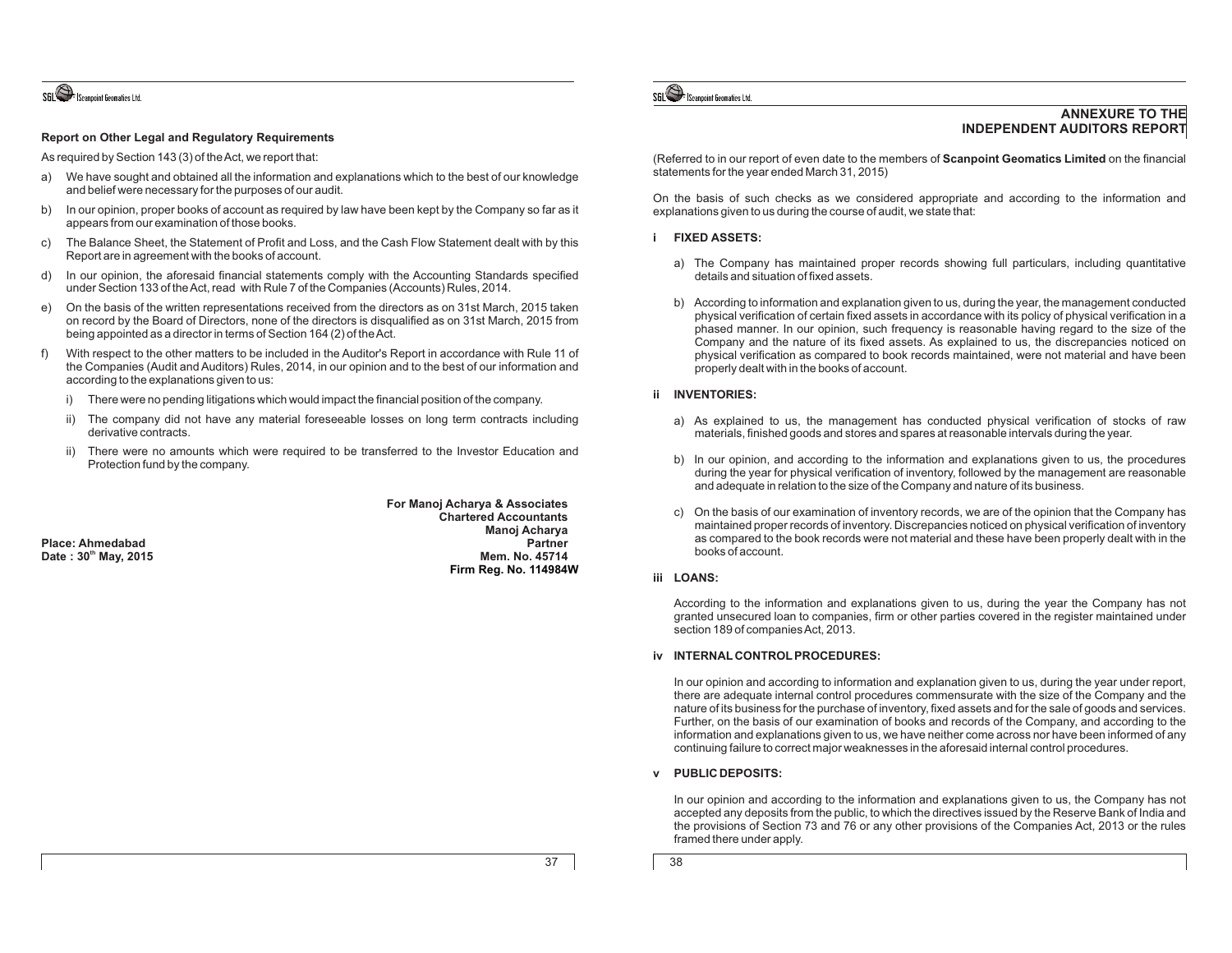## Report on Other Legal and Regulatory Requirements

As required by Section 143 (3) of the Act, we report that:

a) We have sought and obtained all the information and explanations which to the best of our knowledge and belief were necessary for the purposes of our audit.

b) In our opinion, proper books of account as required by law have been kept by the Company so far as it appears from our examination of those books.

c) The Balance Sheet, the Statement of Profit and Loss, and the Cash Flow Statement dealt with by this Report are in agreement with the books of account.

d) In our opinion, the aforesaid financial statements comply with the Accounting Standards specified under Section 133 of the Act, read with Rule 7 of the Companies (Accounts) Rules, 2014.

e) On the basis of the written representations received from the directors as on 31st March, 2015 taken on record by the Board of Directors, none of the directors is disqualified as on 31st March, 2015 from being appointed as a director in terms of Section 164 (2) of the Act.

f) With respect to the other matters to be included in the Auditor's Report in accordance with Rule 11 of the Companies (Audit and Auditors) Rules, 2014, in our opinion and to the best of our information and according to the explanations given to us:

   i) There were no pending litigations which would impact the financial position of the company.

   ii) The company did not have any material foreseeable losses on long term contracts including derivative contracts.

   ii) There were no amounts which were required to be transferred to the Investor Education and Protection fund by the company.

**For Manoj Acharya & Associates**
**Chartered Accountants**
**Manoj Acharya**
**Partner**
**Mem. No. 45714**
**Firm Reg. No. 114984W**

**Place: Ahmedabad**
**Date : 30th May, 2015**

## ANNEXURE TO THE INDEPENDENT AUDITORS REPORT

(Referred to in our report of even date to the members of **Scanpoint Geomatics Limited** on the financial statements for the year ended March 31, 2015)

On the basis of such checks as we considered appropriate and according to the information and explanations given to us during the course of audit, we state that:

### i FIXED ASSETS:

a) The Company has maintained proper records showing full particulars, including quantitative details and situation of fixed assets.

b) According to information and explanation given to us, during the year, the management conducted physical verification of certain fixed assets in accordance with its policy of physical verification in a phased manner. In our opinion, such frequency is reasonable having regard to the size of the Company and the nature of its fixed assets. As explained to us, the discrepancies noticed on physical verification as compared to book records maintained, were not material and have been properly dealt with in the books of account.

### ii INVENTORIES:

a) As explained to us, the management has conducted physical verification of stocks of raw materials, finished goods and stores and spares at reasonable intervals during the year.

b) In our opinion, and according to the information and explanations given to us, the procedures during the year for physical verification of inventory, followed by the management are reasonable and adequate in relation to the size of the Company and nature of its business.

c) On the basis of our examination of inventory records, we are of the opinion that the Company has maintained proper records of inventory. Discrepancies noticed on physical verification of inventory as compared to the book records were not material and these have been properly dealt with in the books of account.

### iii LOANS:

According to the information and explanations given to us, during the year the Company has not granted unsecured loan to companies, firm or other parties covered in the register maintained under section 189 of companies Act, 2013.

### iv INTERNAL CONTROL PROCEDURES:

In our opinion and according to information and explanation given to us, during the year under report, there are adequate internal control procedures commensurate with the size of the Company and the nature of its business for the purchase of inventory, fixed assets and for the sale of goods and services. Further, on the basis of our examination of books and records of the Company, and according to the information and explanations given to us, we have neither come across nor have been informed of any continuing failure to correct major weaknesses in the aforesaid internal control procedures.

### v PUBLIC DEPOSITS:

In our opinion and according to the information and explanations given to us, the Company has not accepted any deposits from the public, to which the directives issued by the Reserve Bank of India and the provisions of Section 73 and 76 or any other provisions of the Companies Act, 2013 or the rules framed there under apply.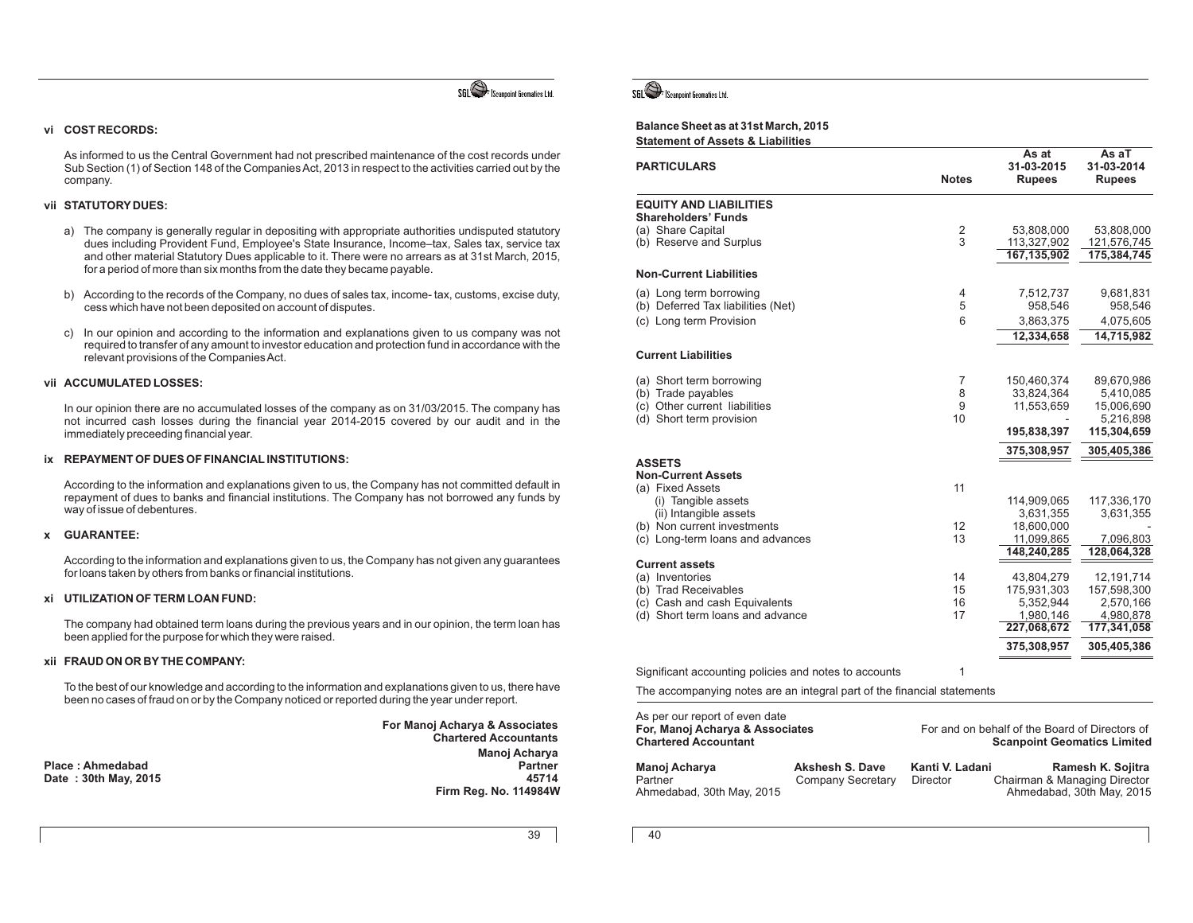### vi COST RECORDS:

As informed to us the Central Government had not prescribed maintenance of the cost records under Sub Section (1) of Section 148 of the Companies Act, 2013 in respect to the activities carried out by the company.

### vii STATUTORY DUES:

a) The company is generally regular in depositing with appropriate authorities undisputed statutory dues including Provident Fund, Employee's State Insurance, Income–tax, Sales tax, service tax and other material Statutory Dues applicable to it. There were no arrears as at 31st March, 2015, for a period of more than six months from the date they became payable.

b) According to the records of the Company, no dues of sales tax, income- tax, customs, excise duty, cess which have not been deposited on account of disputes.

c) In our opinion and according to the information and explanations given to us company was not required to transfer of any amount to investor education and protection fund in accordance with the relevant provisions of the Companies Act.

### vii ACCUMULATED LOSSES:

In our opinion there are no accumulated losses of the company as on 31/03/2015. The company has not incurred cash losses during the financial year 2014-2015 covered by our audit and in the immediately preceeding financial year.

### ix REPAYMENT OF DUES OF FINANCIAL INSTITUTIONS:

According to the information and explanations given to us, the Company has not committed default in repayment of dues to banks and financial institutions. The Company has not borrowed any funds by way of issue of debentures.

### x GUARANTEE:

According to the information and explanations given to us, the Company has not given any guarantees for loans taken by others from banks or financial institutions.

### xi UTILIZATION OF TERM LOAN FUND:

The company had obtained term loans during the previous years and in our opinion, the term loan has been applied for the purpose for which they were raised.

### xii FRAUD ON OR BY THE COMPANY:

To the best of our knowledge and according to the information and explanations given to us, there have been no cases of fraud on or by the Company noticed or reported during the year under report.

**For Manoj Acharya & Associates**
**Chartered Accountants**
**Manoj Acharya**
**Partner**
**45714**
**Firm Reg. No. 114984W**

**Place : Ahmedabad**
**Date : 30th May, 2015**

## Balance Sheet as at 31st March, 2015

**Statement of Assets & Liabilities**

| PARTICULARS | Notes | As at 31-03-2015 Rupees | As aT 31-03-2014 Rupees |
|---|---|---|---|
| **EQUITY AND LIABILITIES** | | | |
| **Shareholders' Funds** | | | |
| (a) Share Capital | 2 | 53,808,000 | 53,808,000 |
| (b) Reserve and Surplus | 3 | 113,327,902 | 121,576,745 |
| | | **167,135,902** | **175,384,745** |
| **Non-Current Liabilities** | | | |
| (a) Long term borrowing | 4 | 7,512,737 | 9,681,831 |
| (b) Deferred Tax liabilities (Net) | 5 | 958,546 | 958,546 |
| (c) Long term Provision | 6 | 3,863,375 | 4,075,605 |
| | | **12,334,658** | **14,715,982** |
| **Current Liabilities** | | | |
| (a) Short term borrowing | 7 | 150,460,374 | 89,670,986 |
| (b) Trade payables | 8 | 33,824,364 | 5,410,085 |
| (c) Other current liabilities | 9 | 11,553,659 | 15,006,690 |
| (d) Short term provision | 10 | - | 5,216,898 |
| | | **195,838,397** | **115,304,659** |
| | | **375,308,957** | **305,405,386** |
| **ASSETS** | | | |
| **Non-Current Assets** | | | |
| (a) Fixed Assets | 11 | | |
| (i) Tangible assets | | 114,909,065 | 117,336,170 |
| (ii) Intangible assets | | 3,631,355 | 3,631,355 |
| (b) Non current investments | 12 | 18,600,000 | - |
| (c) Long-term loans and advances | 13 | 11,099,865 | 7,096,803 |
| | | **148,240,285** | **128,064,328** |
| **Current assets** | | | |
| (a) Inventories | 14 | 43,804,279 | 12,191,714 |
| (b) Trad Receivables | 15 | 175,931,303 | 157,598,300 |
| (c) Cash and cash Equivalents | 16 | 5,352,944 | 2,570,166 |
| (d) Short term loans and advance | 17 | 1,980,146 | 4,980,878 |
| | | **227,068,672** | **177,341,058** |
| | | **375,308,957** | **305,405,386** |

Significant accounting policies and notes to accounts 1

The accompanying notes are an integral part of the financial statements

As per our report of even date
**For, Manoj Acharya & Associates**
**Chartered Accountant**

For and on behalf of the Board of Directors of
**Scanpoint Geomatics Limited**

**Manoj Acharya**
Partner
Ahmedabad, 30th May, 2015

**Akshesh S. Dave**
Company Secretary

**Kanti V. Ladani**
Director

**Ramesh K. Sojitra**
Chairman & Managing Director
Ahmedabad, 30th May, 2015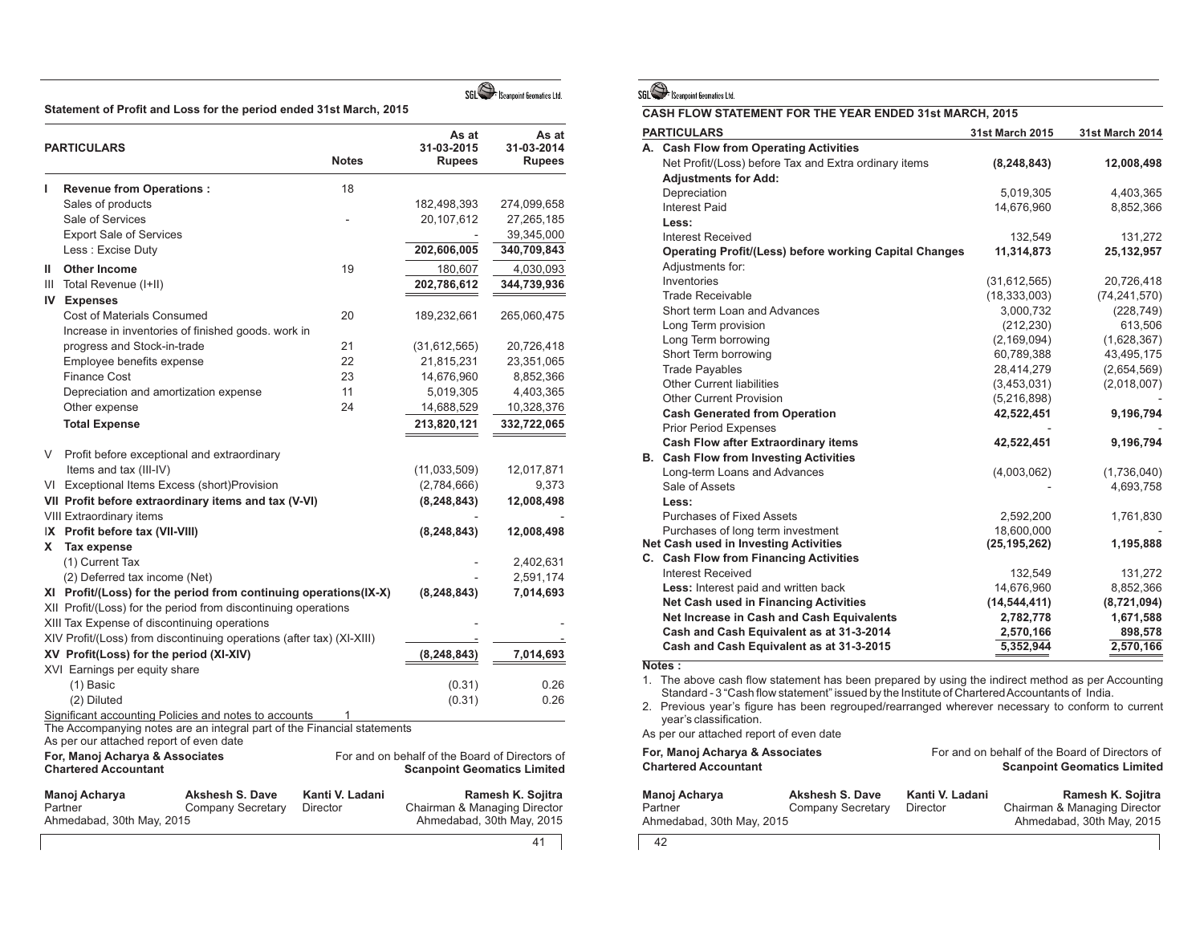## Statement of Profit and Loss for the period ended 31st March, 2015

| | PARTICULARS | Notes | As at 31-03-2015 Rupees | As at 31-03-2014 Rupees |
|---|---|---|---|---|
| I | **Revenue from Operations :** | 18 | | |
| | Sales of products | | 182,498,393 | 274,099,658 |
| | Sale of Services | - | 20,107,612 | 27,265,185 |
| | Export Sale of Services | | - | 39,345,000 |
| | Less : Excise Duty | | **202,606,005** | **340,709,843** |
| II | **Other Income** | 19 | 180,607 | 4,030,093 |
| III | Total Revenue (I+II) | | **202,786,612** | **344,739,936** |
| IV | **Expenses** | | | |
| | Cost of Materials Consumed | 20 | 189,232,661 | 265,060,475 |
| | Increase in inventories of finished goods. work in progress and Stock-in-trade | 21 | (31,612,565) | 20,726,418 |
| | Employee benefits expense | 22 | 21,815,231 | 23,351,065 |
| | Finance Cost | 23 | 14,676,960 | 8,852,366 |
| | Depreciation and amortization expense | 11 | 5,019,305 | 4,403,365 |
| | Other expense | 24 | 14,688,529 | 10,328,376 |
| | **Total Expense** | | **213,820,121** | **332,722,065** |
| V | Profit before exceptional and extraordinary Items and tax (III-IV) | | (11,033,509) | 12,017,871 |
| VI | Exceptional Items Excess (short)Provision | | (2,784,666) | 9,373 |
| VII | **Profit before extraordinary items and tax (V-VI)** | | **(8,248,843)** | **12,008,498** |
| VIII | Extraordinary items | | - | - |
| IX | **Profit before tax (VII-VIII)** | | **(8,248,843)** | **12,008,498** |
| X | **Tax expense** | | | |
| | (1) Current Tax | | - | 2,402,631 |
| | (2) Deferred tax income (Net) | | - | 2,591,174 |
| XI | **Profit/(Loss) for the period from continuing operations(IX-X)** | | **(8,248,843)** | **7,014,693** |
| XII | Profit/(Loss) for the period from discontinuing operations | | | |
| XIII | Tax Expense of discontinuing operations | | - | - |
| XIV | Profit/(Loss) from discontinuing operations (after tax) (XI-XIII) | | - | - |
| XV | **Profit(Loss) for the period (XI-XIV)** | | **(8,248,843)** | **7,014,693** |
| XVI | Earnings per equity share | | | |
| | (1) Basic | | (0.31) | 0.26 |
| | (2) Diluted | | (0.31) | 0.26 |
| | Significant accounting Policies and notes to accounts | 1 | | |

The Accompanying notes are an integral part of the Financial statements

As per our attached report of even date

**For, Manoj Acharya & Associates**
**Chartered Accountant**

For and on behalf of the Board of Directors of
**Scanpoint Geomatics Limited**

| **Manoj Acharya** | **Akshesh S. Dave** | **Kanti V. Ladani** | **Ramesh K. Sojitra** |
|---|---|---|---|
| Partner | Company Secretary | Director | Chairman & Managing Director |
| Ahmedabad, 30th May, 2015 | | | Ahmedabad, 30th May, 2015 |

## CASH FLOW STATEMENT FOR THE YEAR ENDED 31st MARCH, 2015

| PARTICULARS | 31st March 2015 | 31st March 2014 |
|---|---|---|
| **A. Cash Flow from Operating Activities** | | |
| Net Profit/(Loss) before Tax and Extra ordinary items | **(8,248,843)** | **12,008,498** |
| **Adjustments for Add:** | | |
| Depreciation | 5,019,305 | 4,403,365 |
| Interest Paid | 14,676,960 | 8,852,366 |
| **Less:** | | |
| Interest Received | 132,549 | 131,272 |
| **Operating Profit/(Less) before working Capital Changes** | **11,314,873** | **25,132,957** |
| Adjustments for: | | |
| Inventories | (31,612,565) | 20,726,418 |
| Trade Receivable | (18,333,003) | (74,241,570) |
| Short term Loan and Advances | 3,000,732 | (228,749) |
| Long Term provision | (212,230) | 613,506 |
| Long Term borrowing | (2,169,094) | (1,628,367) |
| Short Term borrowing | 60,789,388 | 43,495,175 |
| Trade Payables | 28,414,279 | (2,654,569) |
| Other Current liabilities | (3,453,031) | (2,018,007) |
| Other Current Provision | (5,216,898) | - |
| **Cash Generated from Operation** | **42,522,451** | **9,196,794** |
| Prior Period Expenses | - | - |
| **Cash Flow after Extraordinary items** | **42,522,451** | **9,196,794** |
| **B. Cash Flow from Investing Activities** | | |
| Long-term Loans and Advances | (4,003,062) | (1,736,040) |
| Sale of Assets | - | 4,693,758 |
| **Less:** | | |
| Purchases of Fixed Assets | 2,592,200 | 1,761,830 |
| Purchases of long term investment | 18,600,000 | - |
| **Net Cash used in Investing Activities** | **(25,195,262)** | **1,195,888** |
| **C. Cash Flow from Financing Activities** | | |
| Interest Received | 132,549 | 131,272 |
| **Less:** Interest paid and written back | 14,676,960 | 8,852,366 |
| **Net Cash used in Financing Activities** | **(14,544,411)** | **(8,721,094)** |
| **Net Increase in Cash and Cash Equivalents** | **2,782,778** | **1,671,588** |
| **Cash and Cash Equivalent as at 31-3-2014** | **2,570,166** | **898,578** |
| **Cash and Cash Equivalent as at 31-3-2015** | **5,352,944** | **2,570,166** |

**Notes :**

1. The above cash flow statement has been prepared by using the indirect method as per Accounting Standard - 3 "Cash flow statement" issued by the Institute of Chartered Accountants of India.
2. Previous year's figure has been regrouped/rearranged wherever necessary to conform to current year's classification.

As per our attached report of even date

**For, Manoj Acharya & Associates**
**Chartered Accountant**

For and on behalf of the Board of Directors of
**Scanpoint Geomatics Limited**

| **Manoj Acharya** | **Akshesh S. Dave** | **Kanti V. Ladani** | **Ramesh K. Sojitra** |
|---|---|---|---|
| Partner | Company Secretary | Director | Chairman & Managing Director |
| Ahmedabad, 30th May, 2015 | | | Ahmedabad, 30th May, 2015 |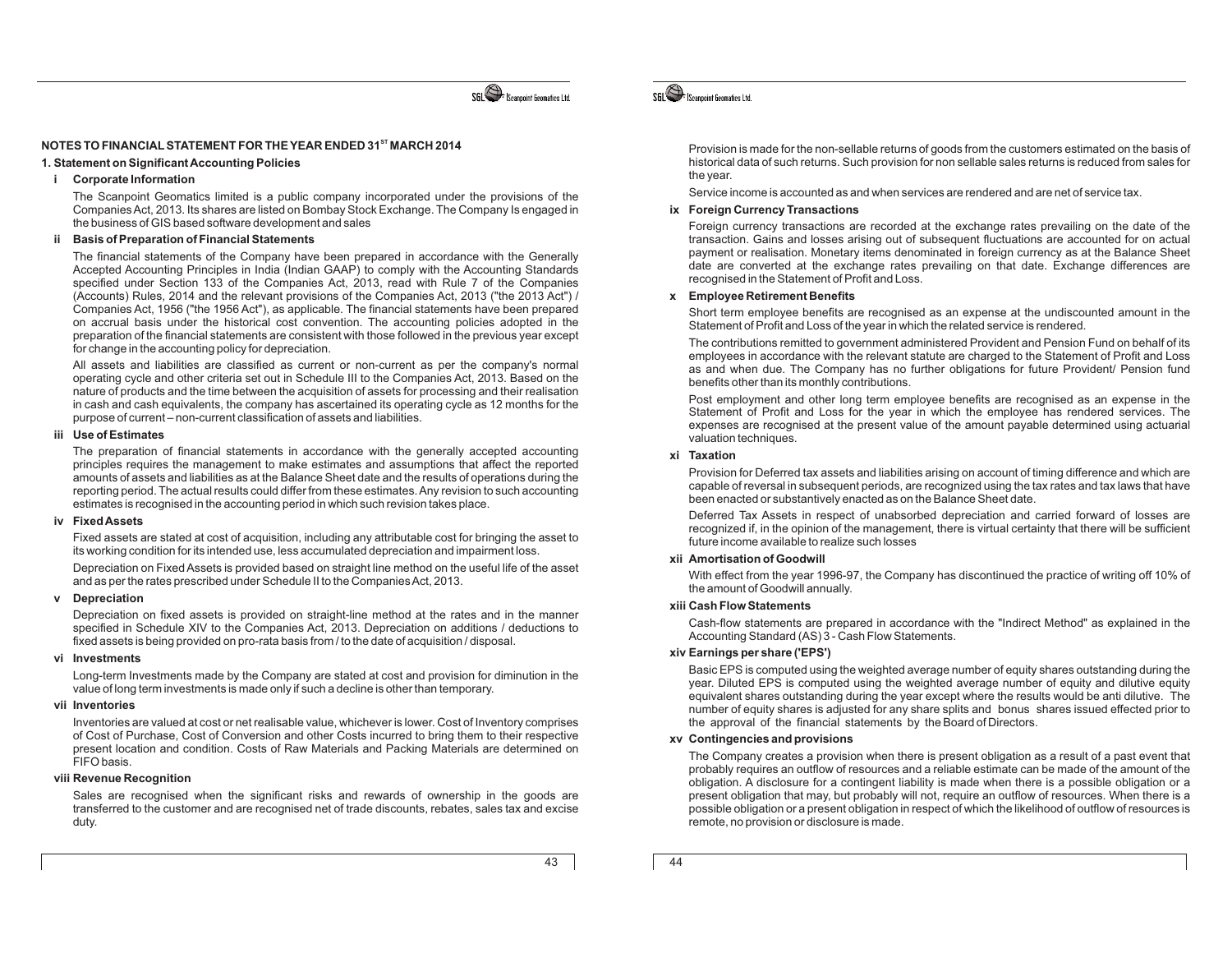## NOTES TO FINANCIAL STATEMENT FOR THE YEAR ENDED 31ST MARCH 2014

### 1. Statement on Significant Accounting Policies

#### i Corporate Information

The Scanpoint Geomatics limited is a public company incorporated under the provisions of the Companies Act, 2013. Its shares are listed on Bombay Stock Exchange. The Company Is engaged in the business of GIS based software development and sales

#### ii Basis of Preparation of Financial Statements

The financial statements of the Company have been prepared in accordance with the Generally Accepted Accounting Principles in India (Indian GAAP) to comply with the Accounting Standards specified under Section 133 of the Companies Act, 2013, read with Rule 7 of the Companies (Accounts) Rules, 2014 and the relevant provisions of the Companies Act, 2013 ("the 2013 Act") / Companies Act, 1956 ("the 1956 Act"), as applicable. The financial statements have been prepared on accrual basis under the historical cost convention. The accounting policies adopted in the preparation of the financial statements are consistent with those followed in the previous year except for change in the accounting policy for depreciation.

All assets and liabilities are classified as current or non-current as per the company's normal operating cycle and other criteria set out in Schedule III to the Companies Act, 2013. Based on the nature of products and the time between the acquisition of assets for processing and their realisation in cash and cash equivalents, the company has ascertained its operating cycle as 12 months for the purpose of current – non-current classification of assets and liabilities.

#### iii Use of Estimates

The preparation of financial statements in accordance with the generally accepted accounting principles requires the management to make estimates and assumptions that affect the reported amounts of assets and liabilities as at the Balance Sheet date and the results of operations during the reporting period. The actual results could differ from these estimates. Any revision to such accounting estimates is recognised in the accounting period in which such revision takes place.

#### iv Fixed Assets

Fixed assets are stated at cost of acquisition, including any attributable cost for bringing the asset to its working condition for its intended use, less accumulated depreciation and impairment loss.

Depreciation on Fixed Assets is provided based on straight line method on the useful life of the asset and as per the rates prescribed under Schedule II to the Companies Act, 2013.

#### v Depreciation

Depreciation on fixed assets is provided on straight-line method at the rates and in the manner specified in Schedule XIV to the Companies Act, 2013. Depreciation on additions / deductions to fixed assets is being provided on pro-rata basis from / to the date of acquisition / disposal.

#### vi Investments

Long-term Investments made by the Company are stated at cost and provision for diminution in the value of long term investments is made only if such a decline is other than temporary.

#### vii Inventories

Inventories are valued at cost or net realisable value, whichever is lower. Cost of Inventory comprises of Cost of Purchase, Cost of Conversion and other Costs incurred to bring them to their respective present location and condition. Costs of Raw Materials and Packing Materials are determined on FIFO basis.

#### viii Revenue Recognition

Sales are recognised when the significant risks and rewards of ownership in the goods are transferred to the customer and are recognised net of trade discounts, rebates, sales tax and excise duty.

Provision is made for the non-sellable returns of goods from the customers estimated on the basis of historical data of such returns. Such provision for non sellable sales returns is reduced from sales for the year.

Service income is accounted as and when services are rendered and are net of service tax.

#### ix Foreign Currency Transactions

Foreign currency transactions are recorded at the exchange rates prevailing on the date of the transaction. Gains and losses arising out of subsequent fluctuations are accounted for on actual payment or realisation. Monetary items denominated in foreign currency as at the Balance Sheet date are converted at the exchange rates prevailing on that date. Exchange differences are recognised in the Statement of Profit and Loss.

#### x Employee Retirement Benefits

Short term employee benefits are recognised as an expense at the undiscounted amount in the Statement of Profit and Loss of the year in which the related service is rendered.

The contributions remitted to government administered Provident and Pension Fund on behalf of its employees in accordance with the relevant statute are charged to the Statement of Profit and Loss as and when due. The Company has no further obligations for future Provident/ Pension fund benefits other than its monthly contributions.

Post employment and other long term employee benefits are recognised as an expense in the Statement of Profit and Loss for the year in which the employee has rendered services. The expenses are recognised at the present value of the amount payable determined using actuarial valuation techniques.

#### xi Taxation

Provision for Deferred tax assets and liabilities arising on account of timing difference and which are capable of reversal in subsequent periods, are recognized using the tax rates and tax laws that have been enacted or substantively enacted as on the Balance Sheet date.

Deferred Tax Assets in respect of unabsorbed depreciation and carried forward of losses are recognized if, in the opinion of the management, there is virtual certainty that there will be sufficient future income available to realize such losses

#### xii Amortisation of Goodwill

With effect from the year 1996-97, the Company has discontinued the practice of writing off 10% of the amount of Goodwill annually.

#### xiii Cash Flow Statements

Cash-flow statements are prepared in accordance with the "Indirect Method" as explained in the Accounting Standard (AS) 3 - Cash Flow Statements.

#### xiv Earnings per share ('EPS')

Basic EPS is computed using the weighted average number of equity shares outstanding during the year. Diluted EPS is computed using the weighted average number of equity and dilutive equity equivalent shares outstanding during the year except where the results would be anti dilutive. The number of equity shares is adjusted for any share splits and bonus shares issued effected prior to the approval of the financial statements by the Board of Directors.

#### xv Contingencies and provisions

The Company creates a provision when there is present obligation as a result of a past event that probably requires an outflow of resources and a reliable estimate can be made of the amount of the obligation. A disclosure for a contingent liability is made when there is a possible obligation or a present obligation that may, but probably will not, require an outflow of resources. When there is a possible obligation or a present obligation in respect of which the likelihood of outflow of resources is remote, no provision or disclosure is made.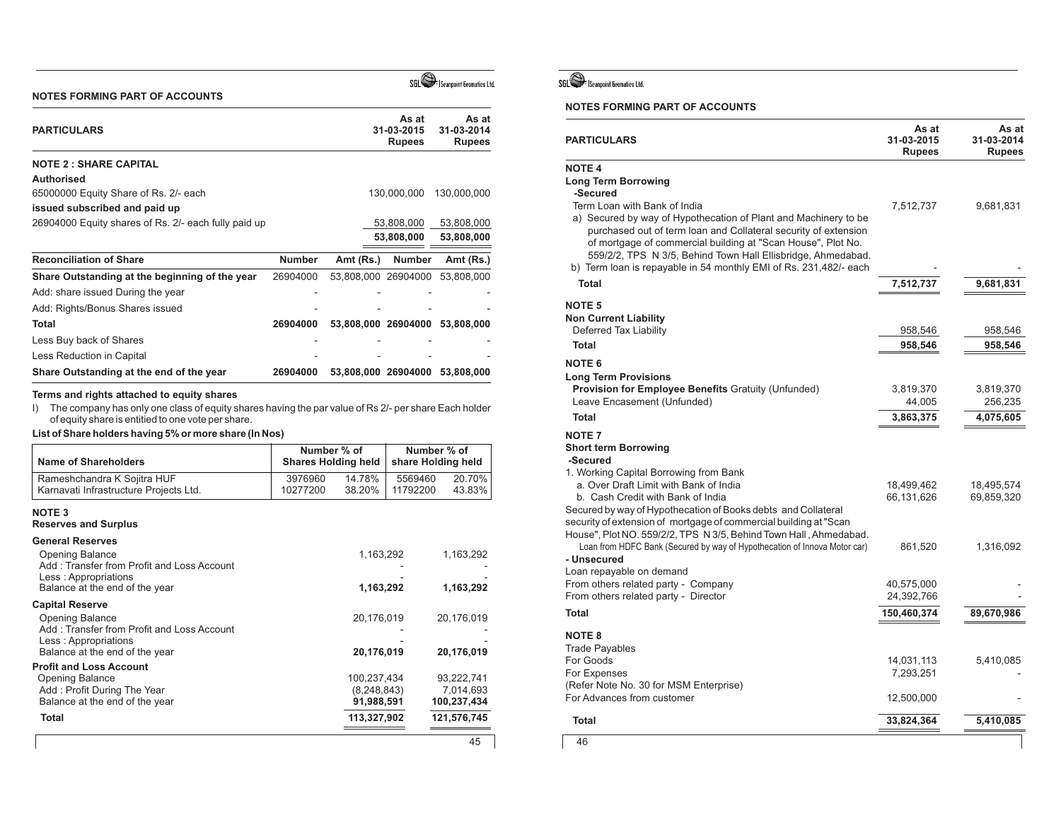## NOTES FORMING PART OF ACCOUNTS

| PARTICULARS | As at 31-03-2015 Rupees | As at 31-03-2014 Rupees |
|---|---|---|
| **NOTE 2 : SHARE CAPITAL** | | |
| **Authorised** | | |
| 65000000 Equity Share of Rs. 2/- each | 130,000,000 | 130,000,000 |
| **issued subscribed and paid up** | | |
| 26904000 Equity shares of Rs. 2/- each fully paid up | 53,808,000 | 53,808,000 |
| | **53,808,000** | **53,808,000** |

| Reconciliation of Share | Number | Amt (Rs.) | Number | Amt (Rs.) |
|---|---|---|---|---|
| **Share Outstanding at the beginning of the year** | 26904000 | 53,808,000 | 26904000 | 53,808,000 |
| Add: share issued During the year | - | - | - | - |
| Add: Rights/Bonus Shares issued | - | - | - | - |
| **Total** | **26904000** | **53,808,000** | **26904000** | **53,808,000** |
| Less Buy back of Shares | - | - | - | - |
| Less Reduction in Capital | - | - | - | - |
| **Share Outstanding at the end of the year** | **26904000** | **53,808,000** | **26904000** | **53,808,000** |

**Terms and rights attached to equity shares**

I) The company has only one class of equity shares having the par value of Rs 2/- per share Each holder of equity share is entitied to one vote per share.

**List of Share holders having 5% or more share (In Nos)**

| Name of Shareholders | Number % of Shares Holding held | | Number % of share Holding held | |
|---|---|---|---|---|
| Rameshchandra K Sojitra HUF | 3976960 | 14.78% | 5569460 | 20.70% |
| Karnavati Infrastructure Projects Ltd. | 10277200 | 38.20% | 11792200 | 43.83% |

**NOTE 3**
**Reserves and Surplus**

| PARTICULARS | As at 31-03-2015 Rupees | As at 31-03-2014 Rupees |
|---|---|---|
| **General Reserves** | | |
| Opening Balance | 1,163,292 | 1,163,292 |
| Add : Transfer from Profit and Loss Account | - | - |
| Less : Appropriations | - | - |
| Balance at the end of the year | **1,163,292** | **1,163,292** |
| **Capital Reserve** | | |
| Opening Balance | 20,176,019 | 20,176,019 |
| Add : Transfer from Profit and Loss Account | - | - |
| Less : Appropriations | - | - |
| Balance at the end of the year | **20,176,019** | **20,176,019** |
| **Profit and Loss Account** | | |
| Opening Balance | 100,237,434 | 93,222,741 |
| Add : Profit During The Year | (8,248,843) | 7,014,693 |
| Balance at the end of the year | **91,988,591** | **100,237,434** |
| **Total** | **113,327,902** | **121,576,745** |

## NOTES FORMING PART OF ACCOUNTS

| PARTICULARS | As at 31-03-2015 Rupees | As at 31-03-2014 Rupees |
|---|---|---|
| **NOTE 4** | | |
| **Long Term Borrowing** | | |
| **-Secured** | | |
| Term Loan with Bank of India | 7,512,737 | 9,681,831 |
| a) Secured by way of Hypothecation of Plant and Machinery to be purchased out of term loan and Collateral security of extension of mortgage of commercial building at "Scan House", Plot No. 559/2/2, TPS N 3/5, Behind Town Hall Ellisbridge, Ahmedabad. | | |
| b) Term loan is repayable in 54 monthly EMI of Rs. 231,482/- each | - | - |
| **Total** | **7,512,737** | **9,681,831** |
| **NOTE 5** | | |
| **Non Current Liability** | | |
| Deferred Tax Liability | 958,546 | 958,546 |
| **Total** | **958,546** | **958,546** |
| **NOTE 6** | | |
| **Long Term Provisions** | | |
| **Provision for Employee Benefits** Gratuity (Unfunded) | 3,819,370 | 3,819,370 |
| Leave Encasement (Unfunded) | 44,005 | 256,235 |
| **Total** | **3,863,375** | **4,075,605** |
| **NOTE 7** | | |
| **Short term Borrowing** | | |
| **-Secured** | | |
| 1. Working Capital Borrowing from Bank | | |
| a. Over Draft Limit with Bank of India | 18,499,462 | 18,495,574 |
| b. Cash Credit with Bank of India | 66,131,626 | 69,859,320 |
| Secured by way of Hypothecation of Books debts and Collateral security of extension of mortgage of commercial building at "Scan House", Plot NO. 559/2/2, TPS N 3/5, Behind Town Hall , Ahmedabad. | | |
| Loan from HDFC Bank (Secured by way of Hypothecation of Innova Motor car) | 861,520 | 1,316,092 |
| **- Unsecured** | | |
| Loan repayable on demand | | |
| From others related party - Company | 40,575,000 | - |
| From others related party - Director | 24,392,766 | - |
| **Total** | **150,460,374** | **89,670,986** |
| **NOTE 8** | | |
| Trade Payables | | |
| For Goods | 14,031,113 | 5,410,085 |
| For Expenses | 7,293,251 | - |
| (Refer Note No. 30 for MSM Enterprise) | | |
| For Advances from customer | 12,500,000 | - |
| **Total** | **33,824,364** | **5,410,085** |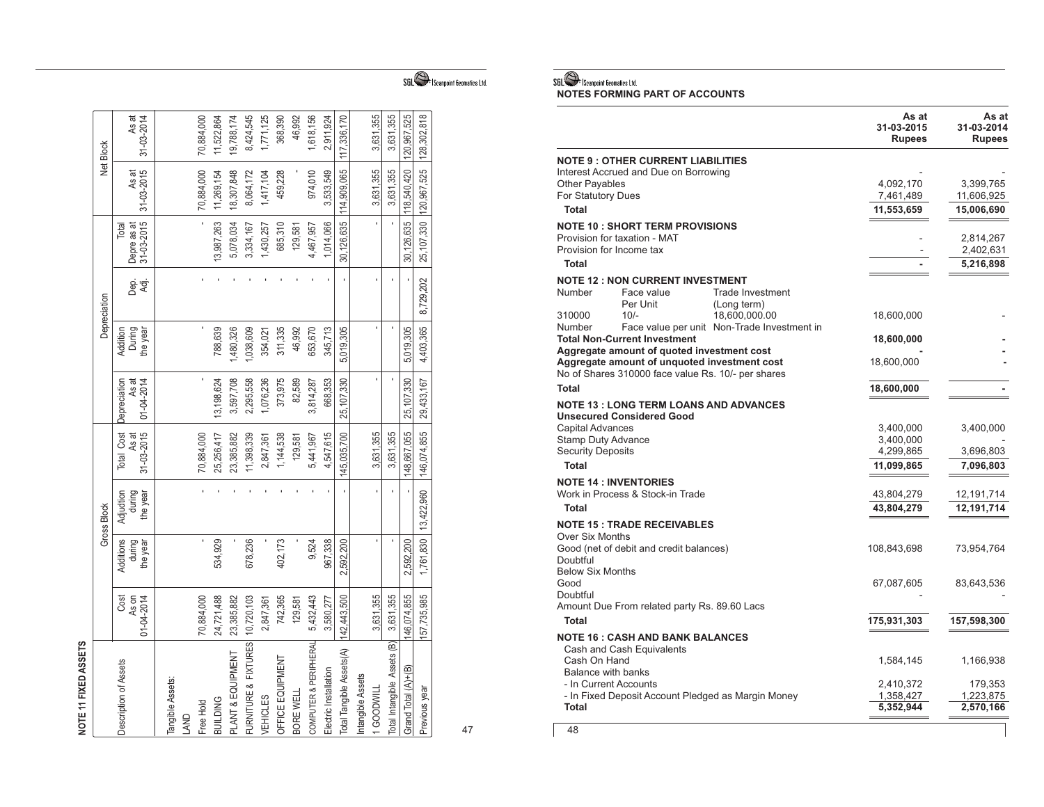## NOTE 11 FIXED ASSETS

| Description of Assets | Gross Block | | | | Depreciation | | | | Net Block | |
|---|---|---|---|---|---|---|---|---|---|---|
| | Cost As on 01-04-2014 | Additions during the year | Adjudtion during the year | Total Cost As at 31-03-2015 | Depreciation As at 01-04-2014 | Addition During the year | Dep. Adj. | Total Depre as at 31-03-2015 | As at 31-03-2015 | As at 31-03-2014 |
| Tangible Assets: | | | | | | | | | | |
| LAND | | | | | | | | | | |
| Free Hold | 70,884,000 | - | - | 70,884,000 | - | - | - | - | 70,884,000 | 70,884,000 |
| BUILDING | 24,721,488 | 534,929 | - | 25,256,417 | 13,198,624 | 788,639 | - | 13,987,263 | 11,269,154 | 11,522,864 |
| PLANT & EQUIPMENT | 23,385,882 | - | - | 23,385,882 | 3,597,708 | 1,480,326 | - | 5,078,034 | 18,307,848 | 19,788,174 |
| FURNITURE & FIXTURES | 10,720,103 | 678,236 | - | 11,398,339 | 2,295,558 | 1,038,609 | - | 3,334,167 | 8,064,172 | 8,424,545 |
| VEHICLES | 2,847,361 | - | - | 2,847,361 | 1,076,236 | 354,021 | - | 1,430,257 | 1,417,104 | 1,771,125 |
| OFFICE EQUIPMENT | 742,365 | 402,173 | - | 1,144,538 | 373,975 | 311,335 | - | 685,310 | 459,228 | 368,390 |
| BORE WELL | 129,581 | - | - | 129,581 | 82,589 | 46,992 | - | 129,581 | - | 46,992 |
| COMPUTER & PERIPHERAL | 5,432,443 | 9,524 | - | 5,441,967 | 3,814,287 | 653,670 | - | 4,467,957 | 974,010 | 1,618,156 |
| Electric Installation | 3,580,277 | 967,338 | - | 4,547,615 | 668,353 | 345,713 | - | 1,014,066 | 3,533,549 | 2,911,924 |
| Total Tangible Assets(A) | 142,443,500 | 2,592,200 | | 145,035,700 | 25,107,330 | 5,019,305 | | 30,126,635 | 114,909,065 | 117,336,170 |
| Intangible Assets | | | | | | | | | | |
| 1 GOODWILL | 3,631,355 | - | - | 3,631,355 | - | - | - | - | 3,631,355 | 3,631,355 |
| Total Intangible Assets (B) | 3,631,355 | - | - | 3,631,355 | - | - | - | - | 3,631,355 | 3,631,355 |
| Grand Total (A)+(B) | 146,074,855 | 2,592,200 | | 148,667,055 | 25,107,330 | 5,019,305 | | 30,126,635 | 118,540,420 | 120,967,525 |
| Previous year | 157,735,985 | 1,761,830 | 13,422,960 | 146,074,855 | 29,433,167 | 4,403,365 | 8,729,202 | 25,107,330 | 120,967,525 | 128,302,818 |

## NOTES FORMING PART OF ACCOUNTS

| | As at 31-03-2015 Rupees | As at 31-03-2014 Rupees |
|---|---|---|
| **NOTE 9 : OTHER CURRENT LIABILITIES** | | |
| Interest Accrued and Due on Borrowing | - | - |
| Other Payables | 4,092,170 | 3,399,765 |
| For Statutory Dues | 7,461,489 | 11,606,925 |
| **Total** | **11,553,659** | **15,006,690** |
| **NOTE 10 : SHORT TERM PROVISIONS** | | |
| Provision for taxation - MAT | - | 2,814,267 |
| Provision for Income tax | - | 2,402,631 |
| **Total** | **-** | **5,216,898** |
| **NOTE 12 : NON CURRENT INVESTMENT** | | |
| Number / Face value Per Unit / Trade Investment (Long term) | | |
| 310000 / 10/- / 18,600,000.00 | 18,600,000 | - |
| Number / Face value per unit / Non-Trade Investment in | | |
| **Total Non-Current Investment** | **18,600,000** | **-** |
| **Aggregate amount of quoted investment cost** | **-** | **-** |
| **Aggregate amount of unquoted investment cost** | 18,600,000 | **-** |
| No of Shares 310000 face value Rs. 10/- per shares | | |
| **Total** | **18,600,000** | **-** |
| **NOTE 13 : LONG TERM LOANS AND ADVANCES** | | |
| **Unsecured Considered Good** | | |
| Capital Advances | 3,400,000 | 3,400,000 |
| Stamp Duty Advance | 3,400,000 | - |
| Security Deposits | 4,299,865 | 3,696,803 |
| **Total** | **11,099,865** | **7,096,803** |
| **NOTE 14 : INVENTORIES** | | |
| Work in Process & Stock-in Trade | 43,804,279 | 12,191,714 |
| **Total** | **43,804,279** | **12,191,714** |
| **NOTE 15 : TRADE RECEIVABLES** | | |
| Over Six Months | | |
| Good (net of debit and credit balances) | 108,843,698 | 73,954,764 |
| Doubtful | | |
| Below Six Months | | |
| Good | 67,087,605 | 83,643,536 |
| Doubtful | - | - |
| Amount Due From related party Rs. 89.60 Lacs | | |
| **Total** | **175,931,303** | **157,598,300** |
| **NOTE 16 : CASH AND BANK BALANCES** | | |
| Cash and Cash Equivalents | | |
| Cash On Hand | 1,584,145 | 1,166,938 |
| Balance with banks | | |
| - In Current Accounts | 2,410,372 | 179,353 |
| - In Fixed Deposit Account Pledged as Margin Money | 1,358,427 | 1,223,875 |
| **Total** | **5,352,944** | **2,570,166** |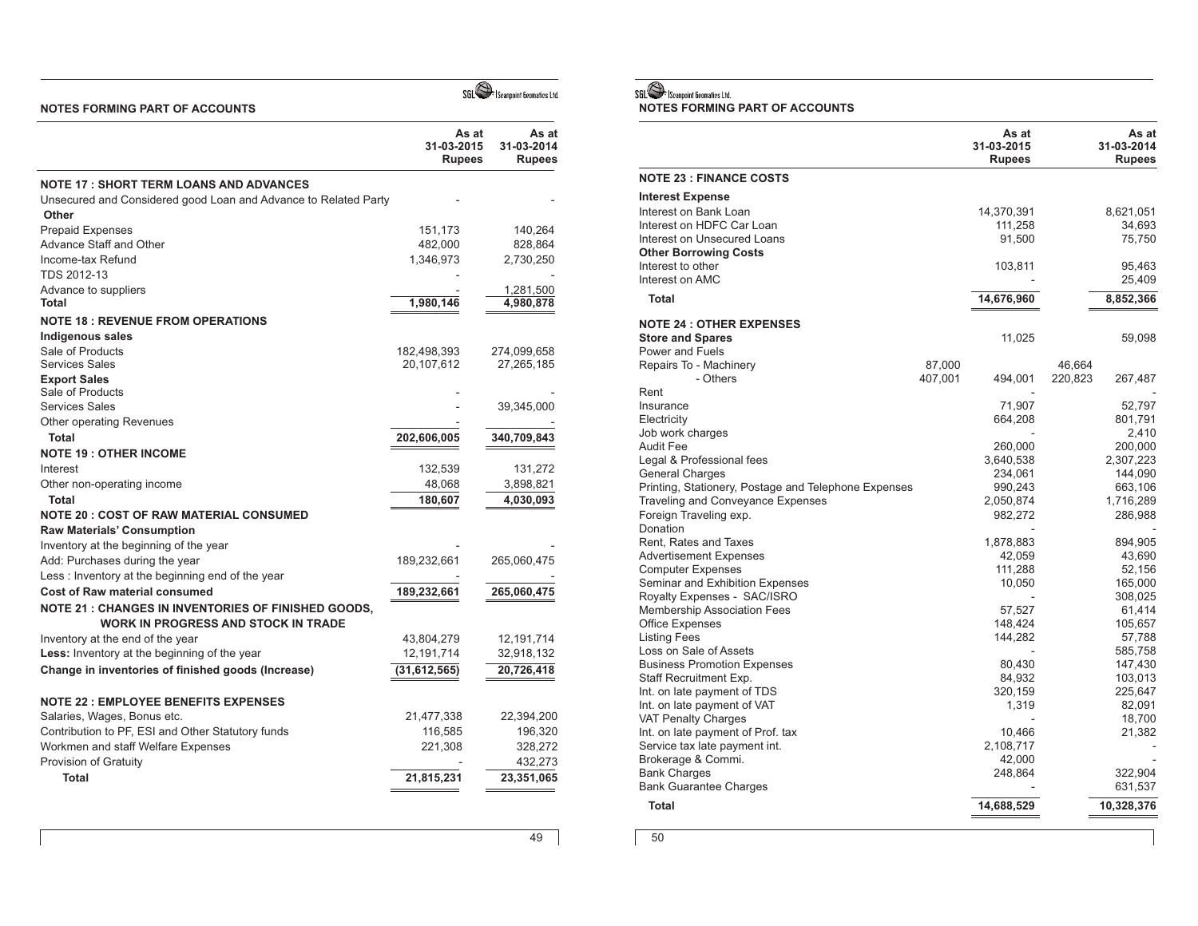## NOTES FORMING PART OF ACCOUNTS

| | As at 31-03-2015 Rupees | As at 31-03-2014 Rupees |
|---|---|---|
| **NOTE 17 : SHORT TERM LOANS AND ADVANCES** | | |
| Unsecured and Considered good Loan and Advance to Related Party | - | - |
| **Other** | | |
| Prepaid Expenses | 151,173 | 140,264 |
| Advance Staff and Other | 482,000 | 828,864 |
| Income-tax Refund | 1,346,973 | 2,730,250 |
| TDS 2012-13 | - | - |
| Advance to suppliers | - | 1,281,500 |
| **Total** | **1,980,146** | **4,980,878** |
| **NOTE 18 : REVENUE FROM OPERATIONS** | | |
| **Indigenous sales** | | |
| Sale of Products | 182,498,393 | 274,099,658 |
| Services Sales | 20,107,612 | 27,265,185 |
| **Export Sales** | | |
| Sale of Products | - | - |
| Services Sales | - | 39,345,000 |
| Other operating Revenues | - | - |
| **Total** | **202,606,005** | **340,709,843** |
| **NOTE 19 : OTHER INCOME** | | |
| Interest | 132,539 | 131,272 |
| Other non-operating income | 48,068 | 3,898,821 |
| **Total** | **180,607** | **4,030,093** |
| **NOTE 20 : COST OF RAW MATERIAL CONSUMED** | | |
| **Raw Materials' Consumption** | | |
| Inventory at the beginning of the year | - | - |
| Add: Purchases during the year | 189,232,661 | 265,060,475 |
| Less : Inventory at the beginning end of the year | - | - |
| **Cost of Raw material consumed** | **189,232,661** | **265,060,475** |
| **NOTE 21 : CHANGES IN INVENTORIES OF FINISHED GOODS, WORK IN PROGRESS AND STOCK IN TRADE** | | |
| Inventory at the end of the year | 43,804,279 | 12,191,714 |
| **Less:** Inventory at the beginning of the year | 12,191,714 | 32,918,132 |
| **Change in inventories of finished goods (Increase)** | **(31,612,565)** | **20,726,418** |
| **NOTE 22 : EMPLOYEE BENEFITS EXPENSES** | | |
| Salaries, Wages, Bonus etc. | 21,477,338 | 22,394,200 |
| Contribution to PF, ESI and Other Statutory funds | 116,585 | 196,320 |
| Workmen and staff Welfare Expenses | 221,308 | 328,272 |
| Provision of Gratuity | - | 432,273 |
| **Total** | **21,815,231** | **23,351,065** |

## NOTES FORMING PART OF ACCOUNTS

| | | As at 31-03-2015 Rupees | | As at 31-03-2014 Rupees |
|---|---|---|---|---|
| **NOTE 23 : FINANCE COSTS** | | | | |
| **Interest Expense** | | | | |
| Interest on Bank Loan | | 14,370,391 | | 8,621,051 |
| Interest on HDFC Car Loan | | 111,258 | | 34,693 |
| Interest on Unsecured Loans | | 91,500 | | 75,750 |
| **Other Borrowing Costs** | | | | |
| Interest to other | | 103,811 | | 95,463 |
| Interest on AMC | | - | | 25,409 |
| **Total** | | **14,676,960** | | **8,852,366** |
| **NOTE 24 : OTHER EXPENSES** | | | | |
| **Store and Spares** | | 11,025 | | 59,098 |
| Power and Fuels | | | | |
| Repairs To - Machinery | 87,000 | | 46,664 | |
| - Others | 407,001 | 494,001 | 220,823 | 267,487 |
| Rent | | - | | - |
| Insurance | | 71,907 | | 52,797 |
| Electricity | | 664,208 | | 801,791 |
| Job work charges | | - | | 2,410 |
| Audit Fee | | 260,000 | | 200,000 |
| Legal & Professional fees | | 3,640,538 | | 2,307,223 |
| General Charges | | 234,061 | | 144,090 |
| Printing, Stationery, Postage and Telephone Expenses | | 990,243 | | 663,106 |
| Traveling and Conveyance Expenses | | 2,050,874 | | 1,716,289 |
| Foreign Traveling exp. | | 982,272 | | 286,988 |
| Donation | | - | | - |
| Rent, Rates and Taxes | | 1,878,883 | | 894,905 |
| Advertisement Expenses | | 42,059 | | 43,690 |
| Computer Expenses | | 111,288 | | 52,156 |
| Seminar and Exhibition Expenses | | 10,050 | | 165,000 |
| Royalty Expenses - SAC/ISRO | | - | | 308,025 |
| Membership Association Fees | | 57,527 | | 61,414 |
| Office Expenses | | 148,424 | | 105,657 |
| Listing Fees | | 144,282 | | 57,788 |
| Loss on Sale of Assets | | - | | 585,758 |
| Business Promotion Expenses | | 80,430 | | 147,430 |
| Staff Recruitment Exp. | | 84,932 | | 103,013 |
| Int. on late payment of TDS | | 320,159 | | 225,647 |
| Int. on late payment of VAT | | 1,319 | | 82,091 |
| VAT Penalty Charges | | - | | 18,700 |
| Int. on late payment of Prof. tax | | 10,466 | | 21,382 |
| Service tax late payment int. | | 2,108,717 | | - |
| Brokerage & Commi. | | 42,000 | | - |
| Bank Charges | | 248,864 | | 322,904 |
| Bank Guarantee Charges | | - | | 631,537 |
| **Total** | | **14,688,529** | | **10,328,376** |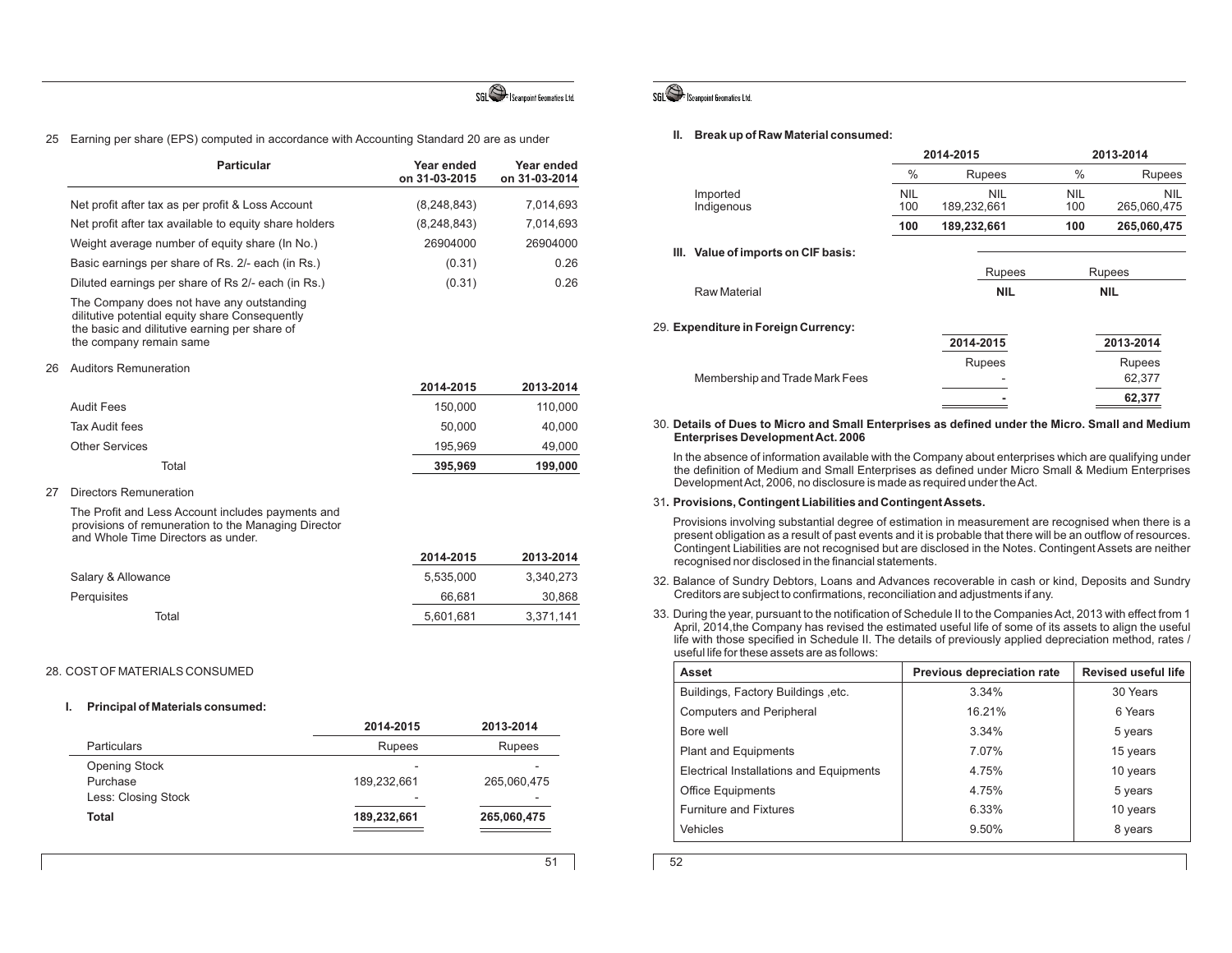25 Earning per share (EPS) computed in accordance with Accounting Standard 20 are as under

| Particular | Year ended on 31-03-2015 | Year ended on 31-03-2014 |
|---|---|---|
| Net profit after tax as per profit & Loss Account | (8,248,843) | 7,014,693 |
| Net profit after tax available to equity share holders | (8,248,843) | 7,014,693 |
| Weight average number of equity share (In No.) | 26904000 | 26904000 |
| Basic earnings per share of Rs. 2/- each (in Rs.) | (0.31) | 0.26 |
| Diluted earnings per share of Rs 2/- each (in Rs.) | (0.31) | 0.26 |

The Company does not have any outstanding dilitutive potential equity share Consequently the basic and dilitutive earning per share of the company remain same

26 Auditors Remuneration

| | 2014-2015 | 2013-2014 |
|---|---|---|
| Audit Fees | 150,000 | 110,000 |
| Tax Audit fees | 50,000 | 40,000 |
| Other Services | 195,969 | 49,000 |
| Total | 395,969 | 199,000 |

27 Directors Remuneration

The Profit and Less Account includes payments and provisions of remuneration to the Managing Director and Whole Time Directors as under.

| | 2014-2015 | 2013-2014 |
|---|---|---|
| Salary & Allowance | 5,535,000 | 3,340,273 |
| Perquisites | 66,681 | 30,868 |
| Total | 5,601,681 | 3,371,141 |

28. COST OF MATERIALS CONSUMED

**I. Principal of Materials consumed:**

| Particulars | 2014-2015 Rupees | 2013-2014 Rupees |
|---|---|---|
| Opening Stock | - | - |
| Purchase | 189,232,661 | 265,060,475 |
| Less: Closing Stock | - | - |
| **Total** | **189,232,661** | **265,060,475** |

**II. Break up of Raw Material consumed:**

| | 2014-2015 | | 2013-2014 | |
|---|---|---|---|---|
| | % | Rupees | % | Rupees |
| Imported | NIL | NIL | NIL | NIL |
| Indigenous | 100 | 189,232,661 | 100 | 265,060,475 |
| | **100** | **189,232,661** | **100** | **265,060,475** |

**III. Value of imports on CIF basis:**

| | Rupees | Rupees |
|---|---|---|
| Raw Material | **NIL** | **NIL** |

29. **Expenditure in Foreign Currency:**

| | 2014-2015 Rupees | 2013-2014 Rupees |
|---|---|---|
| Membership and Trade Mark Fees | - | 62,377 |
| | **-** | **62,377** |

30. **Details of Dues to Micro and Small Enterprises as defined under the Micro. Small and Medium Enterprises Development Act. 2006**

In the absence of information available with the Company about enterprises which are qualifying under the definition of Medium and Small Enterprises as defined under Micro Small & Medium Enterprises Development Act, 2006, no disclosure is made as required under the Act.

31. **Provisions, Contingent Liabilities and Contingent Assets.**

Provisions involving substantial degree of estimation in measurement are recognised when there is a present obligation as a result of past events and it is probable that there will be an outflow of resources. Contingent Liabilities are not recognised but are disclosed in the Notes. Contingent Assets are neither recognised nor disclosed in the financial statements.

32. Balance of Sundry Debtors, Loans and Advances recoverable in cash or kind, Deposits and Sundry Creditors are subject to confirmations, reconciliation and adjustments if any.

33. During the year, pursuant to the notification of Schedule II to the Companies Act, 2013 with effect from 1 April, 2014,the Company has revised the estimated useful life of some of its assets to align the useful life with those specified in Schedule II. The details of previously applied depreciation method, rates / useful life for these assets are as follows:

| Asset | Previous depreciation rate | Revised useful life |
|---|---|---|
| Buildings, Factory Buildings ,etc. | 3.34% | 30 Years |
| Computers and Peripheral | 16.21% | 6 Years |
| Bore well | 3.34% | 5 years |
| Plant and Equipments | 7.07% | 15 years |
| Electrical Installations and Equipments | 4.75% | 10 years |
| Office Equipments | 4.75% | 5 years |
| Furniture and Fixtures | 6.33% | 10 years |
| Vehicles | 9.50% | 8 years |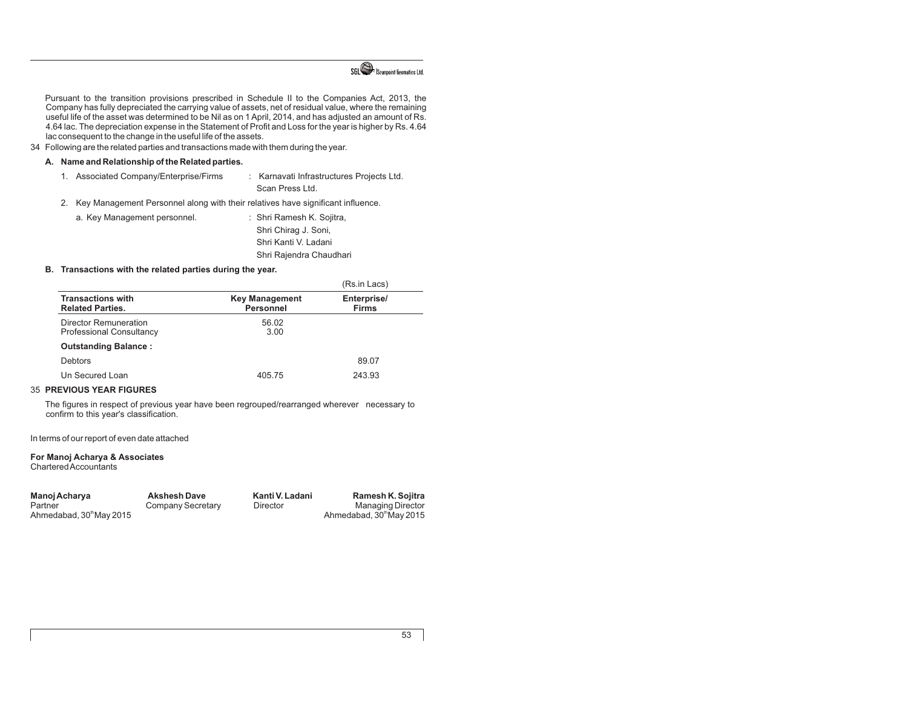Pursuant to the transition provisions prescribed in Schedule II to the Companies Act, 2013, the Company has fully depreciated the carrying value of assets, net of residual value, where the remaining useful life of the asset was determined to be Nil as on 1 April, 2014, and has adjusted an amount of Rs. 4.64 lac. The depreciation expense in the Statement of Profit and Loss for the year is higher by Rs. 4.64 lac consequent to the change in the useful life of the assets.

34 Following are the related parties and transactions made with them during the year.

**A. Name and Relationship of the Related parties.**

1. Associated Company/Enterprise/Firms : Karnavati Infrastructures Projects Ltd.
   Scan Press Ltd.
2. Key Management Personnel along with their relatives have significant influence.
   a. Key Management personnel. : Shri Ramesh K. Sojitra,
   Shri Chirag J. Soni,
   Shri Kanti V. Ladani
   Shri Rajendra Chaudhari

**B. Transactions with the related parties during the year.**

(Rs.in Lacs)

| **Transactions with Related Parties.** | **Key Management Personnel** | **Enterprise/ Firms** |
|---|---|---|
| Director Remuneration | 56.02 | |
| Professional Consultancy | 3.00 | |
| **Outstanding Balance :** | | |
| Debtors | | 89.07 |
| Un Secured Loan | 405.75 | 243.93 |

35 **PREVIOUS YEAR FIGURES**

The figures in respect of previous year have been regrouped/rearranged wherever necessary to confirm to this year's classification.

In terms of our report of even date attached

**For Manoj Acharya & Associates**
Chartered Accountants

| **Manoj Acharya** | **Akshesh Dave** | **Kanti V. Ladani** | **Ramesh K. Sojitra** |
|---|---|---|---|
| Partner | Company Secretary | Director | Managing Director |
| Ahmedabad, 30th May 2015 | | | Ahmedabad, 30th May 2015 |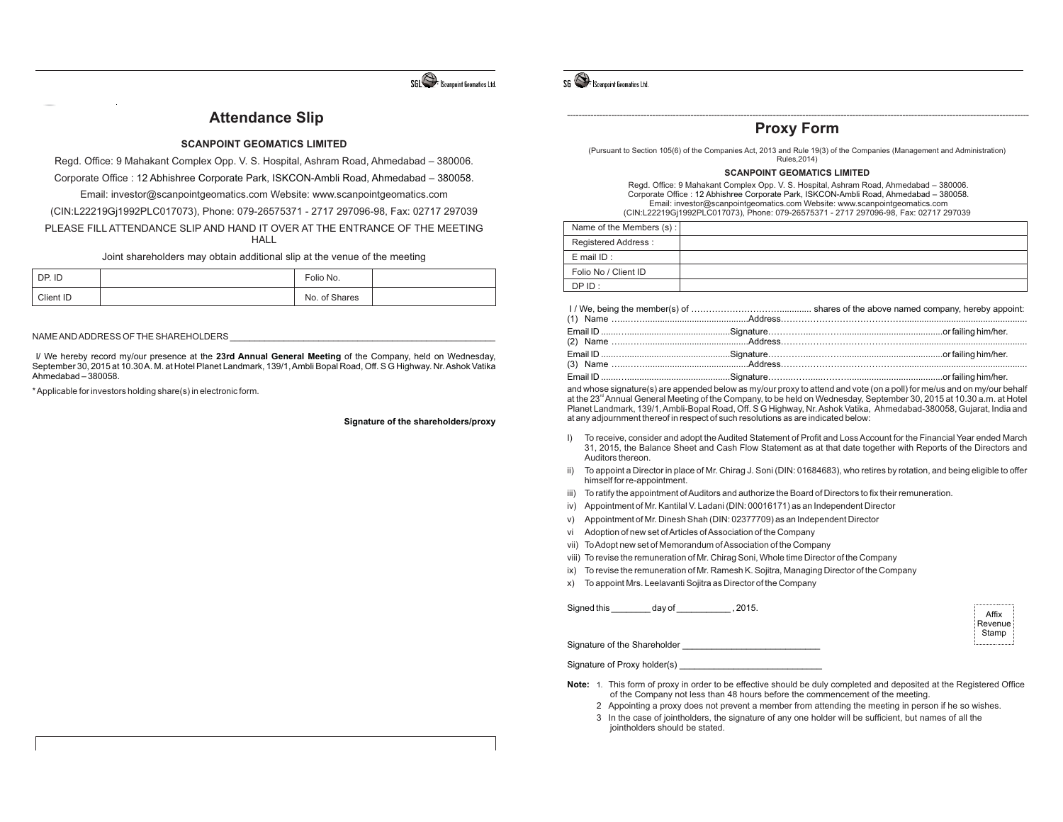## Attendance Slip

**SCANPOINT GEOMATICS LIMITED**

Regd. Office: 9 Mahakant Complex Opp. V. S. Hospital, Ashram Road, Ahmedabad – 380006.

Corporate Office : 12 Abhishree Corporate Park, ISKCON-Ambli Road, Ahmedabad – 380058.

Email: investor@scanpointgeomatics.com Website: www.scanpointgeomatics.com

(CIN:L22219Gj1992PLC017073), Phone: 079-26575371 - 2717 297096-98, Fax: 02717 297039

PLEASE FILL ATTENDANCE SLIP AND HAND IT OVER AT THE ENTRANCE OF THE MEETING HALL

Joint shareholders may obtain additional slip at the venue of the meeting

| | | | |
|---|---|---|---|
| DP. ID | | Folio No. | |
| Client ID | | No. of Shares | |

NAME AND ADDRESS OF THE SHAREHOLDERS ____________________________________________

I/ We hereby record my/our presence at the **23rd Annual General Meeting** of the Company, held on Wednesday, September 30, 2015 at 10.30 A. M. at Hotel Planet Landmark, 139/1, Ambli Bopal Road, Off. S G Highway. Nr. Ashok Vatika Ahmedabad – 380058.

* Applicable for investors holding share(s) in electronic form.

**Signature of the shareholders/proxy**

## Proxy Form

(Pursuant to Section 105(6) of the Companies Act, 2013 and Rule 19(3) of the Companies (Management and Administration) Rules,2014)

**SCANPOINT GEOMATICS LIMITED**

Regd. Office: 9 Mahakant Complex Opp. V. S. Hospital, Ashram Road, Ahmedabad – 380006.
Corporate Office : 12 Abhishree Corporate Park, ISKCON-Ambli Road, Ahmedabad – 380058.
Email: investor@scanpointgeomatics.com Website: www.scanpointgeomatics.com
(CIN:L22219Gj1992PLC017073), Phone: 079-26575371 - 2717 297096-98, Fax: 02717 297039

| | |
|---|---|
| Name of the Members (s) : | |
| Registered Address : | |
| E mail ID : | |
| Folio No / Client ID | |
| DP ID : | |

I / We, being the member(s) of ................................. shares of the above named company, hereby appoint:

(1) Name ..........................................................Address..........................................................................................

Email ID ..........................................................Signature.....................................................................or failing him/her.

(2) Name ..........................................................Address..........................................................................................

Email ID ..........................................................Signature.....................................................................or failing him/her.

(3) Name ..........................................................Address..........................................................................................

Email ID ..........................................................Signature.....................................................................or failing him/her.

and whose signature(s) are appended below as my/our proxy to attend and vote (on a poll) for me/us and on my/our behalf at the 23rd Annual General Meeting of the Company, to be held on Wednesday, September 30, 2015 at 10.30 a.m. at Hotel Planet Landmark, 139/1, Ambli-Bopal Road, Off. S G Highway, Nr. Ashok Vatika, Ahmedabad-380058, Gujarat, India and at any adjournment thereof in respect of such resolutions as are indicated below:

- I) To receive, consider and adopt the Audited Statement of Profit and Loss Account for the Financial Year ended March 31, 2015, the Balance Sheet and Cash Flow Statement as at that date together with Reports of the Directors and Auditors thereon.
- ii) To appoint a Director in place of Mr. Chirag J. Soni (DIN: 01684683), who retires by rotation, and being eligible to offer himself for re-appointment.
- iii) To ratify the appointment of Auditors and authorize the Board of Directors to fix their remuneration.
- iv) Appointment of Mr. Kantilal V. Ladani (DIN: 00016171) as an Independent Director
- v) Appointment of Mr. Dinesh Shah (DIN: 02377709) as an Independent Director
- vi Adoption of new set of Articles of Association of the Company
- vii) To Adopt new set of Memorandum of Association of the Company
- viii) To revise the remuneration of Mr. Chirag Soni, Whole time Director of the Company
- ix) To revise the remuneration of Mr. Ramesh K. Sojitra, Managing Director of the Company
- x) To appoint Mrs. Leelavanti Sojitra as Director of the Company

Signed this ________ day of ___________ , 2015.

Affix Revenue Stamp

Signature of the Shareholder ___________________________

Signature of Proxy holder(s) ___________________________

**Note:**
1. This form of proxy in order to be effective should be duly completed and deposited at the Registered Office of the Company not less than 48 hours before the commencement of the meeting.
2. Appointing a proxy does not prevent a member from attending the meeting in person if he so wishes.
3. In the case of jointholders, the signature of any one holder will be sufficient, but names of all the jointholders should be stated.